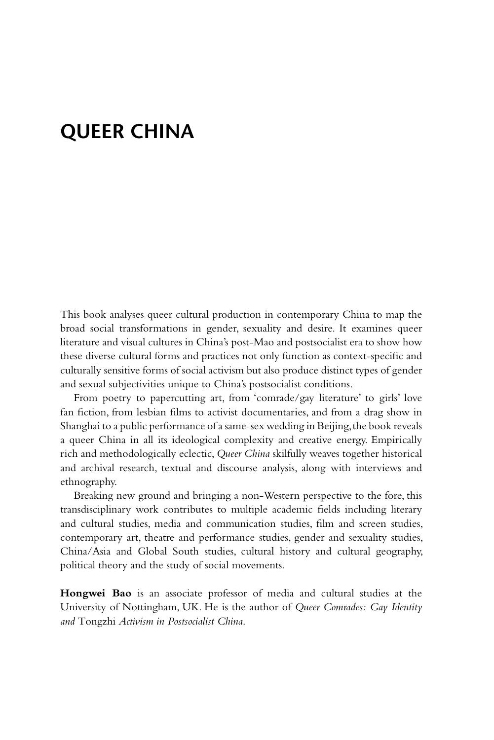# QUEER CHINA

This book analyses queer cultural production in contemporary China to map the broad social transformations in gender, sexuality and desire. It examines queer literature and visual cultures in China's post-Mao and postsocialist era to show how these diverse cultural forms and practices not only function as context-specific and culturally sensitive forms of social activism but also produce distinct types of gender and sexual subjectivities unique to China's postsocialist conditions.

From poetry to papercutting art, from 'comrade/gay literature' to girls' love fan fiction, from lesbian films to activist documentaries, and from a drag show in Shanghai to a public performance of a same-sex wedding in Beijing, the book reveals a queer China in all its ideological complexity and creative energy. Empirically rich and methodologically eclectic, *Queer China* skilfully weaves together historical and archival research, textual and discourse analysis, along with interviews and ethnography.

Breaking new ground and bringing a non-Western perspective to the fore, this transdisciplinary work contributes to multiple academic fields including literary and cultural studies, media and communication studies, film and screen studies, contemporary art, theatre and performance studies, gender and sexuality studies, China/Asia and Global South studies, cultural history and cultural geography, political theory and the study of social movements.

**Hongwei Bao** is an associate professor of media and cultural studies at the University of Nottingham, UK. He is the author of *Queer Comrades: Gay Identity and* Tongzhi *Activism in Postsocialist China*.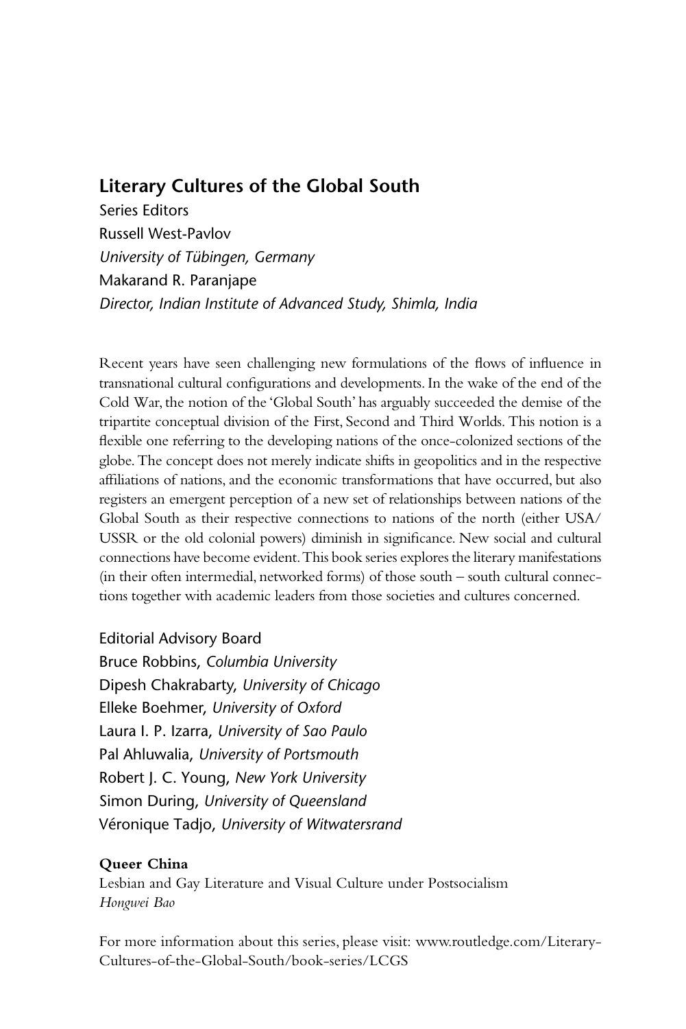## Literary Cultures of the Global South

Series Editors

Russell West-Pavlov

*University of Tübingen, Germany*

Makarand R. Paranjape

*Director, Indian Institute of Advanced Study, Shimla, India*

Recent years have seen challenging new formulations of the flows of influence in transnational cultural configurations and developments. In the wake of the end of the Cold War, the notion of the 'Global South' has arguably succeeded the demise of the tripartite conceptual division of the First, Second and Third Worlds. This notion is a flexible one referring to the developing nations of the once-colonized sections of the globe. The concept does not merely indicate shifts in geopolitics and in the respective affiliations of nations, and the economic transformations that have occurred, but also registers an emergent perception of a new set of relationships between nations of the Global South as their respective connections to nations of the north (either USA/USSR or the old colonial powers) diminish in significance. New social and cultural connections have become evident. This book series explores the literary manifestations (in their often intermedial, networked forms) of those south – south cultural connections together with academic leaders from those societies and cultures concerned.

Editorial Advisory Board

Bruce Robbins, *Columbia University*

Dipesh Chakrabarty, *University of Chicago*

Elleke Boehmer, *University of Oxford*

Laura I. P. Izarra, *University of Sao Paulo*

Pal Ahluwalia, *University of Portsmouth*

Robert J. C. Young, *New York University*

Simon During, *University of Queensland*

Véronique Tadjo, *University of Witwatersrand*

**Queer China**

Lesbian and Gay Literature and Visual Culture under Postsocialism

*Hongwei Bao*

For more information about this series, please visit: www.routledge.com/Literary-Cultures-of-the-Global-South/book-series/LCGS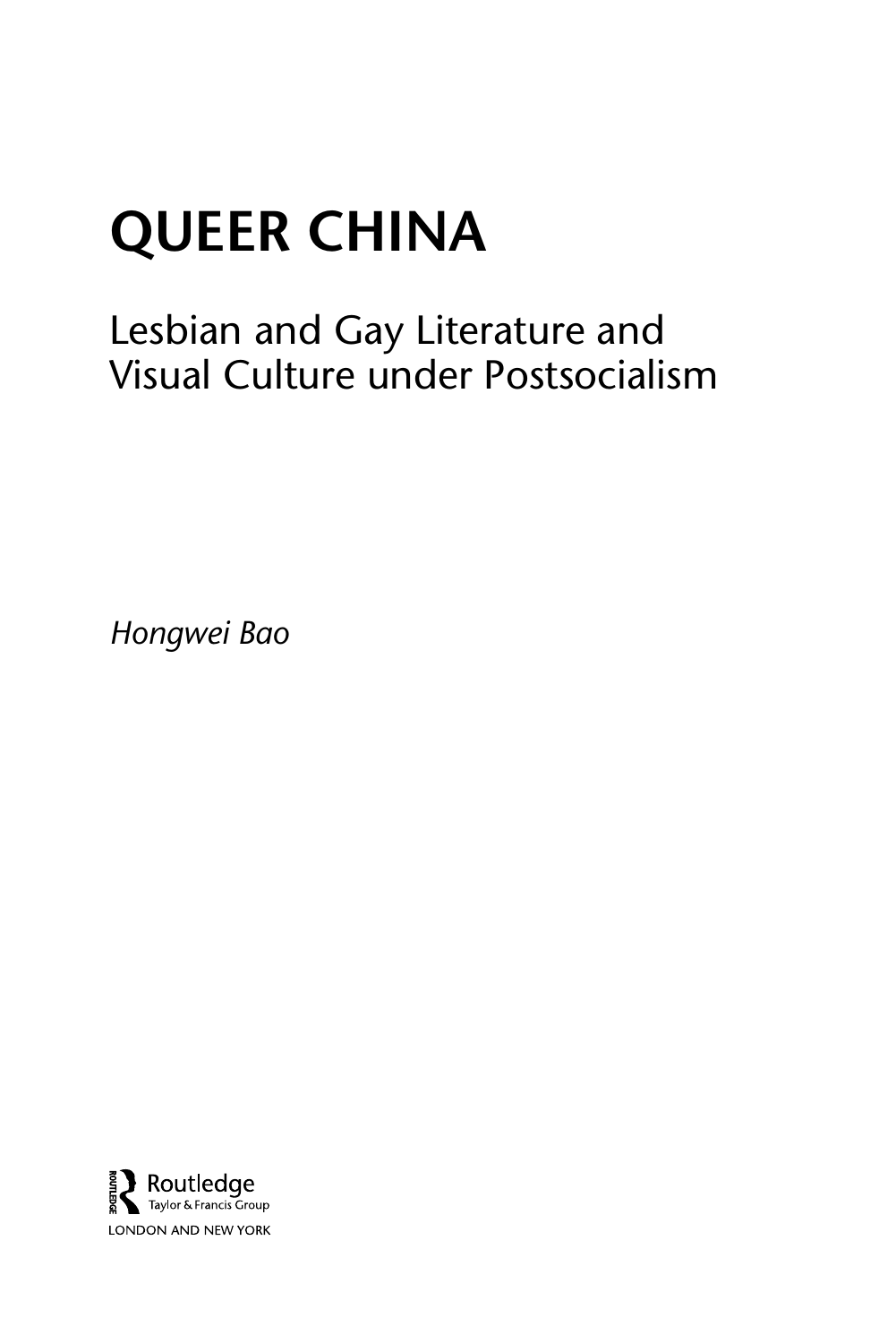# QUEER CHINA

## Lesbian and Gay Literature and Visual Culture under Postsocialism

*Hongwei Bao*

Routledge
Taylor & Francis Group

LONDON AND NEW YORK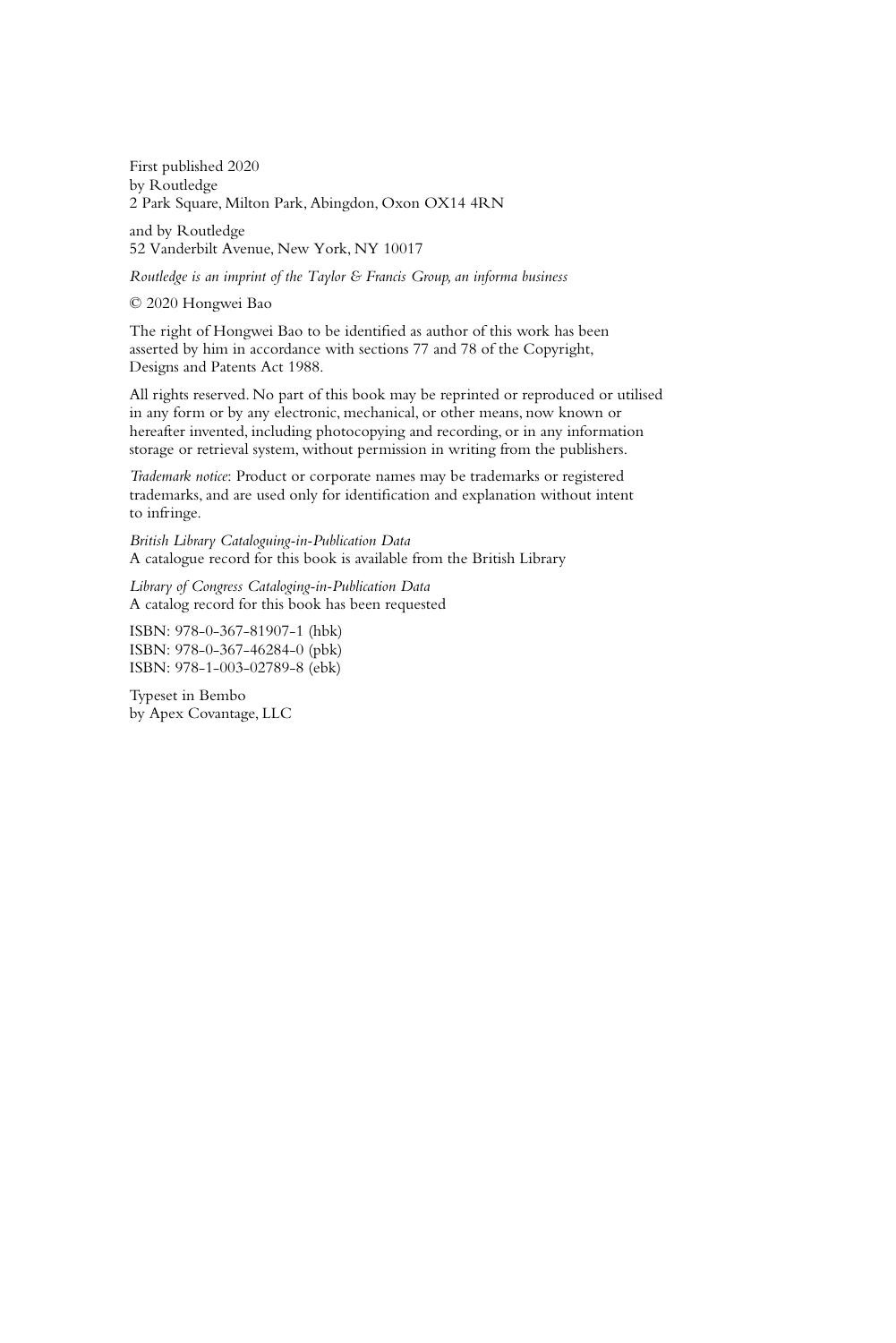First published 2020
by Routledge
2 Park Square, Milton Park, Abingdon, Oxon OX14 4RN

and by Routledge
52 Vanderbilt Avenue, New York, NY 10017

*Routledge is an imprint of the Taylor & Francis Group, an informa business*

© 2020 Hongwei Bao

The right of Hongwei Bao to be identified as author of this work has been asserted by him in accordance with sections 77 and 78 of the Copyright, Designs and Patents Act 1988.

All rights reserved. No part of this book may be reprinted or reproduced or utilised in any form or by any electronic, mechanical, or other means, now known or hereafter invented, including photocopying and recording, or in any information storage or retrieval system, without permission in writing from the publishers.

*Trademark notice*: Product or corporate names may be trademarks or registered trademarks, and are used only for identification and explanation without intent to infringe.

*British Library Cataloguing-in-Publication Data*
A catalogue record for this book is available from the British Library

*Library of Congress Cataloging-in-Publication Data*
A catalog record for this book has been requested

ISBN: 978-0-367-81907-1 (hbk)
ISBN: 978-0-367-46284-0 (pbk)
ISBN: 978-1-003-02789-8 (ebk)

Typeset in Bembo
by Apex Covantage, LLC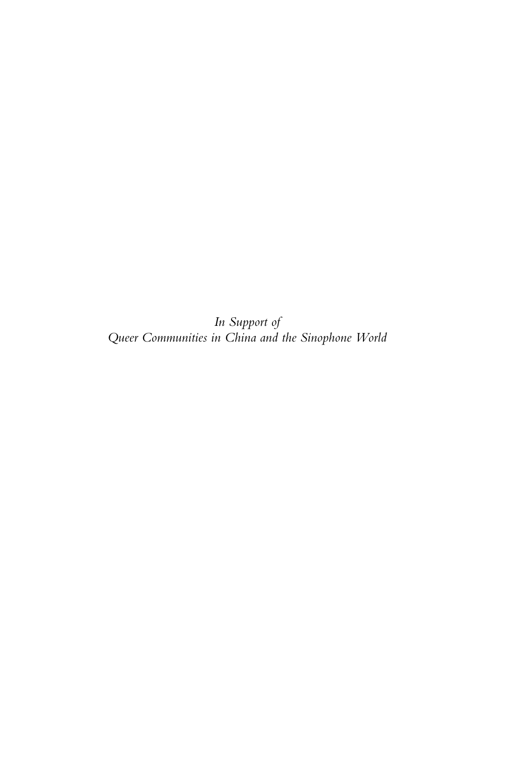*In Support of*
*Queer Communities in China and the Sinophone World*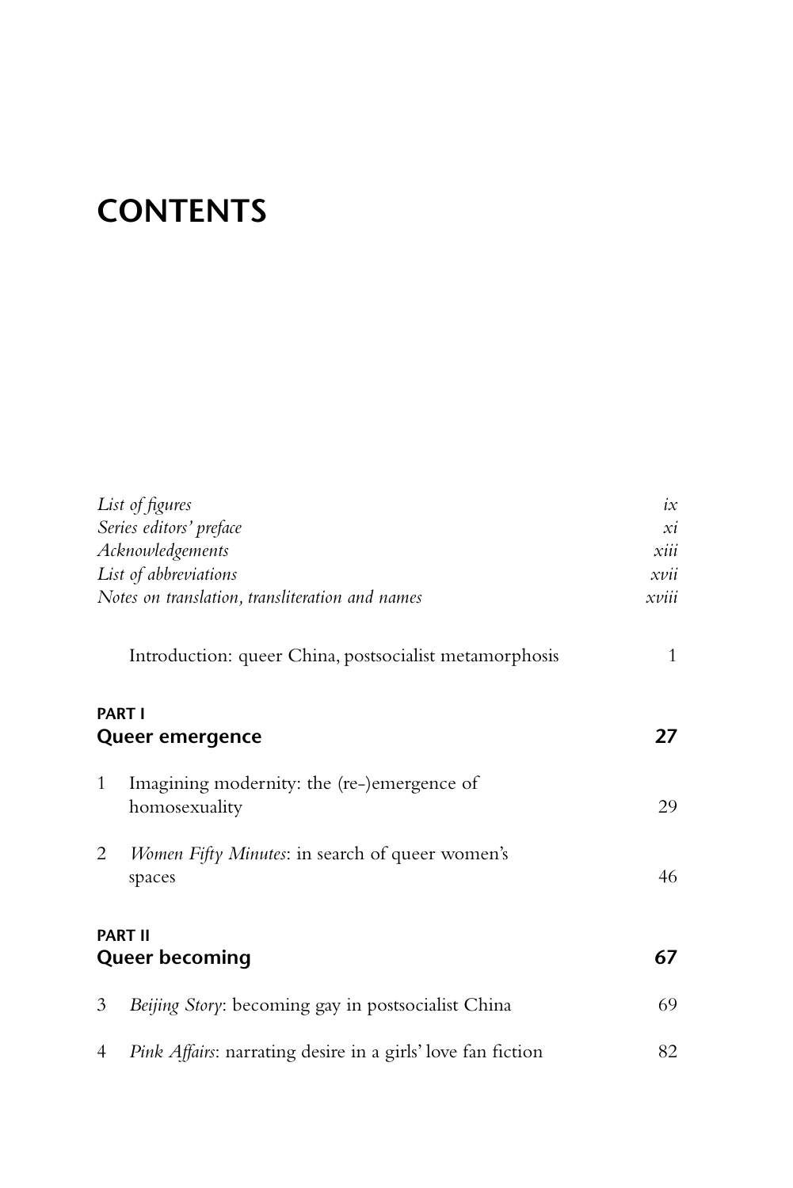# CONTENTS

| | |
|---|---|
| *List of figures* | *ix* |
| *Series editors' preface* | *xi* |
| *Acknowledgements* | *xiii* |
| *List of abbreviations* | *xvii* |
| *Notes on translation, transliteration and names* | *xviii* |

Introduction: queer China, postsocialist metamorphosis 1

**PART I**
**Queer emergence** **27**

1 Imagining modernity: the (re-)emergence of homosexuality 29

2 *Women Fifty Minutes*: in search of queer women's spaces 46

**PART II**
**Queer becoming** **67**

3 *Beijing Story*: becoming gay in postsocialist China 69

4 *Pink Affairs*: narrating desire in a girls' love fan fiction 82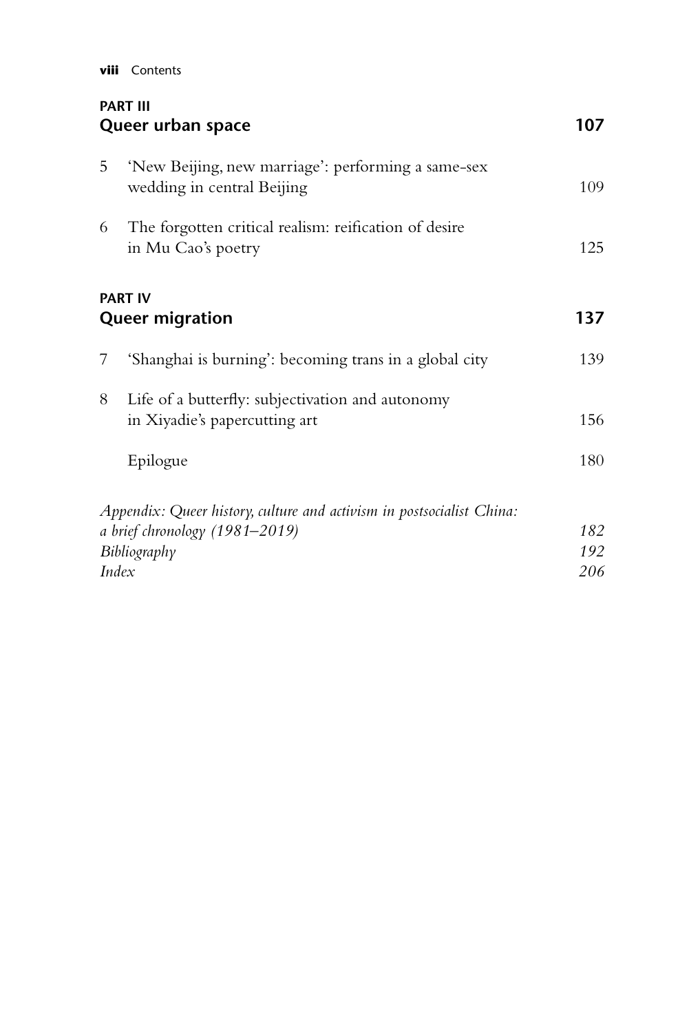**PART III**
**Queer urban space** 107

5 'New Beijing, new marriage': performing a same-sex wedding in central Beijing 109

6 The forgotten critical realism: reification of desire in Mu Cao's poetry 125

**PART IV**
**Queer migration** 137

7 'Shanghai is burning': becoming trans in a global city 139

8 Life of a butterfly: subjectivation and autonomy in Xiyadie's papercutting art 156

Epilogue 180

*Appendix: Queer history, culture and activism in postsocialist China: a brief chronology (1981–2019)* *182*

*Bibliography* *192*

*Index* *206*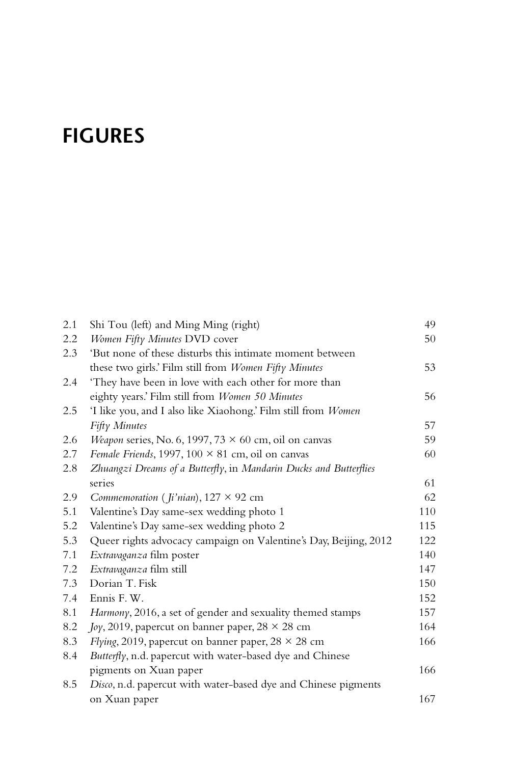# FIGURES

| | | |
|---|---|---|
| 2.1 | Shi Tou (left) and Ming Ming (right) | 49 |
| 2.2 | *Women Fifty Minutes* DVD cover | 50 |
| 2.3 | 'But none of these disturbs this intimate moment between these two girls.' Film still from *Women Fifty Minutes* | 53 |
| 2.4 | 'They have been in love with each other for more than eighty years.' Film still from *Women 50 Minutes* | 56 |
| 2.5 | 'I like you, and I also like Xiaohong.' Film still from *Women Fifty Minutes* | 57 |
| 2.6 | *Weapon* series, No. 6, 1997, 73 × 60 cm, oil on canvas | 59 |
| 2.7 | *Female Friends*, 1997, 100 × 81 cm, oil on canvas | 60 |
| 2.8 | *Zhuangzi Dreams of a Butterfly*, in *Mandarin Ducks and Butterflies* series | 61 |
| 2.9 | *Commemoration* (*Ji'nian*), 127 × 92 cm | 62 |
| 5.1 | Valentine's Day same-sex wedding photo 1 | 110 |
| 5.2 | Valentine's Day same-sex wedding photo 2 | 115 |
| 5.3 | Queer rights advocacy campaign on Valentine's Day, Beijing, 2012 | 122 |
| 7.1 | *Extravaganza* film poster | 140 |
| 7.2 | *Extravaganza* film still | 147 |
| 7.3 | Dorian T. Fisk | 150 |
| 7.4 | Ennis F. W. | 152 |
| 8.1 | *Harmony*, 2016, a set of gender and sexuality themed stamps | 157 |
| 8.2 | *Joy*, 2019, papercut on banner paper, 28 × 28 cm | 164 |
| 8.3 | *Flying*, 2019, papercut on banner paper, 28 × 28 cm | 166 |
| 8.4 | *Butterfly*, n.d. papercut with water-based dye and Chinese pigments on Xuan paper | 166 |
| 8.5 | *Disco*, n.d. papercut with water-based dye and Chinese pigments on Xuan paper | 167 |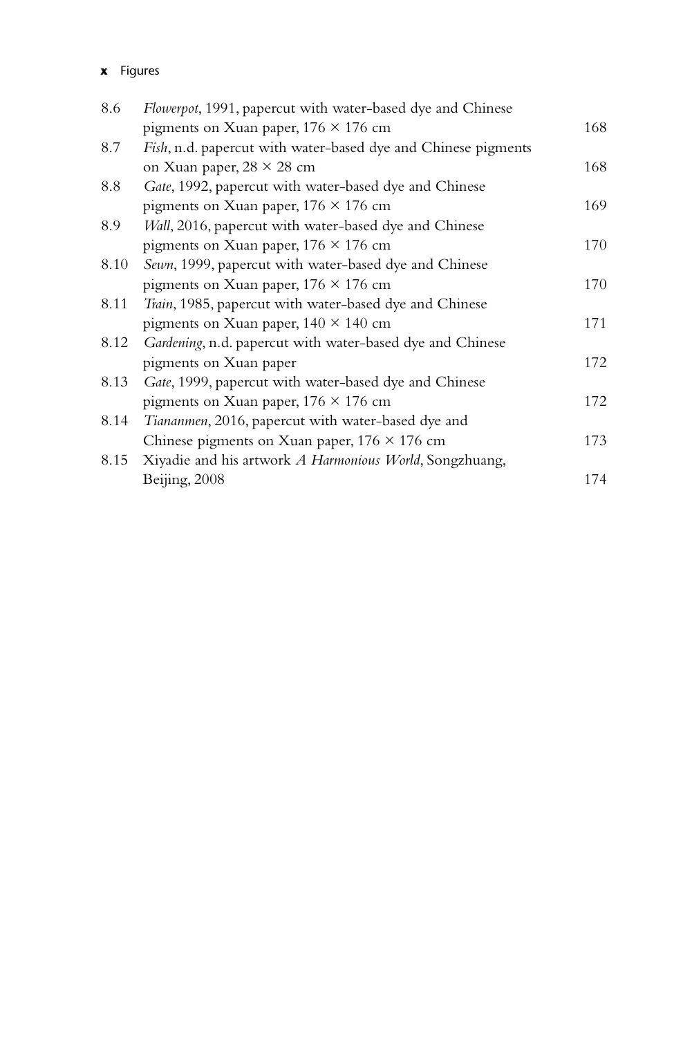| | | |
|---|---|---|
| 8.6 | *Flowerpot*, 1991, papercut with water-based dye and Chinese pigments on Xuan paper, 176 × 176 cm | 168 |
| 8.7 | *Fish*, n.d. papercut with water-based dye and Chinese pigments on Xuan paper, 28 × 28 cm | 168 |
| 8.8 | *Gate*, 1992, papercut with water-based dye and Chinese pigments on Xuan paper, 176 × 176 cm | 169 |
| 8.9 | *Wall*, 2016, papercut with water-based dye and Chinese pigments on Xuan paper, 176 × 176 cm | 170 |
| 8.10 | *Sewn*, 1999, papercut with water-based dye and Chinese pigments on Xuan paper, 176 × 176 cm | 170 |
| 8.11 | *Train*, 1985, papercut with water-based dye and Chinese pigments on Xuan paper, 140 × 140 cm | 171 |
| 8.12 | *Gardening*, n.d. papercut with water-based dye and Chinese pigments on Xuan paper | 172 |
| 8.13 | *Gate*, 1999, papercut with water-based dye and Chinese pigments on Xuan paper, 176 × 176 cm | 172 |
| 8.14 | *Tiananmen*, 2016, papercut with water-based dye and Chinese pigments on Xuan paper, 176 × 176 cm | 173 |
| 8.15 | Xiyadie and his artwork *A Harmonious World*, Songzhuang, Beijing, 2008 | 174 |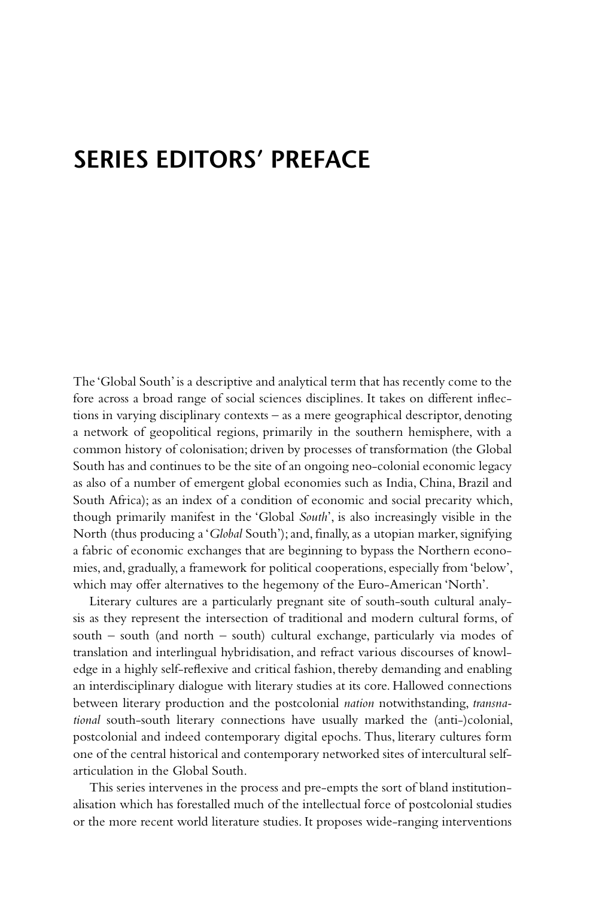# SERIES EDITORS' PREFACE

The 'Global South' is a descriptive and analytical term that has recently come to the fore across a broad range of social sciences disciplines. It takes on different inflections in varying disciplinary contexts – as a mere geographical descriptor, denoting a network of geopolitical regions, primarily in the southern hemisphere, with a common history of colonisation; driven by processes of transformation (the Global South has and continues to be the site of an ongoing neo-colonial economic legacy as also of a number of emergent global economies such as India, China, Brazil and South Africa); as an index of a condition of economic and social precarity which, though primarily manifest in the 'Global *South*', is also increasingly visible in the North (thus producing a '*Global* South'); and, finally, as a utopian marker, signifying a fabric of economic exchanges that are beginning to bypass the Northern economies, and, gradually, a framework for political cooperations, especially from 'below', which may offer alternatives to the hegemony of the Euro-American 'North'.

Literary cultures are a particularly pregnant site of south-south cultural analysis as they represent the intersection of traditional and modern cultural forms, of south – south (and north – south) cultural exchange, particularly via modes of translation and interlingual hybridisation, and refract various discourses of knowledge in a highly self-reflexive and critical fashion, thereby demanding and enabling an interdisciplinary dialogue with literary studies at its core. Hallowed connections between literary production and the postcolonial *nation* notwithstanding, *transnational* south-south literary connections have usually marked the (anti-)colonial, postcolonial and indeed contemporary digital epochs. Thus, literary cultures form one of the central historical and contemporary networked sites of intercultural self-articulation in the Global South.

This series intervenes in the process and pre-empts the sort of bland institutionalisation which has forestalled much of the intellectual force of postcolonial studies or the more recent world literature studies. It proposes wide-ranging interventions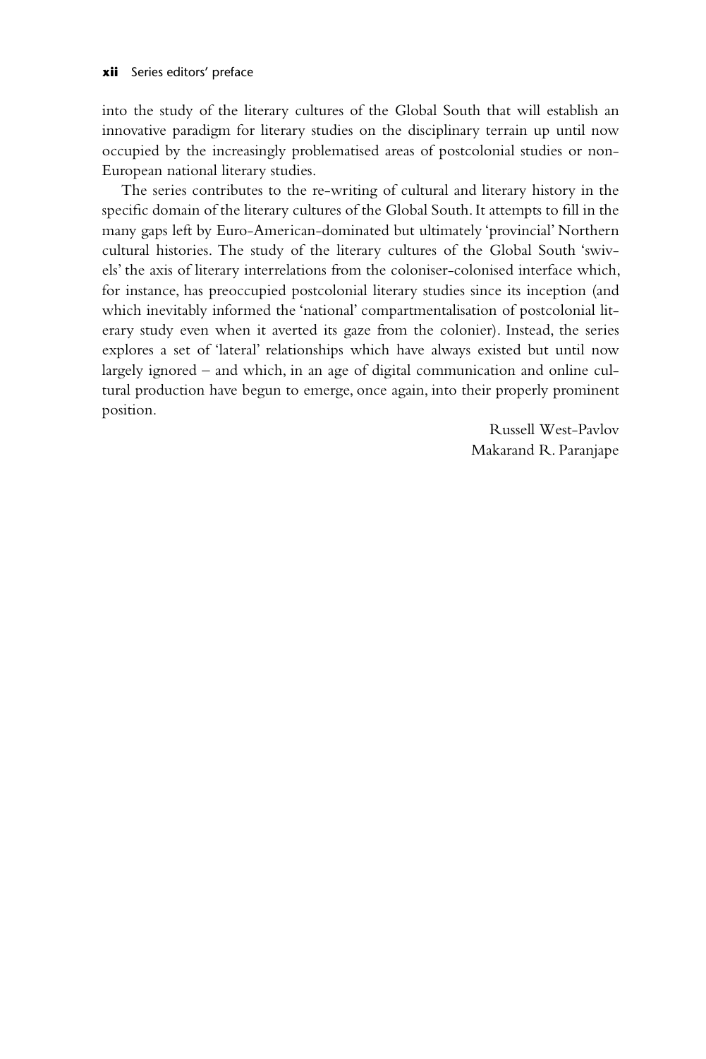into the study of the literary cultures of the Global South that will establish an innovative paradigm for literary studies on the disciplinary terrain up until now occupied by the increasingly problematised areas of postcolonial studies or non-European national literary studies.

The series contributes to the re-writing of cultural and literary history in the specific domain of the literary cultures of the Global South. It attempts to fill in the many gaps left by Euro-American-dominated but ultimately 'provincial' Northern cultural histories. The study of the literary cultures of the Global South 'swivels' the axis of literary interrelations from the coloniser-colonised interface which, for instance, has preoccupied postcolonial literary studies since its inception (and which inevitably informed the 'national' compartmentalisation of postcolonial literary study even when it averted its gaze from the colonier). Instead, the series explores a set of 'lateral' relationships which have always existed but until now largely ignored – and which, in an age of digital communication and online cultural production have begun to emerge, once again, into their properly prominent position.

Russell West-Pavlov
Makarand R. Paranjape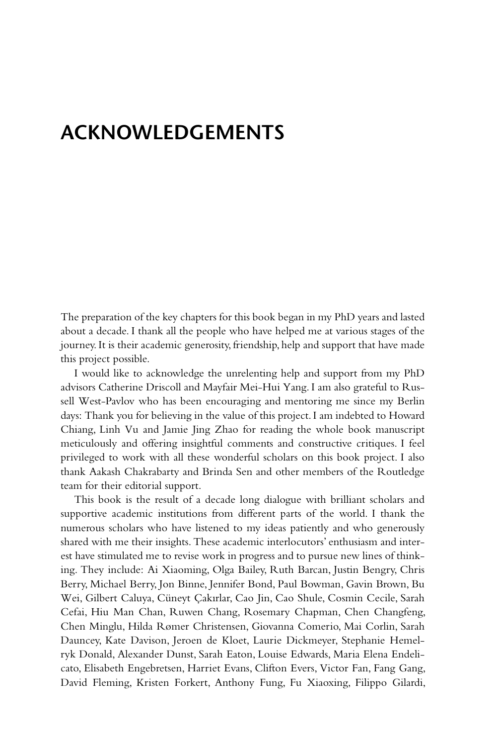# ACKNOWLEDGEMENTS

The preparation of the key chapters for this book began in my PhD years and lasted about a decade. I thank all the people who have helped me at various stages of the journey. It is their academic generosity, friendship, help and support that have made this project possible.

I would like to acknowledge the unrelenting help and support from my PhD advisors Catherine Driscoll and Mayfair Mei-Hui Yang. I am also grateful to Russell West-Pavlov who has been encouraging and mentoring me since my Berlin days: Thank you for believing in the value of this project. I am indebted to Howard Chiang, Linh Vu and Jamie Jing Zhao for reading the whole book manuscript meticulously and offering insightful comments and constructive critiques. I feel privileged to work with all these wonderful scholars on this book project. I also thank Aakash Chakrabarty and Brinda Sen and other members of the Routledge team for their editorial support.

This book is the result of a decade long dialogue with brilliant scholars and supportive academic institutions from different parts of the world. I thank the numerous scholars who have listened to my ideas patiently and who generously shared with me their insights. These academic interlocutors' enthusiasm and interest have stimulated me to revise work in progress and to pursue new lines of thinking. They include: Ai Xiaoming, Olga Bailey, Ruth Barcan, Justin Bengry, Chris Berry, Michael Berry, Jon Binne, Jennifer Bond, Paul Bowman, Gavin Brown, Bu Wei, Gilbert Caluya, Cüneyt Çakırlar, Cao Jin, Cao Shule, Cosmin Cecile, Sarah Cefai, Hiu Man Chan, Ruwen Chang, Rosemary Chapman, Chen Changfeng, Chen Minglu, Hilda Rømer Christensen, Giovanna Comerio, Mai Corlin, Sarah Dauncey, Kate Davison, Jeroen de Kloet, Laurie Dickmeyer, Stephanie Hemelryk Donald, Alexander Dunst, Sarah Eaton, Louise Edwards, Maria Elena Endelicato, Elisabeth Engebretsen, Harriet Evans, Clifton Evers, Victor Fan, Fang Gang, David Fleming, Kristen Forkert, Anthony Fung, Fu Xiaoxing, Filippo Gilardi,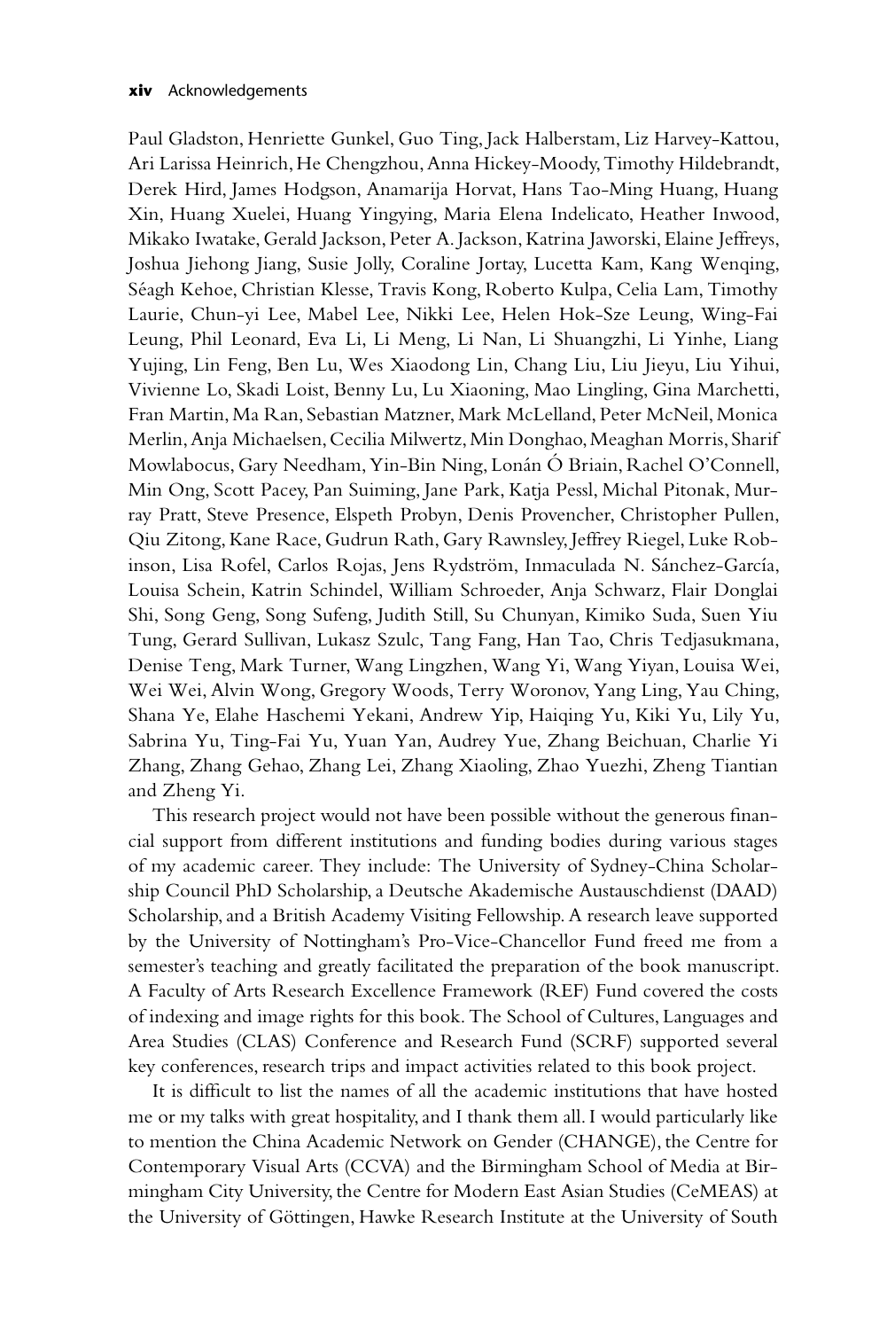Paul Gladston, Henriette Gunkel, Guo Ting, Jack Halberstam, Liz Harvey-Kattou, Ari Larissa Heinrich, He Chengzhou, Anna Hickey-Moody, Timothy Hildebrandt, Derek Hird, James Hodgson, Anamarija Horvat, Hans Tao-Ming Huang, Huang Xin, Huang Xuelei, Huang Yingying, Maria Elena Indelicato, Heather Inwood, Mikako Iwatake, Gerald Jackson, Peter A. Jackson, Katrina Jaworski, Elaine Jeffreys, Joshua Jiehong Jiang, Susie Jolly, Coraline Jortay, Lucetta Kam, Kang Wenqing, Séagh Kehoe, Christian Klesse, Travis Kong, Roberto Kulpa, Celia Lam, Timothy Laurie, Chun-yi Lee, Mabel Lee, Nikki Lee, Helen Hok-Sze Leung, Wing-Fai Leung, Phil Leonard, Eva Li, Li Meng, Li Nan, Li Shuangzhi, Li Yinhe, Liang Yujing, Lin Feng, Ben Lu, Wes Xiaodong Lin, Chang Liu, Liu Jieyu, Liu Yihui, Vivienne Lo, Skadi Loist, Benny Lu, Lu Xiaoning, Mao Lingling, Gina Marchetti, Fran Martin, Ma Ran, Sebastian Matzner, Mark McLelland, Peter McNeil, Monica Merlin, Anja Michaelsen, Cecilia Milwertz, Min Donghao, Meaghan Morris, Sharif Mowlabocus, Gary Needham, Yin-Bin Ning, Lonán Ó Briain, Rachel O'Connell, Min Ong, Scott Pacey, Pan Suiming, Jane Park, Katja Pessl, Michal Pitonak, Murray Pratt, Steve Presence, Elspeth Probyn, Denis Provencher, Christopher Pullen, Qiu Zitong, Kane Race, Gudrun Rath, Gary Rawnsley, Jeffrey Riegel, Luke Robinson, Lisa Rofel, Carlos Rojas, Jens Rydström, Inmaculada N. Sánchez-García, Louisa Schein, Katrin Schindel, William Schroeder, Anja Schwarz, Flair Donglai Shi, Song Geng, Song Sufeng, Judith Still, Su Chunyan, Kimiko Suda, Suen Yiu Tung, Gerard Sullivan, Lukasz Szulc, Tang Fang, Han Tao, Chris Tedjasukmana, Denise Teng, Mark Turner, Wang Lingzhen, Wang Yi, Wang Yiyan, Louisa Wei, Wei Wei, Alvin Wong, Gregory Woods, Terry Woronov, Yang Ling, Yau Ching, Shana Ye, Elahe Haschemi Yekani, Andrew Yip, Haiqing Yu, Kiki Yu, Lily Yu, Sabrina Yu, Ting-Fai Yu, Yuan Yan, Audrey Yue, Zhang Beichuan, Charlie Yi Zhang, Zhang Gehao, Zhang Lei, Zhang Xiaoling, Zhao Yuezhi, Zheng Tiantian and Zheng Yi.

This research project would not have been possible without the generous financial support from different institutions and funding bodies during various stages of my academic career. They include: The University of Sydney-China Scholarship Council PhD Scholarship, a Deutsche Akademische Austauschdienst (DAAD) Scholarship, and a British Academy Visiting Fellowship. A research leave supported by the University of Nottingham's Pro-Vice-Chancellor Fund freed me from a semester's teaching and greatly facilitated the preparation of the book manuscript. A Faculty of Arts Research Excellence Framework (REF) Fund covered the costs of indexing and image rights for this book. The School of Cultures, Languages and Area Studies (CLAS) Conference and Research Fund (SCRF) supported several key conferences, research trips and impact activities related to this book project.

It is difficult to list the names of all the academic institutions that have hosted me or my talks with great hospitality, and I thank them all. I would particularly like to mention the China Academic Network on Gender (CHANGE), the Centre for Contemporary Visual Arts (CCVA) and the Birmingham School of Media at Birmingham City University, the Centre for Modern East Asian Studies (CeMEAS) at the University of Göttingen, Hawke Research Institute at the University of South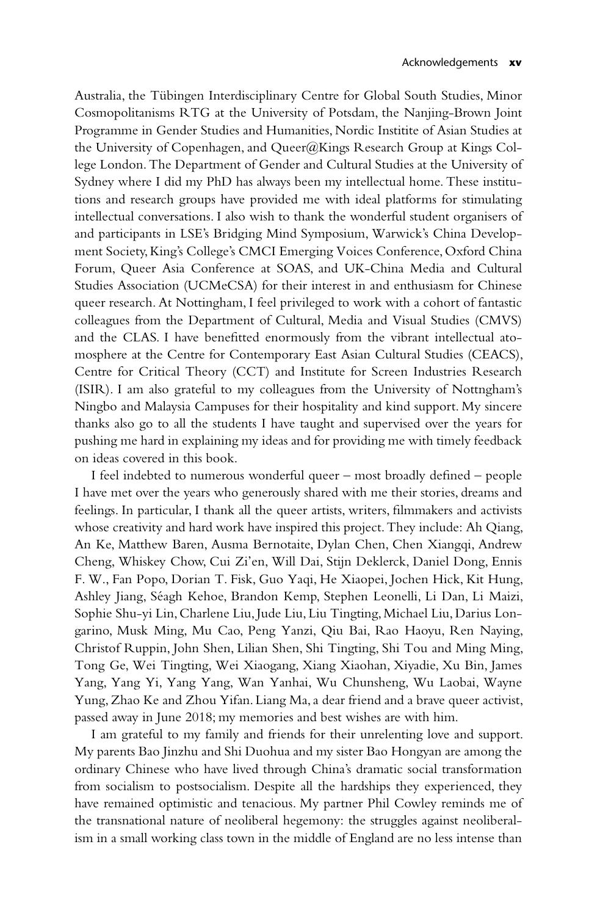Australia, the Tübingen Interdisciplinary Centre for Global South Studies, Minor Cosmopolitanisms RTG at the University of Potsdam, the Nanjing-Brown Joint Programme in Gender Studies and Humanities, Nordic Institite of Asian Studies at the University of Copenhagen, and Queer@Kings Research Group at Kings College London. The Department of Gender and Cultural Studies at the University of Sydney where I did my PhD has always been my intellectual home. These institutions and research groups have provided me with ideal platforms for stimulating intellectual conversations. I also wish to thank the wonderful student organisers of and participants in LSE's Bridging Mind Symposium, Warwick's China Development Society, King's College's CMCI Emerging Voices Conference, Oxford China Forum, Queer Asia Conference at SOAS, and UK-China Media and Cultural Studies Association (UCMeCSA) for their interest in and enthusiasm for Chinese queer research. At Nottingham, I feel privileged to work with a cohort of fantastic colleagues from the Department of Cultural, Media and Visual Studies (CMVS) and the CLAS. I have benefitted enormously from the vibrant intellectual atomosphere at the Centre for Contemporary East Asian Cultural Studies (CEACS), Centre for Critical Theory (CCT) and Institute for Screen Industries Research (ISIR). I am also grateful to my colleagues from the University of Nottngham's Ningbo and Malaysia Campuses for their hospitality and kind support. My sincere thanks also go to all the students I have taught and supervised over the years for pushing me hard in explaining my ideas and for providing me with timely feedback on ideas covered in this book.

I feel indebted to numerous wonderful queer – most broadly defined – people I have met over the years who generously shared with me their stories, dreams and feelings. In particular, I thank all the queer artists, writers, filmmakers and activists whose creativity and hard work have inspired this project. They include: Ah Qiang, An Ke, Matthew Baren, Ausma Bernotaite, Dylan Chen, Chen Xiangqi, Andrew Cheng, Whiskey Chow, Cui Zi'en, Will Dai, Stijn Deklerck, Daniel Dong, Ennis F. W., Fan Popo, Dorian T. Fisk, Guo Yaqi, He Xiaopei, Jochen Hick, Kit Hung, Ashley Jiang, Séagh Kehoe, Brandon Kemp, Stephen Leonelli, Li Dan, Li Maizi, Sophie Shu-yi Lin, Charlene Liu, Jude Liu, Liu Tingting, Michael Liu, Darius Longarino, Musk Ming, Mu Cao, Peng Yanzi, Qiu Bai, Rao Haoyu, Ren Naying, Christof Ruppin, John Shen, Lilian Shen, Shi Tingting, Shi Tou and Ming Ming, Tong Ge, Wei Tingting, Wei Xiaogang, Xiang Xiaohan, Xiyadie, Xu Bin, James Yang, Yang Yi, Yang Yang, Wan Yanhai, Wu Chunsheng, Wu Laobai, Wayne Yung, Zhao Ke and Zhou Yifan. Liang Ma, a dear friend and a brave queer activist, passed away in June 2018; my memories and best wishes are with him.

I am grateful to my family and friends for their unrelenting love and support. My parents Bao Jinzhu and Shi Duohua and my sister Bao Hongyan are among the ordinary Chinese who have lived through China's dramatic social transformation from socialism to postsocialism. Despite all the hardships they experienced, they have remained optimistic and tenacious. My partner Phil Cowley reminds me of the transnational nature of neoliberal hegemony: the struggles against neoliberalism in a small working class town in the middle of England are no less intense than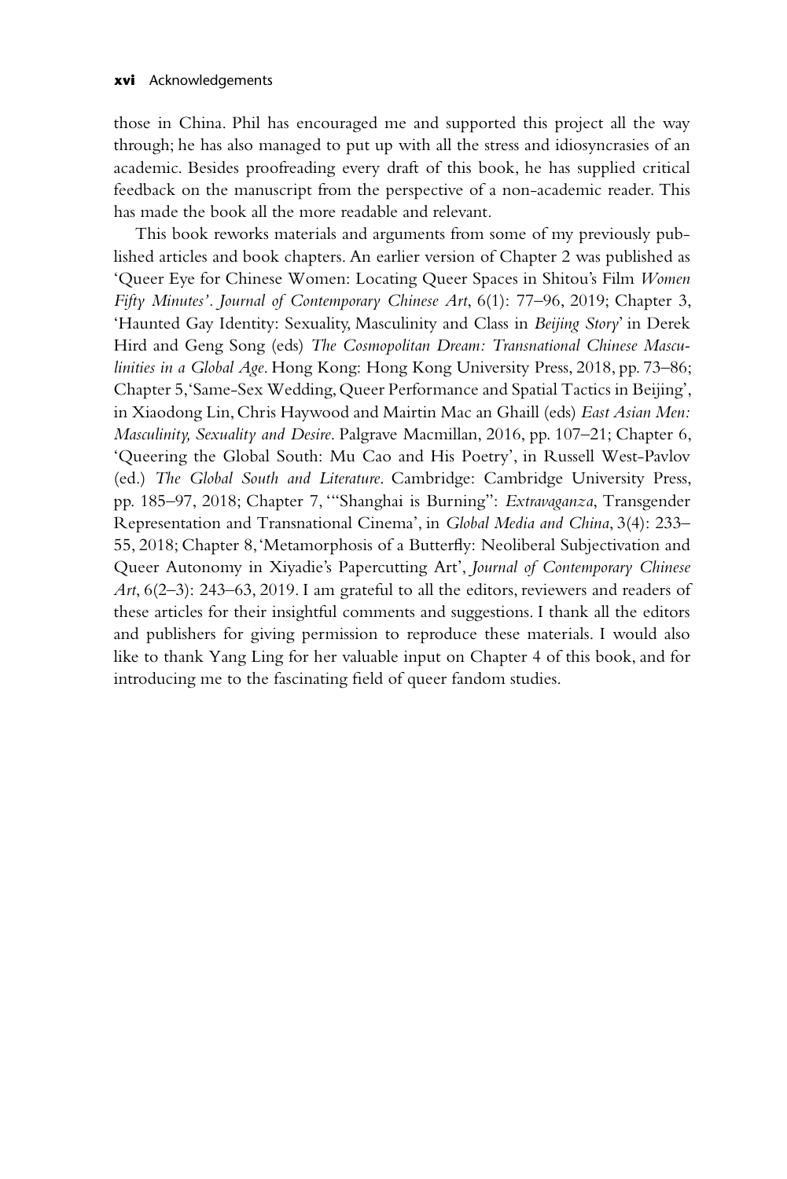those in China. Phil has encouraged me and supported this project all the way through; he has also managed to put up with all the stress and idiosyncrasies of an academic. Besides proofreading every draft of this book, he has supplied critical feedback on the manuscript from the perspective of a non-academic reader. This has made the book all the more readable and relevant.

This book reworks materials and arguments from some of my previously published articles and book chapters. An earlier version of Chapter 2 was published as 'Queer Eye for Chinese Women: Locating Queer Spaces in Shitou's Film *Women Fifty Minutes*'. *Journal of Contemporary Chinese Art*, 6(1): 77–96, 2019; Chapter 3, 'Haunted Gay Identity: Sexuality, Masculinity and Class in *Beijing Story*' in Derek Hird and Geng Song (eds) *The Cosmopolitan Dream: Transnational Chinese Masculinities in a Global Age*. Hong Kong: Hong Kong University Press, 2018, pp. 73–86; Chapter 5, 'Same-Sex Wedding, Queer Performance and Spatial Tactics in Beijing', in Xiaodong Lin, Chris Haywood and Mairtin Mac an Ghaill (eds) *East Asian Men: Masculinity, Sexuality and Desire*. Palgrave Macmillan, 2016, pp. 107–21; Chapter 6, 'Queering the Global South: Mu Cao and His Poetry', in Russell West-Pavlov (ed.) *The Global South and Literature*. Cambridge: Cambridge University Press, pp. 185–97, 2018; Chapter 7, '"Shanghai is Burning": *Extravaganza*, Transgender Representation and Transnational Cinema', in *Global Media and China*, 3(4): 233–55, 2018; Chapter 8, 'Metamorphosis of a Butterfly: Neoliberal Subjectivation and Queer Autonomy in Xiyadie's Papercutting Art', *Journal of Contemporary Chinese Art*, 6(2–3): 243–63, 2019. I am grateful to all the editors, reviewers and readers of these articles for their insightful comments and suggestions. I thank all the editors and publishers for giving permission to reproduce these materials. I would also like to thank Yang Ling for her valuable input on Chapter 4 of this book, and for introducing me to the fascinating field of queer fandom studies.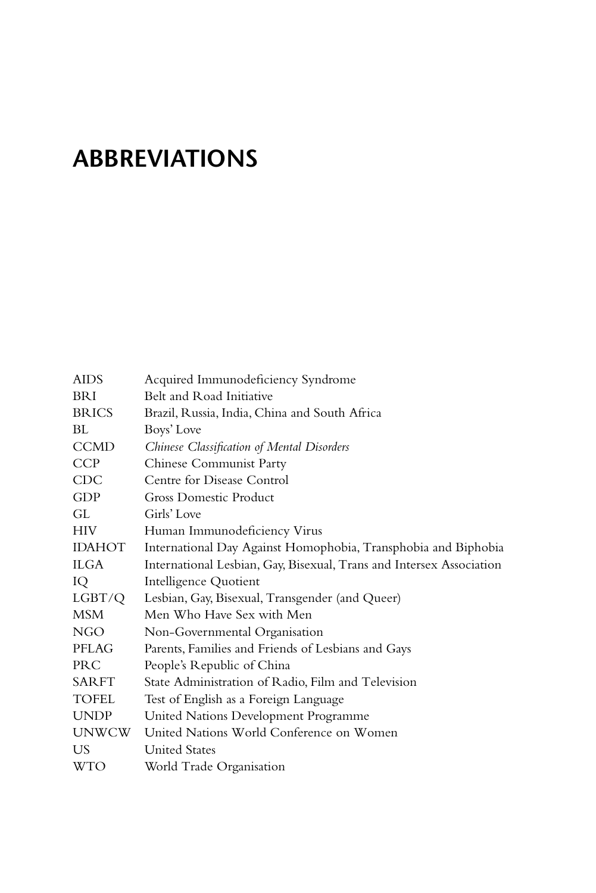# ABBREVIATIONS

| | |
|---|---|
| AIDS | Acquired Immunodeficiency Syndrome |
| BRI | Belt and Road Initiative |
| BRICS | Brazil, Russia, India, China and South Africa |
| BL | Boys' Love |
| CCMD | *Chinese Classification of Mental Disorders* |
| CCP | Chinese Communist Party |
| CDC | Centre for Disease Control |
| GDP | Gross Domestic Product |
| GL | Girls' Love |
| HIV | Human Immunodeficiency Virus |
| IDAHOT | International Day Against Homophobia, Transphobia and Biphobia |
| ILGA | International Lesbian, Gay, Bisexual, Trans and Intersex Association |
| IQ | Intelligence Quotient |
| LGBT/Q | Lesbian, Gay, Bisexual, Transgender (and Queer) |
| MSM | Men Who Have Sex with Men |
| NGO | Non-Governmental Organisation |
| PFLAG | Parents, Families and Friends of Lesbians and Gays |
| PRC | People's Republic of China |
| SARFT | State Administration of Radio, Film and Television |
| TOFEL | Test of English as a Foreign Language |
| UNDP | United Nations Development Programme |
| UNWCW | United Nations World Conference on Women |
| US | United States |
| WTO | World Trade Organisation |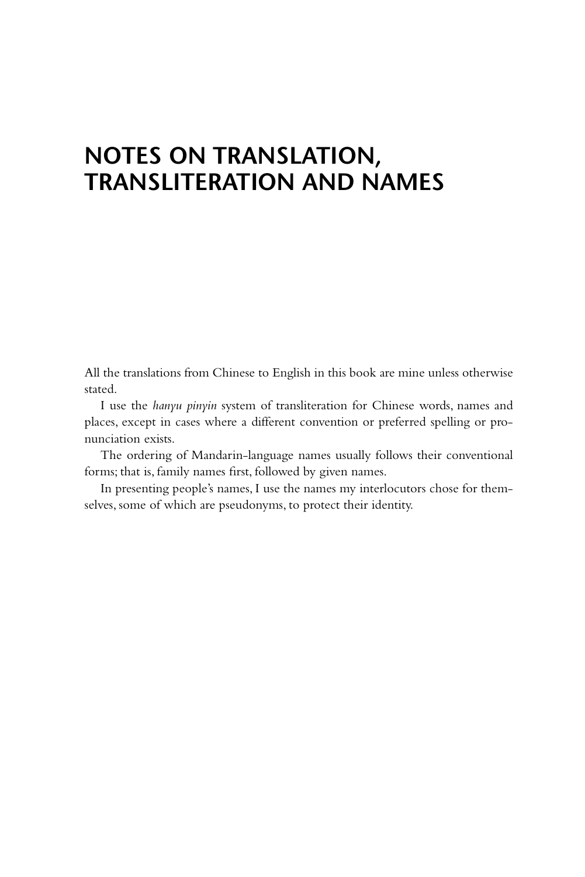# NOTES ON TRANSLATION, TRANSLITERATION AND NAMES

All the translations from Chinese to English in this book are mine unless otherwise stated.

I use the *hanyu pinyin* system of transliteration for Chinese words, names and places, except in cases where a different convention or preferred spelling or pronunciation exists.

The ordering of Mandarin-language names usually follows their conventional forms; that is, family names first, followed by given names.

In presenting people's names, I use the names my interlocutors chose for themselves, some of which are pseudonyms, to protect their identity.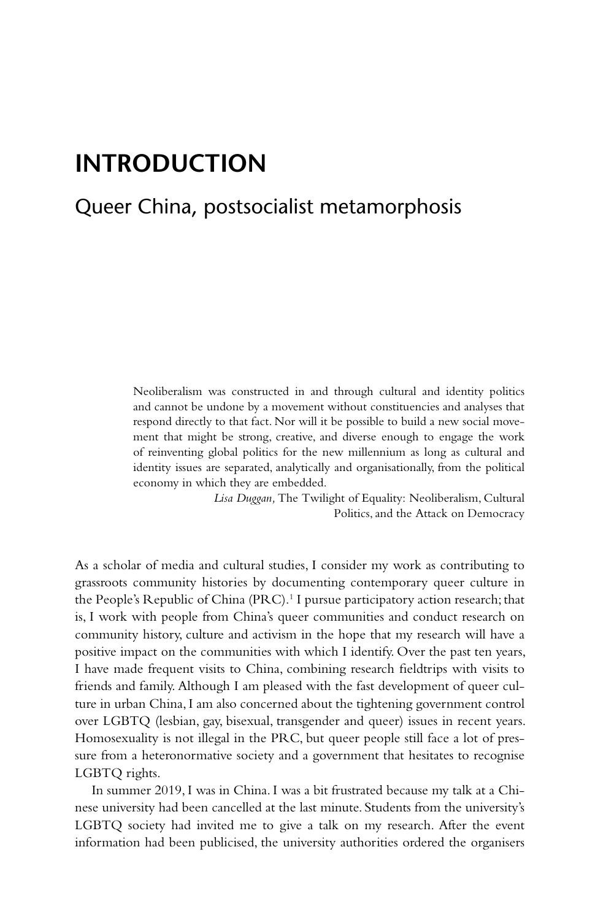# INTRODUCTION

## Queer China, postsocialist metamorphosis

> Neoliberalism was constructed in and through cultural and identity politics and cannot be undone by a movement without constituencies and analyses that respond directly to that fact. Nor will it be possible to build a new social movement that might be strong, creative, and diverse enough to engage the work of reinventing global politics for the new millennium as long as cultural and identity issues are separated, analytically and organisationally, from the political economy in which they are embedded.
>
> *Lisa Duggan,* The Twilight of Equality: Neoliberalism, Cultural Politics, and the Attack on Democracy

As a scholar of media and cultural studies, I consider my work as contributing to grassroots community histories by documenting contemporary queer culture in the People's Republic of China (PRC).[1] I pursue participatory action research; that is, I work with people from China's queer communities and conduct research on community history, culture and activism in the hope that my research will have a positive impact on the communities with which I identify. Over the past ten years, I have made frequent visits to China, combining research fieldtrips with visits to friends and family. Although I am pleased with the fast development of queer culture in urban China, I am also concerned about the tightening government control over LGBTQ (lesbian, gay, bisexual, transgender and queer) issues in recent years. Homosexuality is not illegal in the PRC, but queer people still face a lot of pressure from a heteronormative society and a government that hesitates to recognise LGBTQ rights.

In summer 2019, I was in China. I was a bit frustrated because my talk at a Chinese university had been cancelled at the last minute. Students from the university's LGBTQ society had invited me to give a talk on my research. After the event information had been publicised, the university authorities ordered the organisers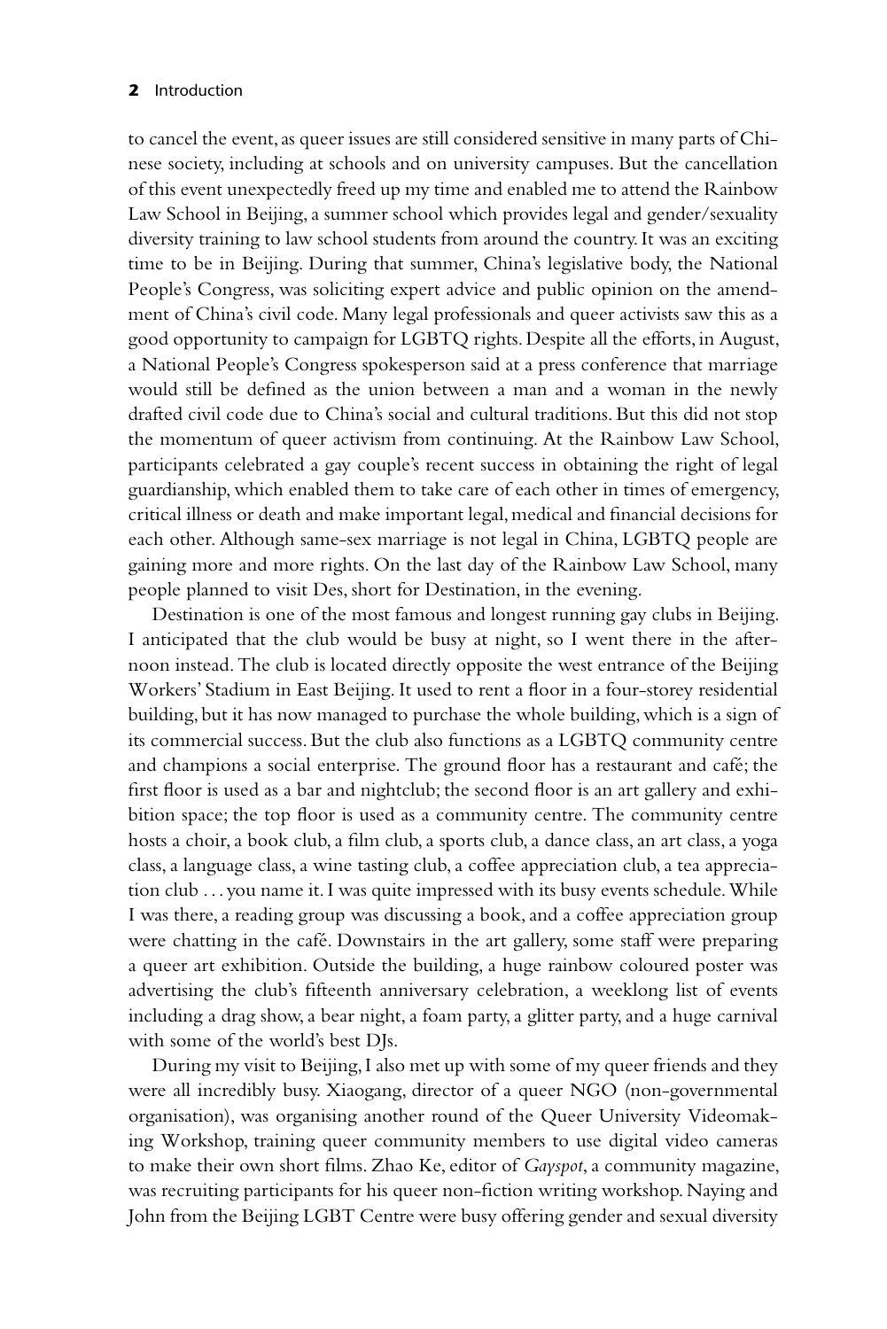to cancel the event, as queer issues are still considered sensitive in many parts of Chinese society, including at schools and on university campuses. But the cancellation of this event unexpectedly freed up my time and enabled me to attend the Rainbow Law School in Beijing, a summer school which provides legal and gender/sexuality diversity training to law school students from around the country. It was an exciting time to be in Beijing. During that summer, China's legislative body, the National People's Congress, was soliciting expert advice and public opinion on the amendment of China's civil code. Many legal professionals and queer activists saw this as a good opportunity to campaign for LGBTQ rights. Despite all the efforts, in August, a National People's Congress spokesperson said at a press conference that marriage would still be defined as the union between a man and a woman in the newly drafted civil code due to China's social and cultural traditions. But this did not stop the momentum of queer activism from continuing. At the Rainbow Law School, participants celebrated a gay couple's recent success in obtaining the right of legal guardianship, which enabled them to take care of each other in times of emergency, critical illness or death and make important legal, medical and financial decisions for each other. Although same-sex marriage is not legal in China, LGBTQ people are gaining more and more rights. On the last day of the Rainbow Law School, many people planned to visit Des, short for Destination, in the evening.

Destination is one of the most famous and longest running gay clubs in Beijing. I anticipated that the club would be busy at night, so I went there in the afternoon instead. The club is located directly opposite the west entrance of the Beijing Workers' Stadium in East Beijing. It used to rent a floor in a four-storey residential building, but it has now managed to purchase the whole building, which is a sign of its commercial success. But the club also functions as a LGBTQ community centre and champions a social enterprise. The ground floor has a restaurant and café; the first floor is used as a bar and nightclub; the second floor is an art gallery and exhibition space; the top floor is used as a community centre. The community centre hosts a choir, a book club, a film club, a sports club, a dance class, an art class, a yoga class, a language class, a wine tasting club, a coffee appreciation club, a tea appreciation club . . . you name it. I was quite impressed with its busy events schedule. While I was there, a reading group was discussing a book, and a coffee appreciation group were chatting in the café. Downstairs in the art gallery, some staff were preparing a queer art exhibition. Outside the building, a huge rainbow coloured poster was advertising the club's fifteenth anniversary celebration, a weeklong list of events including a drag show, a bear night, a foam party, a glitter party, and a huge carnival with some of the world's best DJs.

During my visit to Beijing, I also met up with some of my queer friends and they were all incredibly busy. Xiaogang, director of a queer NGO (non-governmental organisation), was organising another round of the Queer University Videomaking Workshop, training queer community members to use digital video cameras to make their own short films. Zhao Ke, editor of *Gayspot*, a community magazine, was recruiting participants for his queer non-fiction writing workshop. Naying and John from the Beijing LGBT Centre were busy offering gender and sexual diversity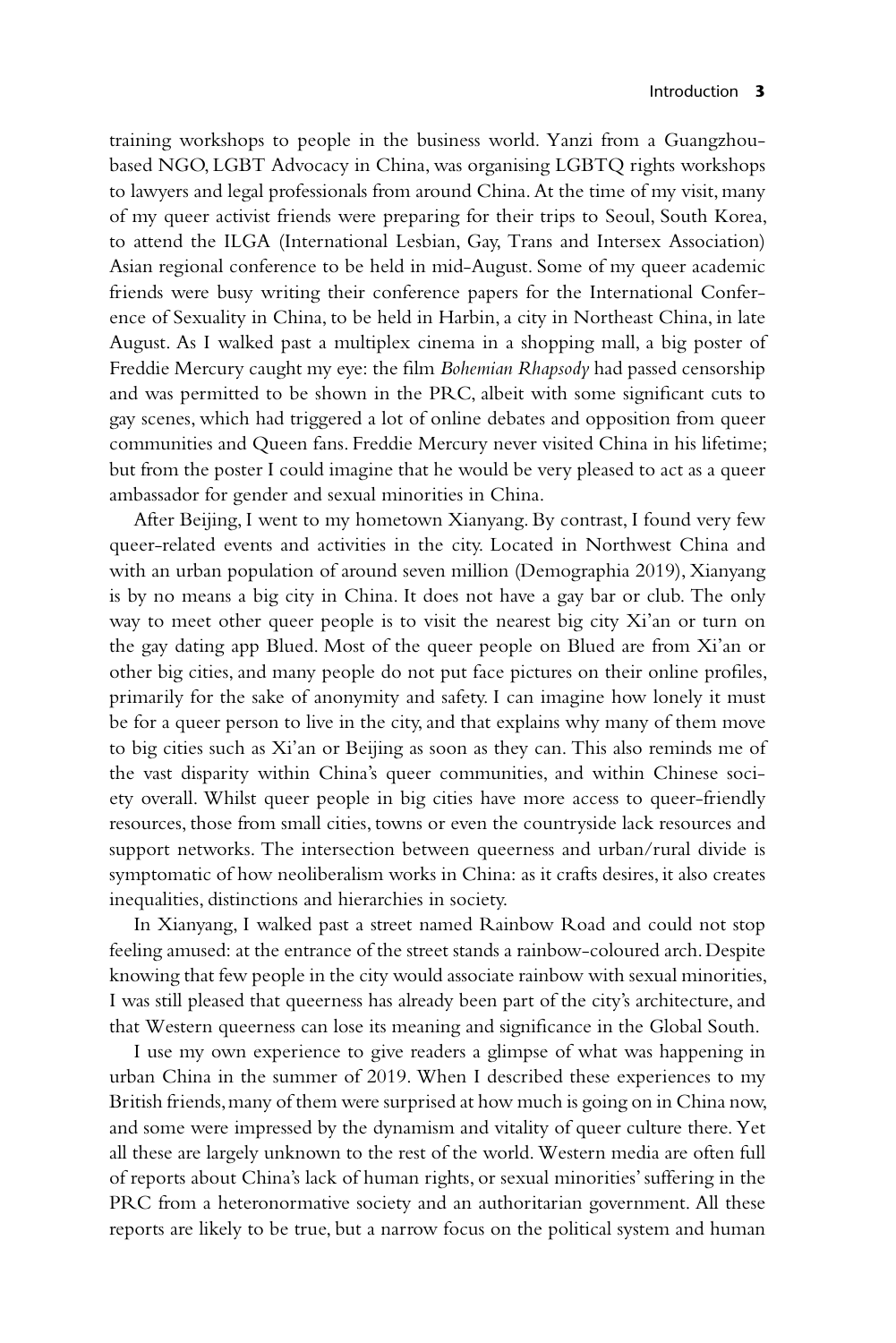training workshops to people in the business world. Yanzi from a Guangzhou-based NGO, LGBT Advocacy in China, was organising LGBTQ rights workshops to lawyers and legal professionals from around China. At the time of my visit, many of my queer activist friends were preparing for their trips to Seoul, South Korea, to attend the ILGA (International Lesbian, Gay, Trans and Intersex Association) Asian regional conference to be held in mid-August. Some of my queer academic friends were busy writing their conference papers for the International Conference of Sexuality in China, to be held in Harbin, a city in Northeast China, in late August. As I walked past a multiplex cinema in a shopping mall, a big poster of Freddie Mercury caught my eye: the film *Bohemian Rhapsody* had passed censorship and was permitted to be shown in the PRC, albeit with some significant cuts to gay scenes, which had triggered a lot of online debates and opposition from queer communities and Queen fans. Freddie Mercury never visited China in his lifetime; but from the poster I could imagine that he would be very pleased to act as a queer ambassador for gender and sexual minorities in China.

After Beijing, I went to my hometown Xianyang. By contrast, I found very few queer-related events and activities in the city. Located in Northwest China and with an urban population of around seven million (Demographia 2019), Xianyang is by no means a big city in China. It does not have a gay bar or club. The only way to meet other queer people is to visit the nearest big city Xi'an or turn on the gay dating app Blued. Most of the queer people on Blued are from Xi'an or other big cities, and many people do not put face pictures on their online profiles, primarily for the sake of anonymity and safety. I can imagine how lonely it must be for a queer person to live in the city, and that explains why many of them move to big cities such as Xi'an or Beijing as soon as they can. This also reminds me of the vast disparity within China's queer communities, and within Chinese society overall. Whilst queer people in big cities have more access to queer-friendly resources, those from small cities, towns or even the countryside lack resources and support networks. The intersection between queerness and urban/rural divide is symptomatic of how neoliberalism works in China: as it crafts desires, it also creates inequalities, distinctions and hierarchies in society.

In Xianyang, I walked past a street named Rainbow Road and could not stop feeling amused: at the entrance of the street stands a rainbow-coloured arch. Despite knowing that few people in the city would associate rainbow with sexual minorities, I was still pleased that queerness has already been part of the city's architecture, and that Western queerness can lose its meaning and significance in the Global South.

I use my own experience to give readers a glimpse of what was happening in urban China in the summer of 2019. When I described these experiences to my British friends, many of them were surprised at how much is going on in China now, and some were impressed by the dynamism and vitality of queer culture there. Yet all these are largely unknown to the rest of the world. Western media are often full of reports about China's lack of human rights, or sexual minorities' suffering in the PRC from a heteronormative society and an authoritarian government. All these reports are likely to be true, but a narrow focus on the political system and human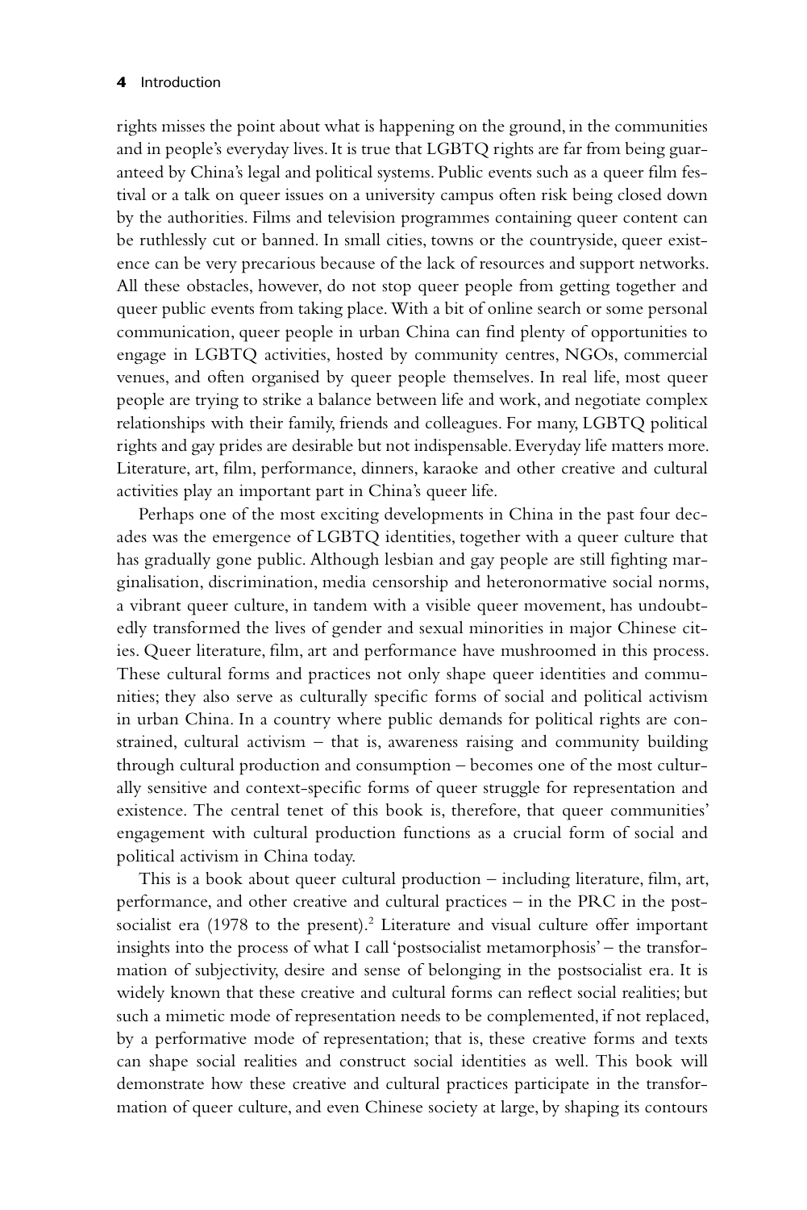rights misses the point about what is happening on the ground, in the communities and in people's everyday lives. It is true that LGBTQ rights are far from being guaranteed by China's legal and political systems. Public events such as a queer film festival or a talk on queer issues on a university campus often risk being closed down by the authorities. Films and television programmes containing queer content can be ruthlessly cut or banned. In small cities, towns or the countryside, queer existence can be very precarious because of the lack of resources and support networks. All these obstacles, however, do not stop queer people from getting together and queer public events from taking place. With a bit of online search or some personal communication, queer people in urban China can find plenty of opportunities to engage in LGBTQ activities, hosted by community centres, NGOs, commercial venues, and often organised by queer people themselves. In real life, most queer people are trying to strike a balance between life and work, and negotiate complex relationships with their family, friends and colleagues. For many, LGBTQ political rights and gay prides are desirable but not indispensable. Everyday life matters more. Literature, art, film, performance, dinners, karaoke and other creative and cultural activities play an important part in China's queer life.

Perhaps one of the most exciting developments in China in the past four decades was the emergence of LGBTQ identities, together with a queer culture that has gradually gone public. Although lesbian and gay people are still fighting marginalisation, discrimination, media censorship and heteronormative social norms, a vibrant queer culture, in tandem with a visible queer movement, has undoubtedly transformed the lives of gender and sexual minorities in major Chinese cities. Queer literature, film, art and performance have mushroomed in this process. These cultural forms and practices not only shape queer identities and communities; they also serve as culturally specific forms of social and political activism in urban China. In a country where public demands for political rights are constrained, cultural activism – that is, awareness raising and community building through cultural production and consumption – becomes one of the most culturally sensitive and context-specific forms of queer struggle for representation and existence. The central tenet of this book is, therefore, that queer communities' engagement with cultural production functions as a crucial form of social and political activism in China today.

This is a book about queer cultural production – including literature, film, art, performance, and other creative and cultural practices – in the PRC in the postsocialist era (1978 to the present).[2] Literature and visual culture offer important insights into the process of what I call 'postsocialist metamorphosis' – the transformation of subjectivity, desire and sense of belonging in the postsocialist era. It is widely known that these creative and cultural forms can reflect social realities; but such a mimetic mode of representation needs to be complemented, if not replaced, by a performative mode of representation; that is, these creative forms and texts can shape social realities and construct social identities as well. This book will demonstrate how these creative and cultural practices participate in the transformation of queer culture, and even Chinese society at large, by shaping its contours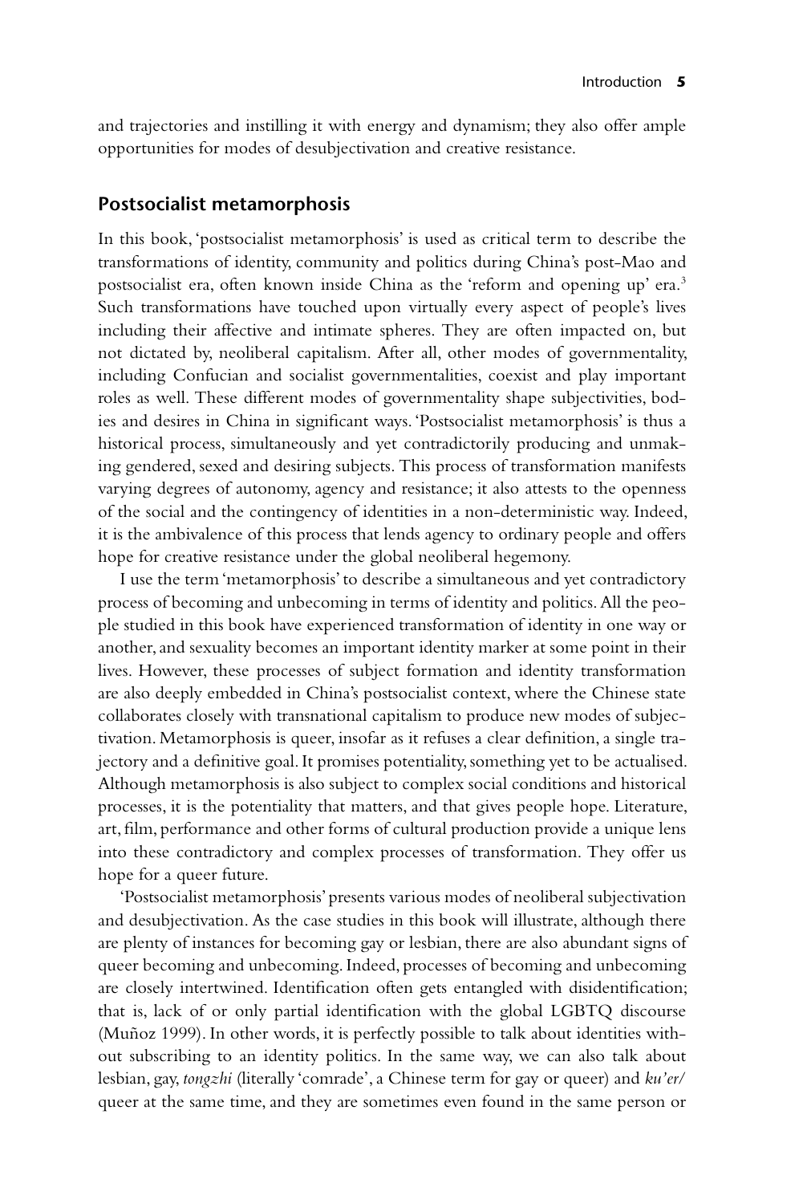and trajectories and instilling it with energy and dynamism; they also offer ample opportunities for modes of desubjectivation and creative resistance.

## Postsocialist metamorphosis

In this book, 'postsocialist metamorphosis' is used as critical term to describe the transformations of identity, community and politics during China's post-Mao and postsocialist era, often known inside China as the 'reform and opening up' era.[3] Such transformations have touched upon virtually every aspect of people's lives including their affective and intimate spheres. They are often impacted on, but not dictated by, neoliberal capitalism. After all, other modes of governmentality, including Confucian and socialist governmentalities, coexist and play important roles as well. These different modes of governmentality shape subjectivities, bodies and desires in China in significant ways. 'Postsocialist metamorphosis' is thus a historical process, simultaneously and yet contradictorily producing and unmaking gendered, sexed and desiring subjects. This process of transformation manifests varying degrees of autonomy, agency and resistance; it also attests to the openness of the social and the contingency of identities in a non-deterministic way. Indeed, it is the ambivalence of this process that lends agency to ordinary people and offers hope for creative resistance under the global neoliberal hegemony.

I use the term 'metamorphosis' to describe a simultaneous and yet contradictory process of becoming and unbecoming in terms of identity and politics. All the people studied in this book have experienced transformation of identity in one way or another, and sexuality becomes an important identity marker at some point in their lives. However, these processes of subject formation and identity transformation are also deeply embedded in China's postsocialist context, where the Chinese state collaborates closely with transnational capitalism to produce new modes of subjectivation. Metamorphosis is queer, insofar as it refuses a clear definition, a single trajectory and a definitive goal. It promises potentiality, something yet to be actualised. Although metamorphosis is also subject to complex social conditions and historical processes, it is the potentiality that matters, and that gives people hope. Literature, art, film, performance and other forms of cultural production provide a unique lens into these contradictory and complex processes of transformation. They offer us hope for a queer future.

'Postsocialist metamorphosis' presents various modes of neoliberal subjectivation and desubjectivation. As the case studies in this book will illustrate, although there are plenty of instances for becoming gay or lesbian, there are also abundant signs of queer becoming and unbecoming. Indeed, processes of becoming and unbecoming are closely intertwined. Identification often gets entangled with disidentification; that is, lack of or only partial identification with the global LGBTQ discourse (Muñoz 1999). In other words, it is perfectly possible to talk about identities without subscribing to an identity politics. In the same way, we can also talk about lesbian, gay, *tongzhi* (literally 'comrade', a Chinese term for gay or queer) and *ku'er*/ queer at the same time, and they are sometimes even found in the same person or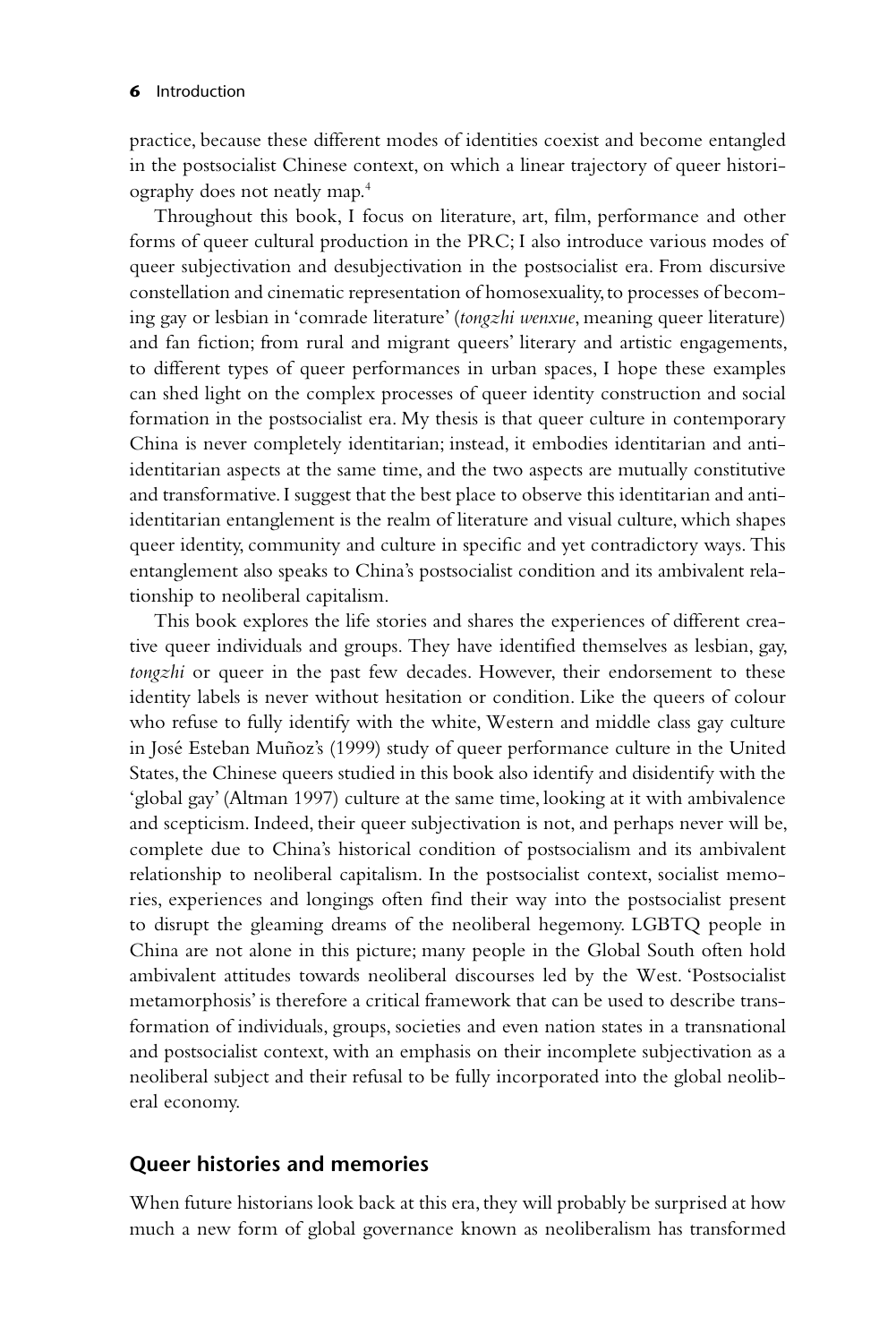practice, because these different modes of identities coexist and become entangled in the postsocialist Chinese context, on which a linear trajectory of queer historiography does not neatly map.[4]

Throughout this book, I focus on literature, art, film, performance and other forms of queer cultural production in the PRC; I also introduce various modes of queer subjectivation and desubjectivation in the postsocialist era. From discursive constellation and cinematic representation of homosexuality, to processes of becoming gay or lesbian in 'comrade literature' (*tongzhi wenxue*, meaning queer literature) and fan fiction; from rural and migrant queers' literary and artistic engagements, to different types of queer performances in urban spaces, I hope these examples can shed light on the complex processes of queer identity construction and social formation in the postsocialist era. My thesis is that queer culture in contemporary China is never completely identitarian; instead, it embodies identitarian and anti-identitarian aspects at the same time, and the two aspects are mutually constitutive and transformative. I suggest that the best place to observe this identitarian and anti-identitarian entanglement is the realm of literature and visual culture, which shapes queer identity, community and culture in specific and yet contradictory ways. This entanglement also speaks to China's postsocialist condition and its ambivalent relationship to neoliberal capitalism.

This book explores the life stories and shares the experiences of different creative queer individuals and groups. They have identified themselves as lesbian, gay, *tongzhi* or queer in the past few decades. However, their endorsement to these identity labels is never without hesitation or condition. Like the queers of colour who refuse to fully identify with the white, Western and middle class gay culture in José Esteban Muñoz's (1999) study of queer performance culture in the United States, the Chinese queers studied in this book also identify and disidentify with the 'global gay' (Altman 1997) culture at the same time, looking at it with ambivalence and scepticism. Indeed, their queer subjectivation is not, and perhaps never will be, complete due to China's historical condition of postsocialism and its ambivalent relationship to neoliberal capitalism. In the postsocialist context, socialist memories, experiences and longings often find their way into the postsocialist present to disrupt the gleaming dreams of the neoliberal hegemony. LGBTQ people in China are not alone in this picture; many people in the Global South often hold ambivalent attitudes towards neoliberal discourses led by the West. 'Postsocialist metamorphosis' is therefore a critical framework that can be used to describe transformation of individuals, groups, societies and even nation states in a transnational and postsocialist context, with an emphasis on their incomplete subjectivation as a neoliberal subject and their refusal to be fully incorporated into the global neoliberal economy.

## Queer histories and memories

When future historians look back at this era, they will probably be surprised at how much a new form of global governance known as neoliberalism has transformed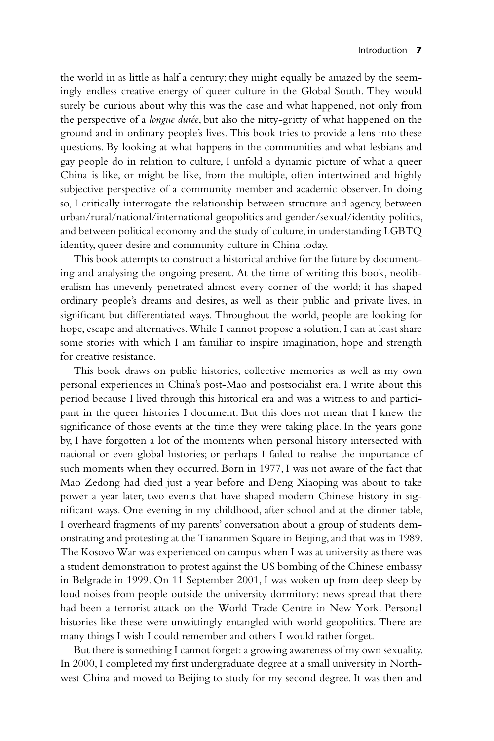the world in as little as half a century; they might equally be amazed by the seemingly endless creative energy of queer culture in the Global South. They would surely be curious about why this was the case and what happened, not only from the perspective of a *longue durée*, but also the nitty-gritty of what happened on the ground and in ordinary people's lives. This book tries to provide a lens into these questions. By looking at what happens in the communities and what lesbians and gay people do in relation to culture, I unfold a dynamic picture of what a queer China is like, or might be like, from the multiple, often intertwined and highly subjective perspective of a community member and academic observer. In doing so, I critically interrogate the relationship between structure and agency, between urban/rural/national/international geopolitics and gender/sexual/identity politics, and between political economy and the study of culture, in understanding LGBTQ identity, queer desire and community culture in China today.

This book attempts to construct a historical archive for the future by documenting and analysing the ongoing present. At the time of writing this book, neoliberalism has unevenly penetrated almost every corner of the world; it has shaped ordinary people's dreams and desires, as well as their public and private lives, in significant but differentiated ways. Throughout the world, people are looking for hope, escape and alternatives. While I cannot propose a solution, I can at least share some stories with which I am familiar to inspire imagination, hope and strength for creative resistance.

This book draws on public histories, collective memories as well as my own personal experiences in China's post-Mao and postsocialist era. I write about this period because I lived through this historical era and was a witness to and participant in the queer histories I document. But this does not mean that I knew the significance of those events at the time they were taking place. In the years gone by, I have forgotten a lot of the moments when personal history intersected with national or even global histories; or perhaps I failed to realise the importance of such moments when they occurred. Born in 1977, I was not aware of the fact that Mao Zedong had died just a year before and Deng Xiaoping was about to take power a year later, two events that have shaped modern Chinese history in significant ways. One evening in my childhood, after school and at the dinner table, I overheard fragments of my parents' conversation about a group of students demonstrating and protesting at the Tiananmen Square in Beijing, and that was in 1989. The Kosovo War was experienced on campus when I was at university as there was a student demonstration to protest against the US bombing of the Chinese embassy in Belgrade in 1999. On 11 September 2001, I was woken up from deep sleep by loud noises from people outside the university dormitory: news spread that there had been a terrorist attack on the World Trade Centre in New York. Personal histories like these were unwittingly entangled with world geopolitics. There are many things I wish I could remember and others I would rather forget.

But there is something I cannot forget: a growing awareness of my own sexuality. In 2000, I completed my first undergraduate degree at a small university in Northwest China and moved to Beijing to study for my second degree. It was then and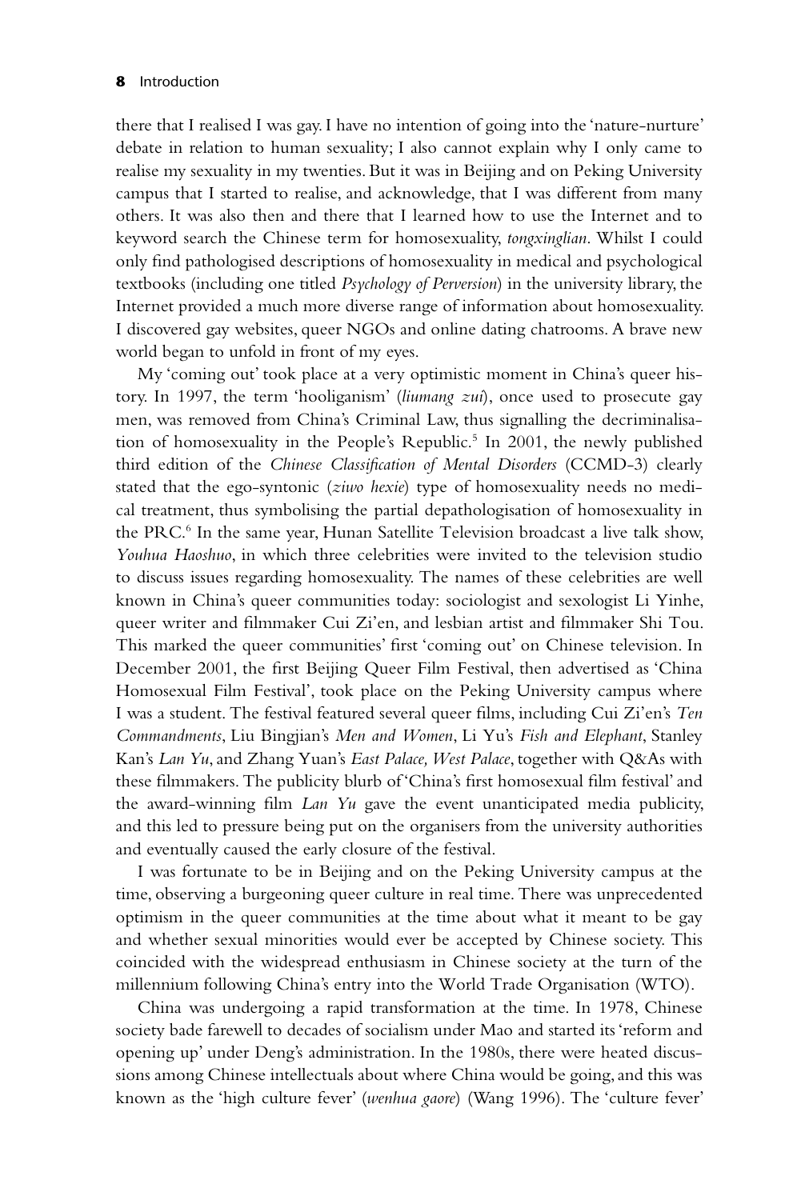there that I realised I was gay. I have no intention of going into the 'nature-nurture' debate in relation to human sexuality; I also cannot explain why I only came to realise my sexuality in my twenties. But it was in Beijing and on Peking University campus that I started to realise, and acknowledge, that I was different from many others. It was also then and there that I learned how to use the Internet and to keyword search the Chinese term for homosexuality, *tongxinglian*. Whilst I could only find pathologised descriptions of homosexuality in medical and psychological textbooks (including one titled *Psychology of Perversion*) in the university library, the Internet provided a much more diverse range of information about homosexuality. I discovered gay websites, queer NGOs and online dating chatrooms. A brave new world began to unfold in front of my eyes.

My 'coming out' took place at a very optimistic moment in China's queer history. In 1997, the term 'hooliganism' (*liumang zui*), once used to prosecute gay men, was removed from China's Criminal Law, thus signalling the decriminalisation of homosexuality in the People's Republic.[5] In 2001, the newly published third edition of the *Chinese Classification of Mental Disorders* (CCMD-3) clearly stated that the ego-syntonic (*ziwo hexie*) type of homosexuality needs no medical treatment, thus symbolising the partial depathologisation of homosexuality in the PRC.[6] In the same year, Hunan Satellite Television broadcast a live talk show, *Youhua Haoshuo*, in which three celebrities were invited to the television studio to discuss issues regarding homosexuality. The names of these celebrities are well known in China's queer communities today: sociologist and sexologist Li Yinhe, queer writer and filmmaker Cui Zi'en, and lesbian artist and filmmaker Shi Tou. This marked the queer communities' first 'coming out' on Chinese television. In December 2001, the first Beijing Queer Film Festival, then advertised as 'China Homosexual Film Festival', took place on the Peking University campus where I was a student. The festival featured several queer films, including Cui Zi'en's *Ten Commandments*, Liu Bingjian's *Men and Women*, Li Yu's *Fish and Elephant*, Stanley Kan's *Lan Yu*, and Zhang Yuan's *East Palace, West Palace*, together with Q&As with these filmmakers. The publicity blurb of 'China's first homosexual film festival' and the award-winning film *Lan Yu* gave the event unanticipated media publicity, and this led to pressure being put on the organisers from the university authorities and eventually caused the early closure of the festival.

I was fortunate to be in Beijing and on the Peking University campus at the time, observing a burgeoning queer culture in real time. There was unprecedented optimism in the queer communities at the time about what it meant to be gay and whether sexual minorities would ever be accepted by Chinese society. This coincided with the widespread enthusiasm in Chinese society at the turn of the millennium following China's entry into the World Trade Organisation (WTO).

China was undergoing a rapid transformation at the time. In 1978, Chinese society bade farewell to decades of socialism under Mao and started its 'reform and opening up' under Deng's administration. In the 1980s, there were heated discussions among Chinese intellectuals about where China would be going, and this was known as the 'high culture fever' (*wenhua gaore*) (Wang 1996). The 'culture fever'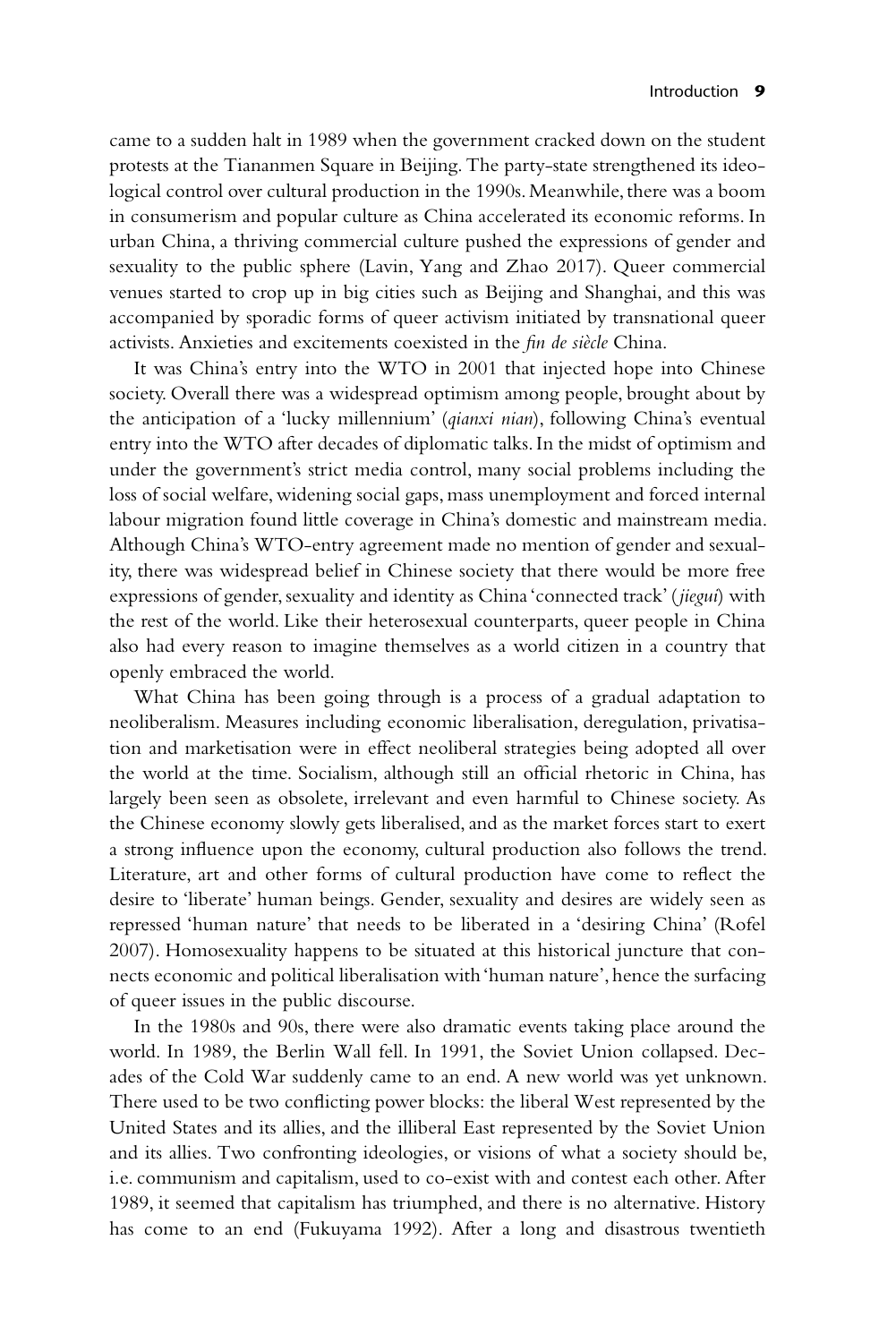came to a sudden halt in 1989 when the government cracked down on the student protests at the Tiananmen Square in Beijing. The party-state strengthened its ideological control over cultural production in the 1990s. Meanwhile, there was a boom in consumerism and popular culture as China accelerated its economic reforms. In urban China, a thriving commercial culture pushed the expressions of gender and sexuality to the public sphere (Lavin, Yang and Zhao 2017). Queer commercial venues started to crop up in big cities such as Beijing and Shanghai, and this was accompanied by sporadic forms of queer activism initiated by transnational queer activists. Anxieties and excitements coexisted in the *fin de siècle* China.

It was China's entry into the WTO in 2001 that injected hope into Chinese society. Overall there was a widespread optimism among people, brought about by the anticipation of a 'lucky millennium' (*qianxi nian*), following China's eventual entry into the WTO after decades of diplomatic talks. In the midst of optimism and under the government's strict media control, many social problems including the loss of social welfare, widening social gaps, mass unemployment and forced internal labour migration found little coverage in China's domestic and mainstream media. Although China's WTO-entry agreement made no mention of gender and sexuality, there was widespread belief in Chinese society that there would be more free expressions of gender, sexuality and identity as China 'connected track' (*jiegui*) with the rest of the world. Like their heterosexual counterparts, queer people in China also had every reason to imagine themselves as a world citizen in a country that openly embraced the world.

What China has been going through is a process of a gradual adaptation to neoliberalism. Measures including economic liberalisation, deregulation, privatisation and marketisation were in effect neoliberal strategies being adopted all over the world at the time. Socialism, although still an official rhetoric in China, has largely been seen as obsolete, irrelevant and even harmful to Chinese society. As the Chinese economy slowly gets liberalised, and as the market forces start to exert a strong influence upon the economy, cultural production also follows the trend. Literature, art and other forms of cultural production have come to reflect the desire to 'liberate' human beings. Gender, sexuality and desires are widely seen as repressed 'human nature' that needs to be liberated in a 'desiring China' (Rofel 2007). Homosexuality happens to be situated at this historical juncture that connects economic and political liberalisation with 'human nature', hence the surfacing of queer issues in the public discourse.

In the 1980s and 90s, there were also dramatic events taking place around the world. In 1989, the Berlin Wall fell. In 1991, the Soviet Union collapsed. Decades of the Cold War suddenly came to an end. A new world was yet unknown. There used to be two conflicting power blocks: the liberal West represented by the United States and its allies, and the illiberal East represented by the Soviet Union and its allies. Two confronting ideologies, or visions of what a society should be, i.e. communism and capitalism, used to co-exist with and contest each other. After 1989, it seemed that capitalism has triumphed, and there is no alternative. History has come to an end (Fukuyama 1992). After a long and disastrous twentieth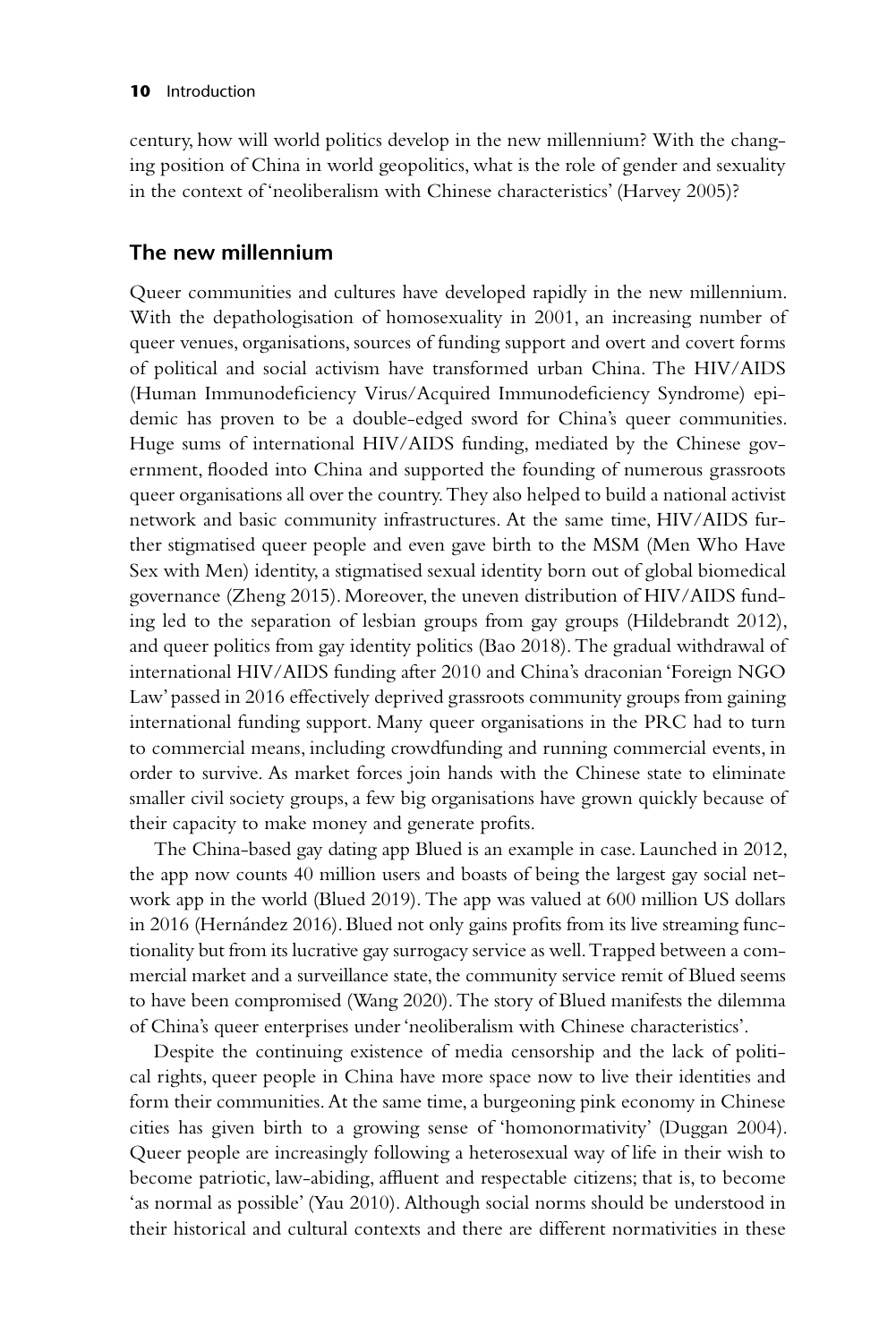century, how will world politics develop in the new millennium? With the changing position of China in world geopolitics, what is the role of gender and sexuality in the context of 'neoliberalism with Chinese characteristics' (Harvey 2005)?

## The new millennium

Queer communities and cultures have developed rapidly in the new millennium. With the depathologisation of homosexuality in 2001, an increasing number of queer venues, organisations, sources of funding support and overt and covert forms of political and social activism have transformed urban China. The HIV/AIDS (Human Immunodeficiency Virus/Acquired Immunodeficiency Syndrome) epidemic has proven to be a double-edged sword for China's queer communities. Huge sums of international HIV/AIDS funding, mediated by the Chinese government, flooded into China and supported the founding of numerous grassroots queer organisations all over the country. They also helped to build a national activist network and basic community infrastructures. At the same time, HIV/AIDS further stigmatised queer people and even gave birth to the MSM (Men Who Have Sex with Men) identity, a stigmatised sexual identity born out of global biomedical governance (Zheng 2015). Moreover, the uneven distribution of HIV/AIDS funding led to the separation of lesbian groups from gay groups (Hildebrandt 2012), and queer politics from gay identity politics (Bao 2018). The gradual withdrawal of international HIV/AIDS funding after 2010 and China's draconian 'Foreign NGO Law' passed in 2016 effectively deprived grassroots community groups from gaining international funding support. Many queer organisations in the PRC had to turn to commercial means, including crowdfunding and running commercial events, in order to survive. As market forces join hands with the Chinese state to eliminate smaller civil society groups, a few big organisations have grown quickly because of their capacity to make money and generate profits.

The China-based gay dating app Blued is an example in case. Launched in 2012, the app now counts 40 million users and boasts of being the largest gay social network app in the world (Blued 2019). The app was valued at 600 million US dollars in 2016 (Hernández 2016). Blued not only gains profits from its live streaming functionality but from its lucrative gay surrogacy service as well. Trapped between a commercial market and a surveillance state, the community service remit of Blued seems to have been compromised (Wang 2020). The story of Blued manifests the dilemma of China's queer enterprises under 'neoliberalism with Chinese characteristics'.

Despite the continuing existence of media censorship and the lack of political rights, queer people in China have more space now to live their identities and form their communities. At the same time, a burgeoning pink economy in Chinese cities has given birth to a growing sense of 'homonormativity' (Duggan 2004). Queer people are increasingly following a heterosexual way of life in their wish to become patriotic, law-abiding, affluent and respectable citizens; that is, to become 'as normal as possible' (Yau 2010). Although social norms should be understood in their historical and cultural contexts and there are different normativities in these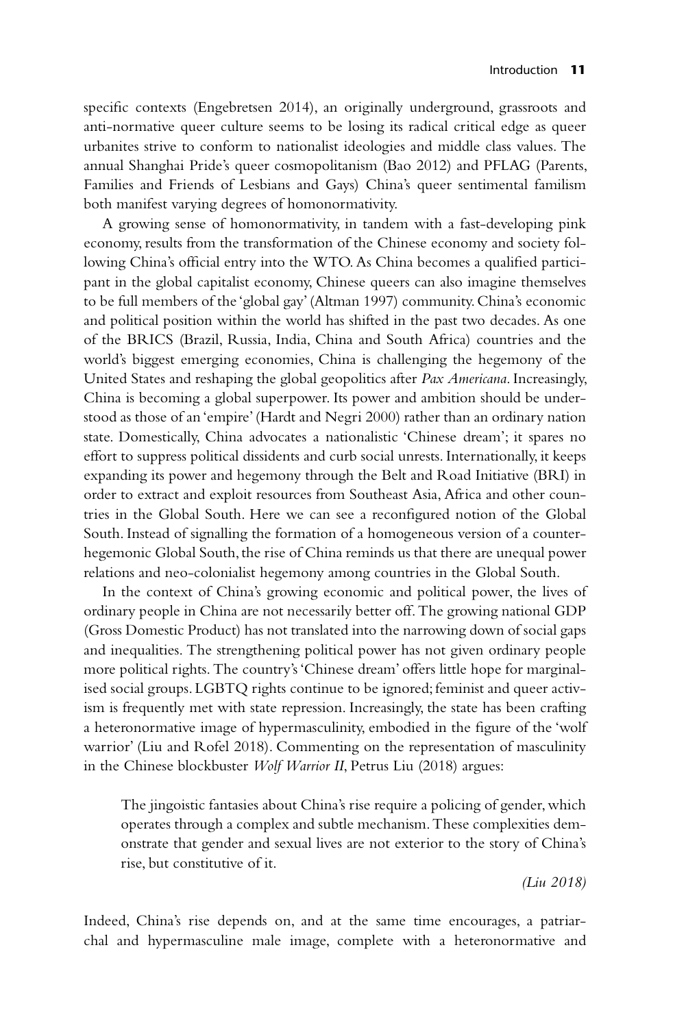specific contexts (Engebretsen 2014), an originally underground, grassroots and anti-normative queer culture seems to be losing its radical critical edge as queer urbanites strive to conform to nationalist ideologies and middle class values. The annual Shanghai Pride's queer cosmopolitanism (Bao 2012) and PFLAG (Parents, Families and Friends of Lesbians and Gays) China's queer sentimental familism both manifest varying degrees of homonormativity.

A growing sense of homonormativity, in tandem with a fast-developing pink economy, results from the transformation of the Chinese economy and society following China's official entry into the WTO. As China becomes a qualified participant in the global capitalist economy, Chinese queers can also imagine themselves to be full members of the 'global gay' (Altman 1997) community. China's economic and political position within the world has shifted in the past two decades. As one of the BRICS (Brazil, Russia, India, China and South Africa) countries and the world's biggest emerging economies, China is challenging the hegemony of the United States and reshaping the global geopolitics after *Pax Americana*. Increasingly, China is becoming a global superpower. Its power and ambition should be understood as those of an 'empire' (Hardt and Negri 2000) rather than an ordinary nation state. Domestically, China advocates a nationalistic 'Chinese dream'; it spares no effort to suppress political dissidents and curb social unrests. Internationally, it keeps expanding its power and hegemony through the Belt and Road Initiative (BRI) in order to extract and exploit resources from Southeast Asia, Africa and other countries in the Global South. Here we can see a reconfigured notion of the Global South. Instead of signalling the formation of a homogeneous version of a counter-hegemonic Global South, the rise of China reminds us that there are unequal power relations and neo-colonialist hegemony among countries in the Global South.

In the context of China's growing economic and political power, the lives of ordinary people in China are not necessarily better off. The growing national GDP (Gross Domestic Product) has not translated into the narrowing down of social gaps and inequalities. The strengthening political power has not given ordinary people more political rights. The country's 'Chinese dream' offers little hope for marginalised social groups. LGBTQ rights continue to be ignored; feminist and queer activism is frequently met with state repression. Increasingly, the state has been crafting a heteronormative image of hypermasculinity, embodied in the figure of the 'wolf warrior' (Liu and Rofel 2018). Commenting on the representation of masculinity in the Chinese blockbuster *Wolf Warrior II*, Petrus Liu (2018) argues:

> The jingoistic fantasies about China's rise require a policing of gender, which operates through a complex and subtle mechanism. These complexities demonstrate that gender and sexual lives are not exterior to the story of China's rise, but constitutive of it.
>
> *(Liu 2018)*

Indeed, China's rise depends on, and at the same time encourages, a patriarchal and hypermasculine male image, complete with a heteronormative and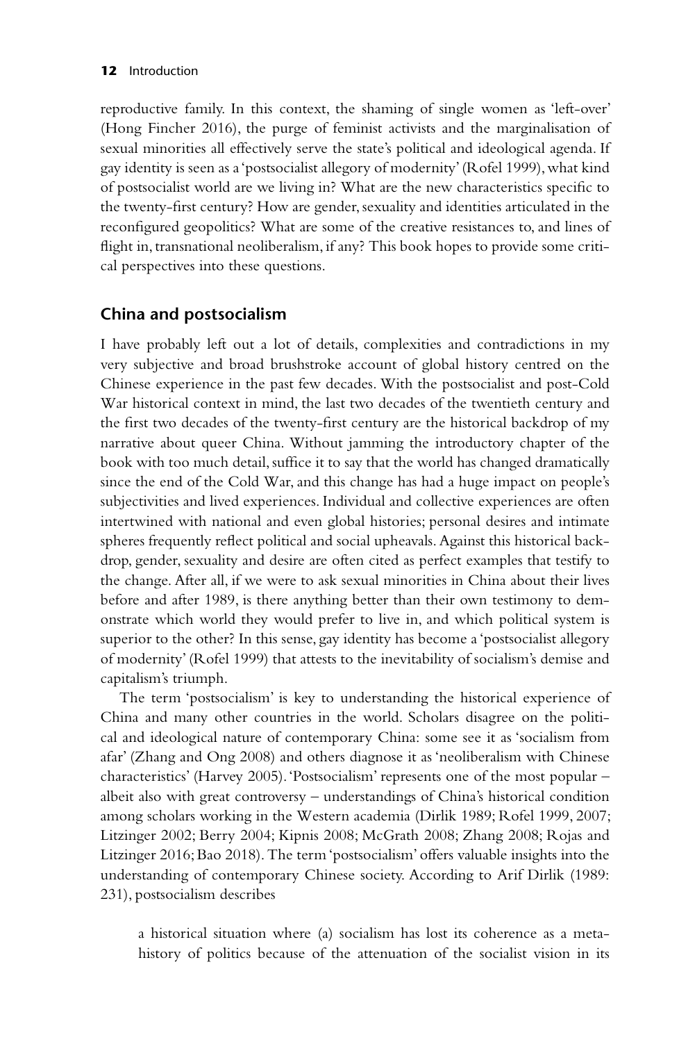reproductive family. In this context, the shaming of single women as 'left-over' (Hong Fincher 2016), the purge of feminist activists and the marginalisation of sexual minorities all effectively serve the state's political and ideological agenda. If gay identity is seen as a 'postsocialist allegory of modernity' (Rofel 1999), what kind of postsocialist world are we living in? What are the new characteristics specific to the twenty-first century? How are gender, sexuality and identities articulated in the reconfigured geopolitics? What are some of the creative resistances to, and lines of flight in, transnational neoliberalism, if any? This book hopes to provide some critical perspectives into these questions.

## China and postsocialism

I have probably left out a lot of details, complexities and contradictions in my very subjective and broad brushstroke account of global history centred on the Chinese experience in the past few decades. With the postsocialist and post-Cold War historical context in mind, the last two decades of the twentieth century and the first two decades of the twenty-first century are the historical backdrop of my narrative about queer China. Without jamming the introductory chapter of the book with too much detail, suffice it to say that the world has changed dramatically since the end of the Cold War, and this change has had a huge impact on people's subjectivities and lived experiences. Individual and collective experiences are often intertwined with national and even global histories; personal desires and intimate spheres frequently reflect political and social upheavals. Against this historical backdrop, gender, sexuality and desire are often cited as perfect examples that testify to the change. After all, if we were to ask sexual minorities in China about their lives before and after 1989, is there anything better than their own testimony to demonstrate which world they would prefer to live in, and which political system is superior to the other? In this sense, gay identity has become a 'postsocialist allegory of modernity' (Rofel 1999) that attests to the inevitability of socialism's demise and capitalism's triumph.

The term 'postsocialism' is key to understanding the historical experience of China and many other countries in the world. Scholars disagree on the political and ideological nature of contemporary China: some see it as 'socialism from afar' (Zhang and Ong 2008) and others diagnose it as 'neoliberalism with Chinese characteristics' (Harvey 2005). 'Postsocialism' represents one of the most popular – albeit also with great controversy – understandings of China's historical condition among scholars working in the Western academia (Dirlik 1989; Rofel 1999, 2007; Litzinger 2002; Berry 2004; Kipnis 2008; McGrath 2008; Zhang 2008; Rojas and Litzinger 2016; Bao 2018). The term 'postsocialism' offers valuable insights into the understanding of contemporary Chinese society. According to Arif Dirlik (1989: 231), postsocialism describes

> a historical situation where (a) socialism has lost its coherence as a metahistory of politics because of the attenuation of the socialist vision in its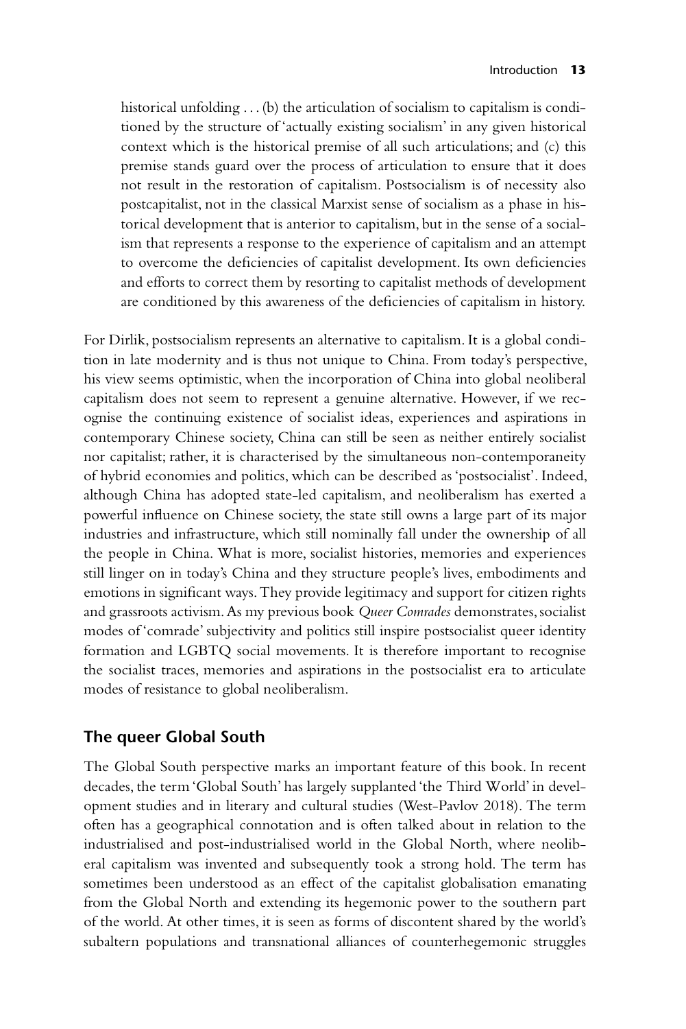> historical unfolding . . . (b) the articulation of socialism to capitalism is conditioned by the structure of 'actually existing socialism' in any given historical context which is the historical premise of all such articulations; and (c) this premise stands guard over the process of articulation to ensure that it does not result in the restoration of capitalism. Postsocialism is of necessity also postcapitalist, not in the classical Marxist sense of socialism as a phase in historical development that is anterior to capitalism, but in the sense of a socialism that represents a response to the experience of capitalism and an attempt to overcome the deficiencies of capitalist development. Its own deficiencies and efforts to correct them by resorting to capitalist methods of development are conditioned by this awareness of the deficiencies of capitalism in history.

For Dirlik, postsocialism represents an alternative to capitalism. It is a global condition in late modernity and is thus not unique to China. From today's perspective, his view seems optimistic, when the incorporation of China into global neoliberal capitalism does not seem to represent a genuine alternative. However, if we recognise the continuing existence of socialist ideas, experiences and aspirations in contemporary Chinese society, China can still be seen as neither entirely socialist nor capitalist; rather, it is characterised by the simultaneous non-contemporaneity of hybrid economies and politics, which can be described as 'postsocialist'. Indeed, although China has adopted state-led capitalism, and neoliberalism has exerted a powerful influence on Chinese society, the state still owns a large part of its major industries and infrastructure, which still nominally fall under the ownership of all the people in China. What is more, socialist histories, memories and experiences still linger on in today's China and they structure people's lives, embodiments and emotions in significant ways. They provide legitimacy and support for citizen rights and grassroots activism. As my previous book *Queer Comrades* demonstrates, socialist modes of 'comrade' subjectivity and politics still inspire postsocialist queer identity formation and LGBTQ social movements. It is therefore important to recognise the socialist traces, memories and aspirations in the postsocialist era to articulate modes of resistance to global neoliberalism.

## The queer Global South

The Global South perspective marks an important feature of this book. In recent decades, the term 'Global South' has largely supplanted 'the Third World' in development studies and in literary and cultural studies (West-Pavlov 2018). The term often has a geographical connotation and is often talked about in relation to the industrialised and post-industrialised world in the Global North, where neoliberal capitalism was invented and subsequently took a strong hold. The term has sometimes been understood as an effect of the capitalist globalisation emanating from the Global North and extending its hegemonic power to the southern part of the world. At other times, it is seen as forms of discontent shared by the world's subaltern populations and transnational alliances of counterhegemonic struggles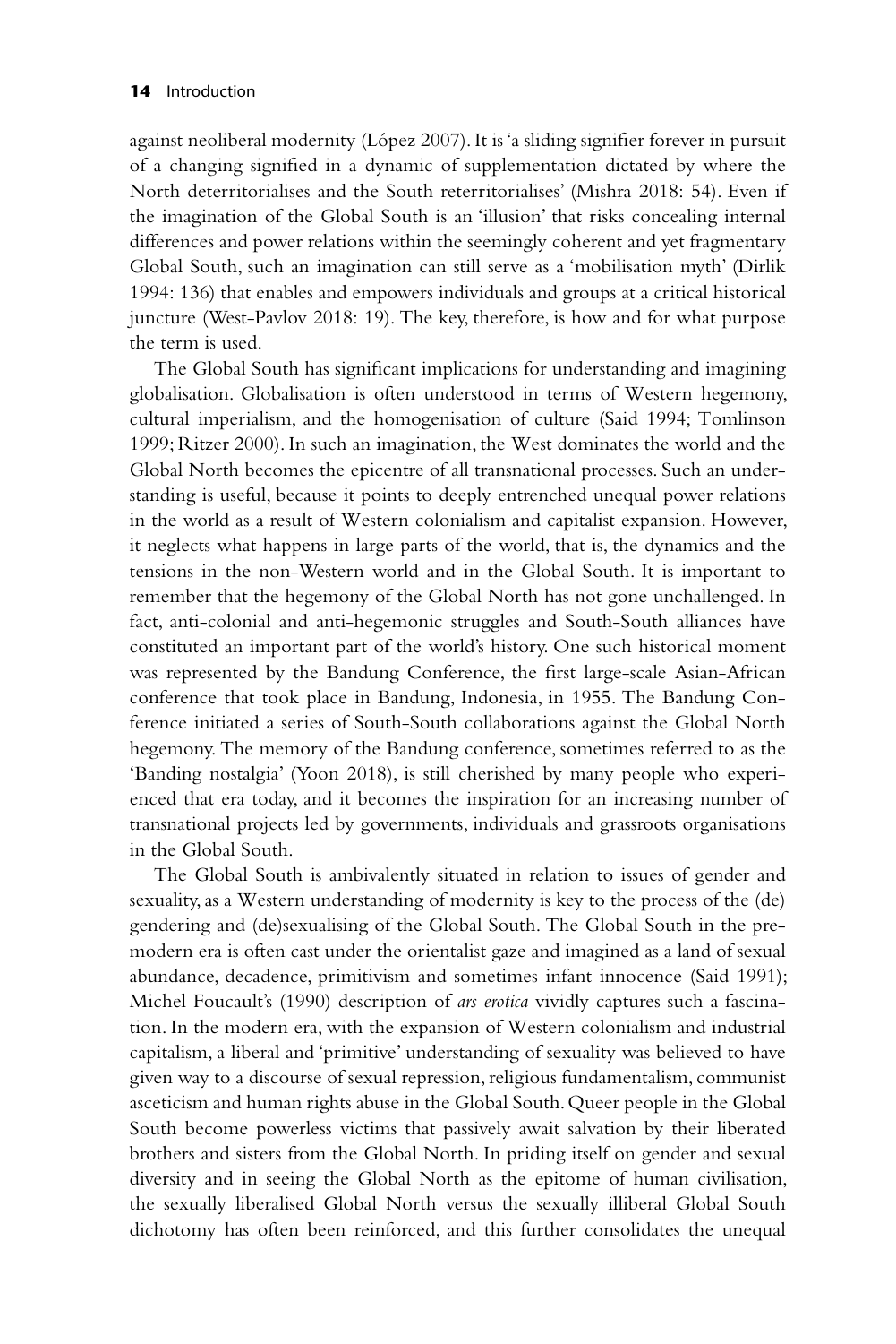against neoliberal modernity (López 2007). It is 'a sliding signifier forever in pursuit of a changing signified in a dynamic of supplementation dictated by where the North deterritorialises and the South reterritorialises' (Mishra 2018: 54). Even if the imagination of the Global South is an 'illusion' that risks concealing internal differences and power relations within the seemingly coherent and yet fragmentary Global South, such an imagination can still serve as a 'mobilisation myth' (Dirlik 1994: 136) that enables and empowers individuals and groups at a critical historical juncture (West-Pavlov 2018: 19). The key, therefore, is how and for what purpose the term is used.

The Global South has significant implications for understanding and imagining globalisation. Globalisation is often understood in terms of Western hegemony, cultural imperialism, and the homogenisation of culture (Said 1994; Tomlinson 1999; Ritzer 2000). In such an imagination, the West dominates the world and the Global North becomes the epicentre of all transnational processes. Such an understanding is useful, because it points to deeply entrenched unequal power relations in the world as a result of Western colonialism and capitalist expansion. However, it neglects what happens in large parts of the world, that is, the dynamics and the tensions in the non-Western world and in the Global South. It is important to remember that the hegemony of the Global North has not gone unchallenged. In fact, anti-colonial and anti-hegemonic struggles and South-South alliances have constituted an important part of the world's history. One such historical moment was represented by the Bandung Conference, the first large-scale Asian-African conference that took place in Bandung, Indonesia, in 1955. The Bandung Conference initiated a series of South-South collaborations against the Global North hegemony. The memory of the Bandung conference, sometimes referred to as the 'Banding nostalgia' (Yoon 2018), is still cherished by many people who experienced that era today, and it becomes the inspiration for an increasing number of transnational projects led by governments, individuals and grassroots organisations in the Global South.

The Global South is ambivalently situated in relation to issues of gender and sexuality, as a Western understanding of modernity is key to the process of the (de)gendering and (de)sexualising of the Global South. The Global South in the premodern era is often cast under the orientalist gaze and imagined as a land of sexual abundance, decadence, primitivism and sometimes infant innocence (Said 1991); Michel Foucault's (1990) description of *ars erotica* vividly captures such a fascination. In the modern era, with the expansion of Western colonialism and industrial capitalism, a liberal and 'primitive' understanding of sexuality was believed to have given way to a discourse of sexual repression, religious fundamentalism, communist asceticism and human rights abuse in the Global South. Queer people in the Global South become powerless victims that passively await salvation by their liberated brothers and sisters from the Global North. In priding itself on gender and sexual diversity and in seeing the Global North as the epitome of human civilisation, the sexually liberalised Global North versus the sexually illiberal Global South dichotomy has often been reinforced, and this further consolidates the unequal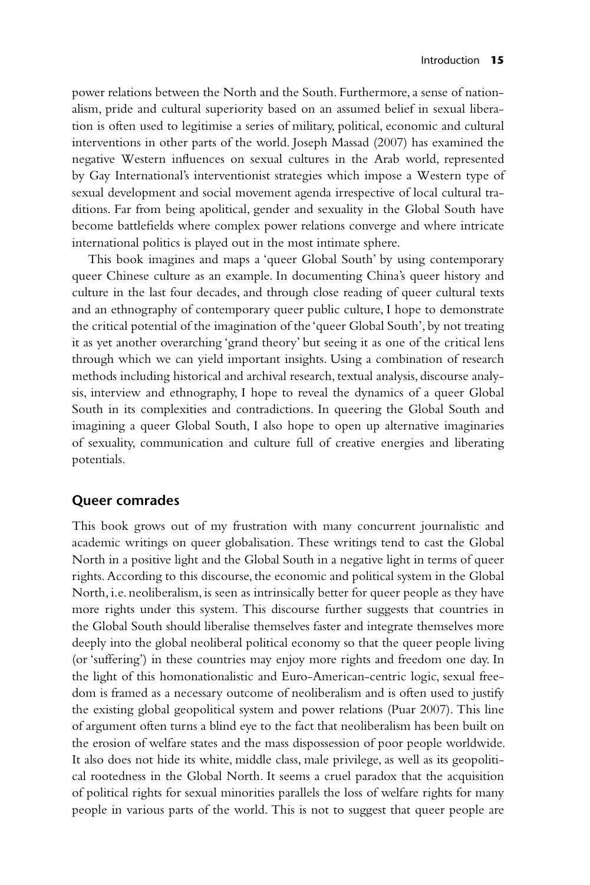power relations between the North and the South. Furthermore, a sense of nationalism, pride and cultural superiority based on an assumed belief in sexual liberation is often used to legitimise a series of military, political, economic and cultural interventions in other parts of the world. Joseph Massad (2007) has examined the negative Western influences on sexual cultures in the Arab world, represented by Gay International's interventionist strategies which impose a Western type of sexual development and social movement agenda irrespective of local cultural traditions. Far from being apolitical, gender and sexuality in the Global South have become battlefields where complex power relations converge and where intricate international politics is played out in the most intimate sphere.

This book imagines and maps a 'queer Global South' by using contemporary queer Chinese culture as an example. In documenting China's queer history and culture in the last four decades, and through close reading of queer cultural texts and an ethnography of contemporary queer public culture, I hope to demonstrate the critical potential of the imagination of the 'queer Global South', by not treating it as yet another overarching 'grand theory' but seeing it as one of the critical lens through which we can yield important insights. Using a combination of research methods including historical and archival research, textual analysis, discourse analysis, interview and ethnography, I hope to reveal the dynamics of a queer Global South in its complexities and contradictions. In queering the Global South and imagining a queer Global South, I also hope to open up alternative imaginaries of sexuality, communication and culture full of creative energies and liberating potentials.

## Queer comrades

This book grows out of my frustration with many concurrent journalistic and academic writings on queer globalisation. These writings tend to cast the Global North in a positive light and the Global South in a negative light in terms of queer rights. According to this discourse, the economic and political system in the Global North, i.e. neoliberalism, is seen as intrinsically better for queer people as they have more rights under this system. This discourse further suggests that countries in the Global South should liberalise themselves faster and integrate themselves more deeply into the global neoliberal political economy so that the queer people living (or 'suffering') in these countries may enjoy more rights and freedom one day. In the light of this homonationalistic and Euro-American-centric logic, sexual freedom is framed as a necessary outcome of neoliberalism and is often used to justify the existing global geopolitical system and power relations (Puar 2007). This line of argument often turns a blind eye to the fact that neoliberalism has been built on the erosion of welfare states and the mass dispossession of poor people worldwide. It also does not hide its white, middle class, male privilege, as well as its geopolitical rootedness in the Global North. It seems a cruel paradox that the acquisition of political rights for sexual minorities parallels the loss of welfare rights for many people in various parts of the world. This is not to suggest that queer people are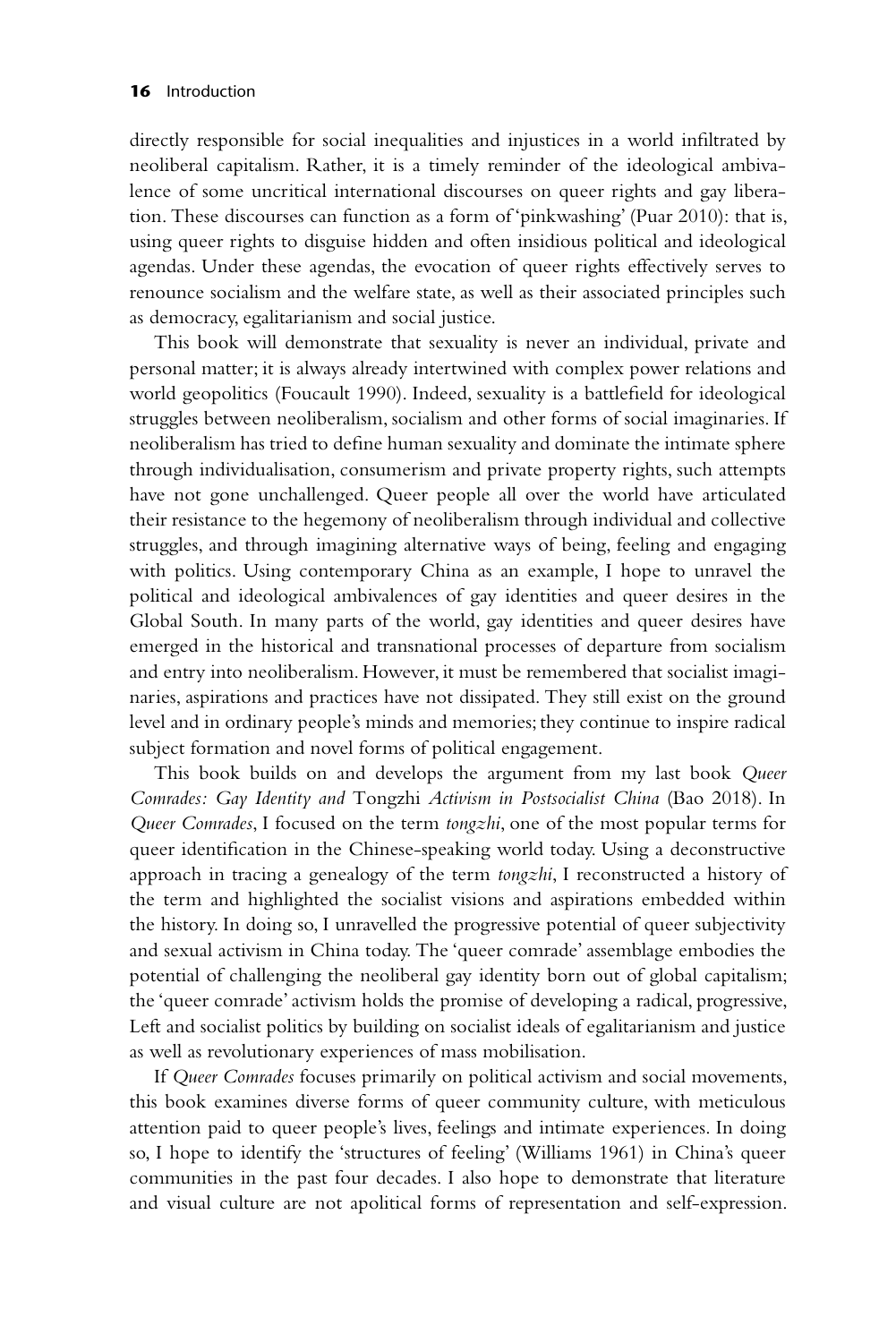directly responsible for social inequalities and injustices in a world infiltrated by neoliberal capitalism. Rather, it is a timely reminder of the ideological ambivalence of some uncritical international discourses on queer rights and gay liberation. These discourses can function as a form of 'pinkwashing' (Puar 2010): that is, using queer rights to disguise hidden and often insidious political and ideological agendas. Under these agendas, the evocation of queer rights effectively serves to renounce socialism and the welfare state, as well as their associated principles such as democracy, egalitarianism and social justice.

This book will demonstrate that sexuality is never an individual, private and personal matter; it is always already intertwined with complex power relations and world geopolitics (Foucault 1990). Indeed, sexuality is a battlefield for ideological struggles between neoliberalism, socialism and other forms of social imaginaries. If neoliberalism has tried to define human sexuality and dominate the intimate sphere through individualisation, consumerism and private property rights, such attempts have not gone unchallenged. Queer people all over the world have articulated their resistance to the hegemony of neoliberalism through individual and collective struggles, and through imagining alternative ways of being, feeling and engaging with politics. Using contemporary China as an example, I hope to unravel the political and ideological ambivalences of gay identities and queer desires in the Global South. In many parts of the world, gay identities and queer desires have emerged in the historical and transnational processes of departure from socialism and entry into neoliberalism. However, it must be remembered that socialist imaginaries, aspirations and practices have not dissipated. They still exist on the ground level and in ordinary people's minds and memories; they continue to inspire radical subject formation and novel forms of political engagement.

This book builds on and develops the argument from my last book *Queer Comrades: Gay Identity and* Tongzhi *Activism in Postsocialist China* (Bao 2018). In *Queer Comrades*, I focused on the term *tongzhi*, one of the most popular terms for queer identification in the Chinese-speaking world today. Using a deconstructive approach in tracing a genealogy of the term *tongzhi*, I reconstructed a history of the term and highlighted the socialist visions and aspirations embedded within the history. In doing so, I unravelled the progressive potential of queer subjectivity and sexual activism in China today. The 'queer comrade' assemblage embodies the potential of challenging the neoliberal gay identity born out of global capitalism; the 'queer comrade' activism holds the promise of developing a radical, progressive, Left and socialist politics by building on socialist ideals of egalitarianism and justice as well as revolutionary experiences of mass mobilisation.

If *Queer Comrades* focuses primarily on political activism and social movements, this book examines diverse forms of queer community culture, with meticulous attention paid to queer people's lives, feelings and intimate experiences. In doing so, I hope to identify the 'structures of feeling' (Williams 1961) in China's queer communities in the past four decades. I also hope to demonstrate that literature and visual culture are not apolitical forms of representation and self-expression.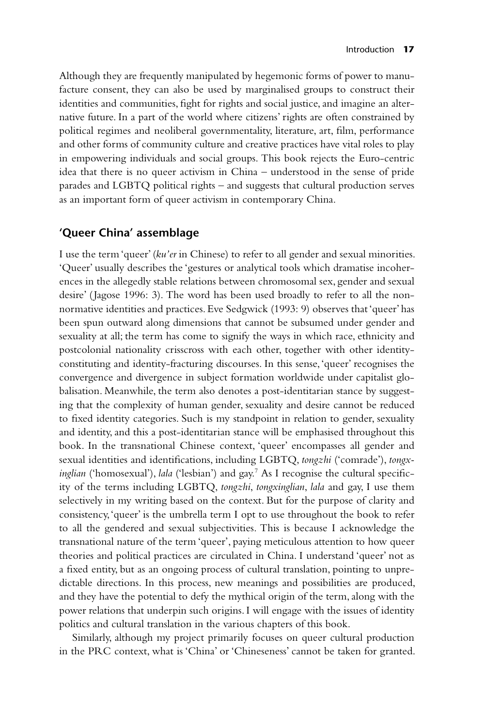Although they are frequently manipulated by hegemonic forms of power to manufacture consent, they can also be used by marginalised groups to construct their identities and communities, fight for rights and social justice, and imagine an alternative future. In a part of the world where citizens' rights are often constrained by political regimes and neoliberal governmentality, literature, art, film, performance and other forms of community culture and creative practices have vital roles to play in empowering individuals and social groups. This book rejects the Euro-centric idea that there is no queer activism in China – understood in the sense of pride parades and LGBTQ political rights – and suggests that cultural production serves as an important form of queer activism in contemporary China.

## 'Queer China' assemblage

I use the term 'queer' (*ku'er* in Chinese) to refer to all gender and sexual minorities. 'Queer' usually describes the 'gestures or analytical tools which dramatise incoherences in the allegedly stable relations between chromosomal sex, gender and sexual desire' (Jagose 1996: 3). The word has been used broadly to refer to all the non-normative identities and practices. Eve Sedgwick (1993: 9) observes that 'queer' has been spun outward along dimensions that cannot be subsumed under gender and sexuality at all; the term has come to signify the ways in which race, ethnicity and postcolonial nationality crisscross with each other, together with other identity-constituting and identity-fracturing discourses. In this sense, 'queer' recognises the convergence and divergence in subject formation worldwide under capitalist globalisation. Meanwhile, the term also denotes a post-identitarian stance by suggesting that the complexity of human gender, sexuality and desire cannot be reduced to fixed identity categories. Such is my standpoint in relation to gender, sexuality and identity, and this a post-identitarian stance will be emphasised throughout this book. In the transnational Chinese context, 'queer' encompasses all gender and sexual identities and identifications, including LGBTQ, *tongzhi* ('comrade'), *tongxinglian* ('homosexual'), *lala* ('lesbian') and gay.[7] As I recognise the cultural specificity of the terms including LGBTQ, *tongzhi*, *tongxinglian*, *lala* and gay, I use them selectively in my writing based on the context. But for the purpose of clarity and consistency, 'queer' is the umbrella term I opt to use throughout the book to refer to all the gendered and sexual subjectivities. This is because I acknowledge the transnational nature of the term 'queer', paying meticulous attention to how queer theories and political practices are circulated in China. I understand 'queer' not as a fixed entity, but as an ongoing process of cultural translation, pointing to unpredictable directions. In this process, new meanings and possibilities are produced, and they have the potential to defy the mythical origin of the term, along with the power relations that underpin such origins. I will engage with the issues of identity politics and cultural translation in the various chapters of this book.

Similarly, although my project primarily focuses on queer cultural production in the PRC context, what is 'China' or 'Chineseness' cannot be taken for granted.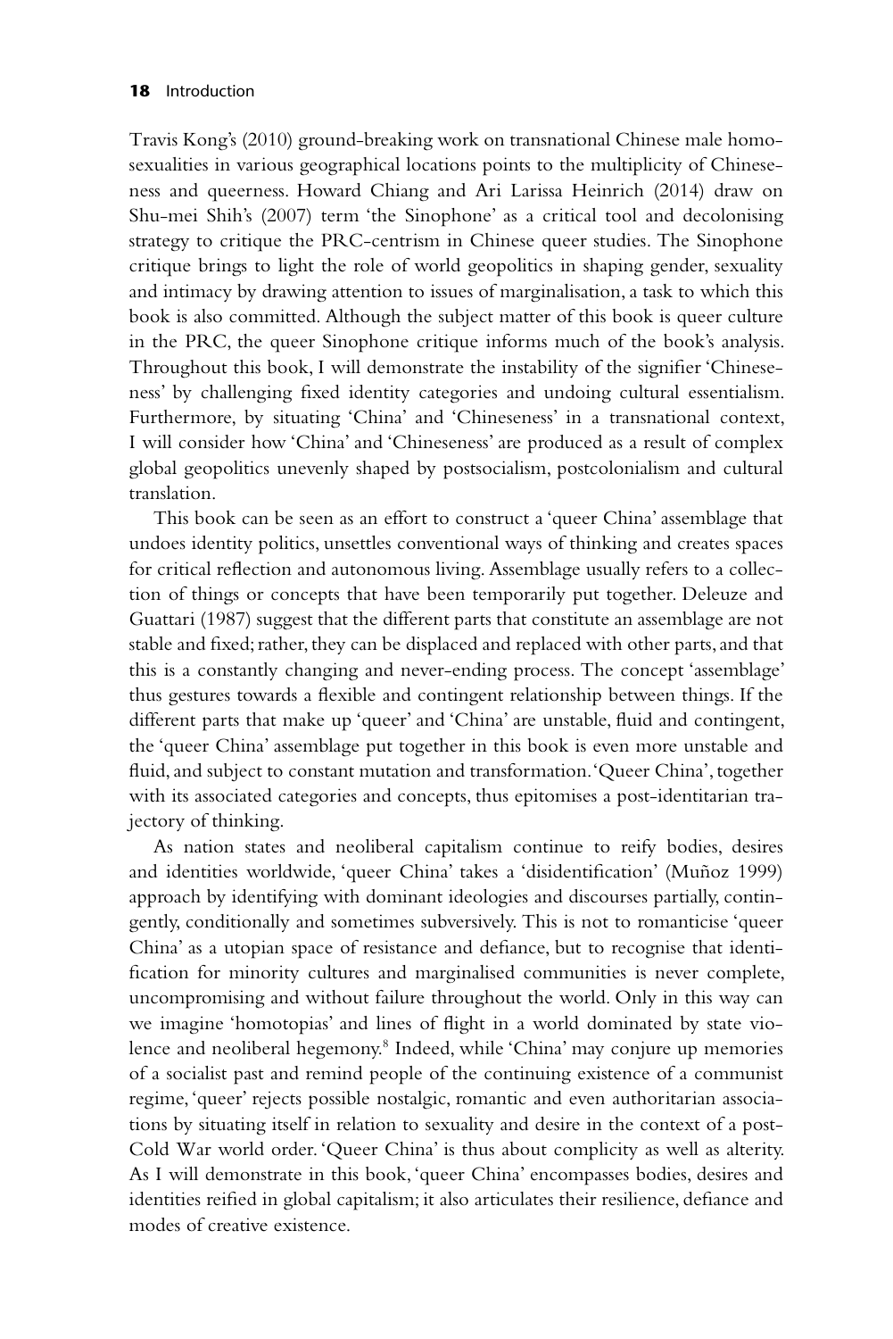Travis Kong's (2010) ground-breaking work on transnational Chinese male homosexualities in various geographical locations points to the multiplicity of Chineseness and queerness. Howard Chiang and Ari Larissa Heinrich (2014) draw on Shu-mei Shih's (2007) term 'the Sinophone' as a critical tool and decolonising strategy to critique the PRC-centrism in Chinese queer studies. The Sinophone critique brings to light the role of world geopolitics in shaping gender, sexuality and intimacy by drawing attention to issues of marginalisation, a task to which this book is also committed. Although the subject matter of this book is queer culture in the PRC, the queer Sinophone critique informs much of the book's analysis. Throughout this book, I will demonstrate the instability of the signifier 'Chineseness' by challenging fixed identity categories and undoing cultural essentialism. Furthermore, by situating 'China' and 'Chineseness' in a transnational context, I will consider how 'China' and 'Chineseness' are produced as a result of complex global geopolitics unevenly shaped by postsocialism, postcolonialism and cultural translation.

This book can be seen as an effort to construct a 'queer China' assemblage that undoes identity politics, unsettles conventional ways of thinking and creates spaces for critical reflection and autonomous living. Assemblage usually refers to a collection of things or concepts that have been temporarily put together. Deleuze and Guattari (1987) suggest that the different parts that constitute an assemblage are not stable and fixed; rather, they can be displaced and replaced with other parts, and that this is a constantly changing and never-ending process. The concept 'assemblage' thus gestures towards a flexible and contingent relationship between things. If the different parts that make up 'queer' and 'China' are unstable, fluid and contingent, the 'queer China' assemblage put together in this book is even more unstable and fluid, and subject to constant mutation and transformation. 'Queer China', together with its associated categories and concepts, thus epitomises a post-identitarian trajectory of thinking.

As nation states and neoliberal capitalism continue to reify bodies, desires and identities worldwide, 'queer China' takes a 'disidentification' (Muñoz 1999) approach by identifying with dominant ideologies and discourses partially, contingently, conditionally and sometimes subversively. This is not to romanticise 'queer China' as a utopian space of resistance and defiance, but to recognise that identification for minority cultures and marginalised communities is never complete, uncompromising and without failure throughout the world. Only in this way can we imagine 'homotopias' and lines of flight in a world dominated by state violence and neoliberal hegemony.[8] Indeed, while 'China' may conjure up memories of a socialist past and remind people of the continuing existence of a communist regime, 'queer' rejects possible nostalgic, romantic and even authoritarian associations by situating itself in relation to sexuality and desire in the context of a post-Cold War world order. 'Queer China' is thus about complicity as well as alterity. As I will demonstrate in this book, 'queer China' encompasses bodies, desires and identities reified in global capitalism; it also articulates their resilience, defiance and modes of creative existence.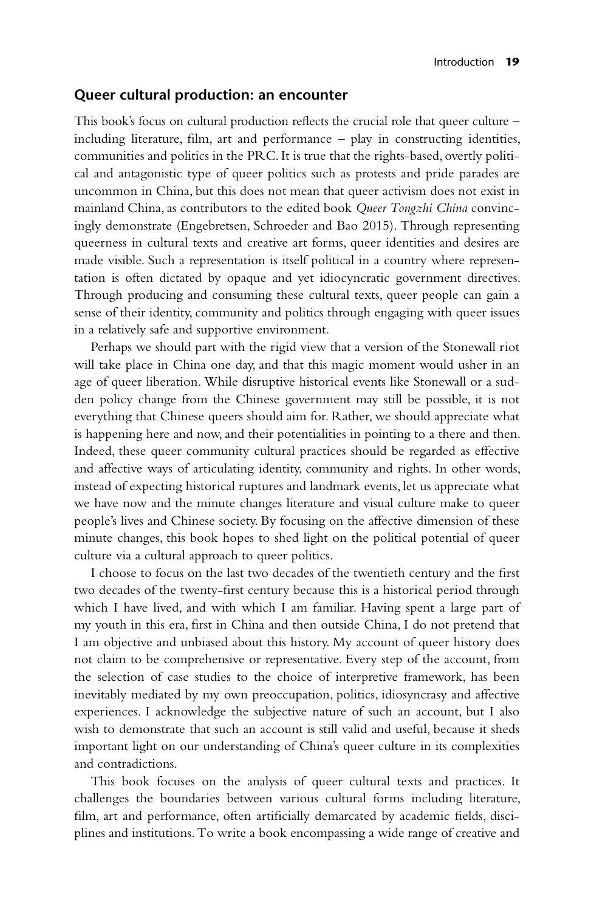## Queer cultural production: an encounter

This book's focus on cultural production reflects the crucial role that queer culture – including literature, film, art and performance – play in constructing identities, communities and politics in the PRC. It is true that the rights-based, overtly political and antagonistic type of queer politics such as protests and pride parades are uncommon in China, but this does not mean that queer activism does not exist in mainland China, as contributors to the edited book *Queer Tongzhi China* convincingly demonstrate (Engebretsen, Schroeder and Bao 2015). Through representing queerness in cultural texts and creative art forms, queer identities and desires are made visible. Such a representation is itself political in a country where representation is often dictated by opaque and yet idiocyncratic government directives. Through producing and consuming these cultural texts, queer people can gain a sense of their identity, community and politics through engaging with queer issues in a relatively safe and supportive environment.

Perhaps we should part with the rigid view that a version of the Stonewall riot will take place in China one day, and that this magic moment would usher in an age of queer liberation. While disruptive historical events like Stonewall or a sudden policy change from the Chinese government may still be possible, it is not everything that Chinese queers should aim for. Rather, we should appreciate what is happening here and now, and their potentialities in pointing to a there and then. Indeed, these queer community cultural practices should be regarded as effective and affective ways of articulating identity, community and rights. In other words, instead of expecting historical ruptures and landmark events, let us appreciate what we have now and the minute changes literature and visual culture make to queer people's lives and Chinese society. By focusing on the affective dimension of these minute changes, this book hopes to shed light on the political potential of queer culture via a cultural approach to queer politics.

I choose to focus on the last two decades of the twentieth century and the first two decades of the twenty-first century because this is a historical period through which I have lived, and with which I am familiar. Having spent a large part of my youth in this era, first in China and then outside China, I do not pretend that I am objective and unbiased about this history. My account of queer history does not claim to be comprehensive or representative. Every step of the account, from the selection of case studies to the choice of interpretive framework, has been inevitably mediated by my own preoccupation, politics, idiosyncrasy and affective experiences. I acknowledge the subjective nature of such an account, but I also wish to demonstrate that such an account is still valid and useful, because it sheds important light on our understanding of China's queer culture in its complexities and contradictions.

This book focuses on the analysis of queer cultural texts and practices. It challenges the boundaries between various cultural forms including literature, film, art and performance, often artificially demarcated by academic fields, disciplines and institutions. To write a book encompassing a wide range of creative and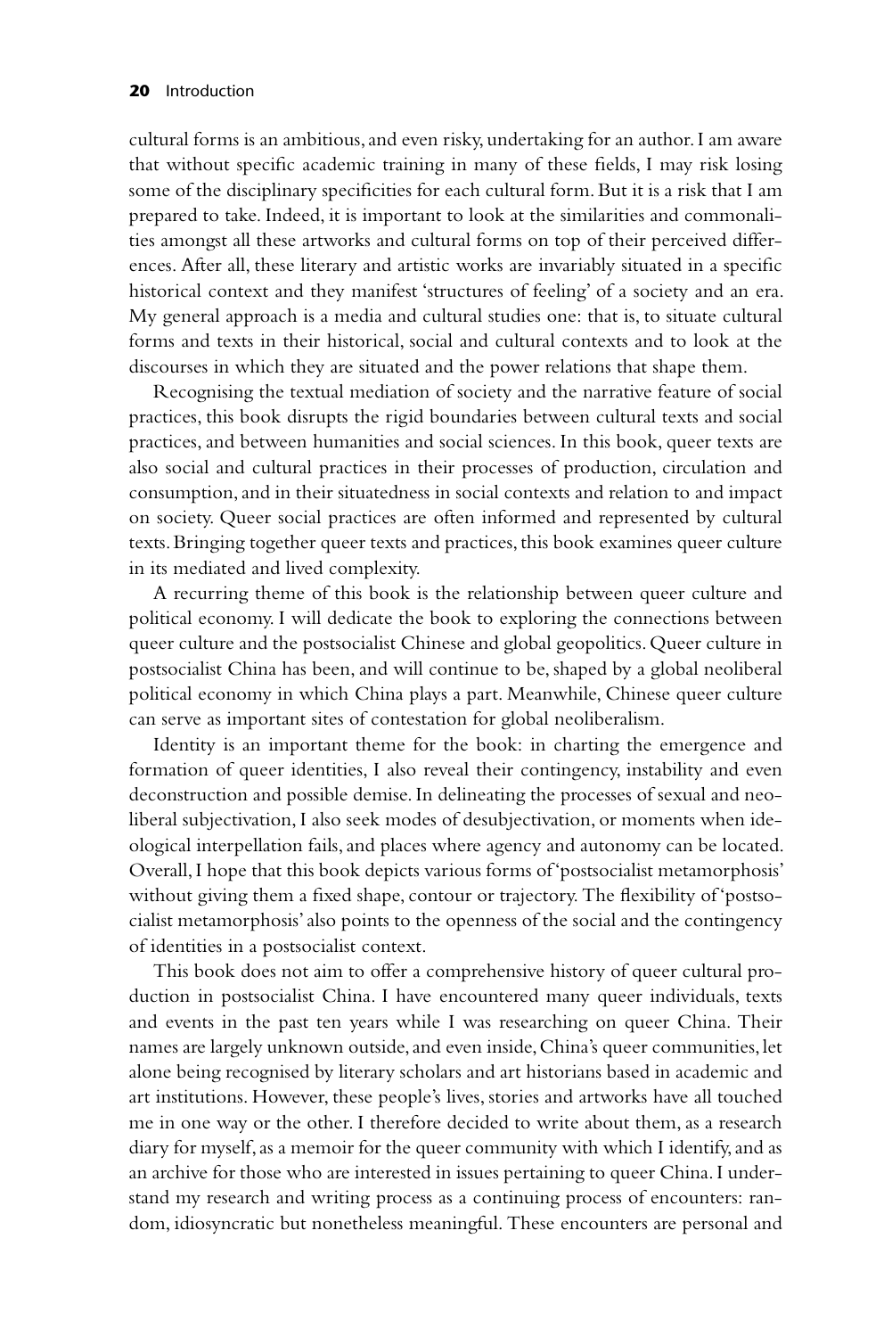cultural forms is an ambitious, and even risky, undertaking for an author. I am aware that without specific academic training in many of these fields, I may risk losing some of the disciplinary specificities for each cultural form. But it is a risk that I am prepared to take. Indeed, it is important to look at the similarities and commonalities amongst all these artworks and cultural forms on top of their perceived differences. After all, these literary and artistic works are invariably situated in a specific historical context and they manifest 'structures of feeling' of a society and an era. My general approach is a media and cultural studies one: that is, to situate cultural forms and texts in their historical, social and cultural contexts and to look at the discourses in which they are situated and the power relations that shape them.

Recognising the textual mediation of society and the narrative feature of social practices, this book disrupts the rigid boundaries between cultural texts and social practices, and between humanities and social sciences. In this book, queer texts are also social and cultural practices in their processes of production, circulation and consumption, and in their situatedness in social contexts and relation to and impact on society. Queer social practices are often informed and represented by cultural texts. Bringing together queer texts and practices, this book examines queer culture in its mediated and lived complexity.

A recurring theme of this book is the relationship between queer culture and political economy. I will dedicate the book to exploring the connections between queer culture and the postsocialist Chinese and global geopolitics. Queer culture in postsocialist China has been, and will continue to be, shaped by a global neoliberal political economy in which China plays a part. Meanwhile, Chinese queer culture can serve as important sites of contestation for global neoliberalism.

Identity is an important theme for the book: in charting the emergence and formation of queer identities, I also reveal their contingency, instability and even deconstruction and possible demise. In delineating the processes of sexual and neoliberal subjectivation, I also seek modes of desubjectivation, or moments when ideological interpellation fails, and places where agency and autonomy can be located. Overall, I hope that this book depicts various forms of 'postsocialist metamorphosis' without giving them a fixed shape, contour or trajectory. The flexibility of 'postsocialist metamorphosis' also points to the openness of the social and the contingency of identities in a postsocialist context.

This book does not aim to offer a comprehensive history of queer cultural production in postsocialist China. I have encountered many queer individuals, texts and events in the past ten years while I was researching on queer China. Their names are largely unknown outside, and even inside, China's queer communities, let alone being recognised by literary scholars and art historians based in academic and art institutions. However, these people's lives, stories and artworks have all touched me in one way or the other. I therefore decided to write about them, as a research diary for myself, as a memoir for the queer community with which I identify, and as an archive for those who are interested in issues pertaining to queer China. I understand my research and writing process as a continuing process of encounters: random, idiosyncratic but nonetheless meaningful. These encounters are personal and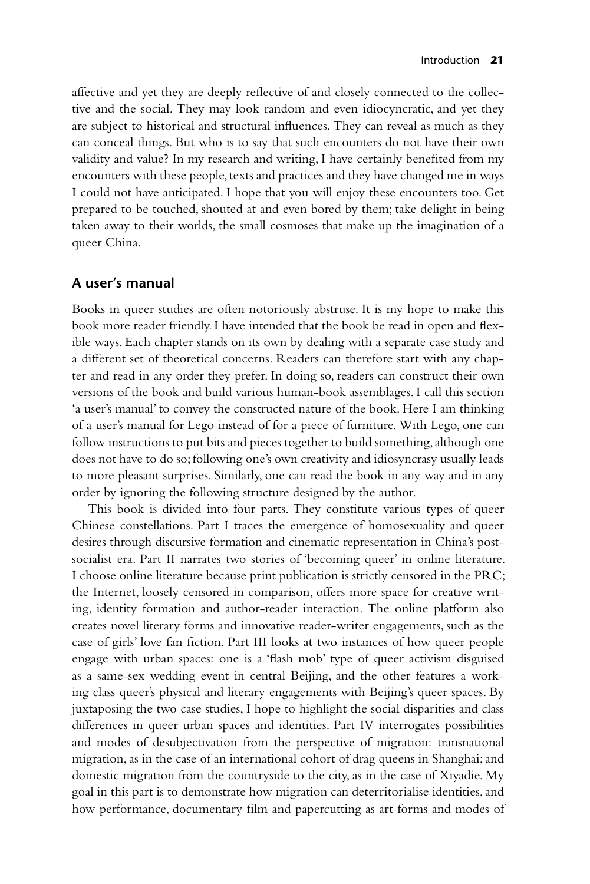affective and yet they are deeply reflective of and closely connected to the collective and the social. They may look random and even idiocyncratic, and yet they are subject to historical and structural influences. They can reveal as much as they can conceal things. But who is to say that such encounters do not have their own validity and value? In my research and writing, I have certainly benefited from my encounters with these people, texts and practices and they have changed me in ways I could not have anticipated. I hope that you will enjoy these encounters too. Get prepared to be touched, shouted at and even bored by them; take delight in being taken away to their worlds, the small cosmoses that make up the imagination of a queer China.

## A user's manual

Books in queer studies are often notoriously abstruse. It is my hope to make this book more reader friendly. I have intended that the book be read in open and flexible ways. Each chapter stands on its own by dealing with a separate case study and a different set of theoretical concerns. Readers can therefore start with any chapter and read in any order they prefer. In doing so, readers can construct their own versions of the book and build various human-book assemblages. I call this section 'a user's manual' to convey the constructed nature of the book. Here I am thinking of a user's manual for Lego instead of for a piece of furniture. With Lego, one can follow instructions to put bits and pieces together to build something, although one does not have to do so; following one's own creativity and idiosyncrasy usually leads to more pleasant surprises. Similarly, one can read the book in any way and in any order by ignoring the following structure designed by the author.

This book is divided into four parts. They constitute various types of queer Chinese constellations. Part I traces the emergence of homosexuality and queer desires through discursive formation and cinematic representation in China's post-socialist era. Part II narrates two stories of 'becoming queer' in online literature. I choose online literature because print publication is strictly censored in the PRC; the Internet, loosely censored in comparison, offers more space for creative writing, identity formation and author-reader interaction. The online platform also creates novel literary forms and innovative reader-writer engagements, such as the case of girls' love fan fiction. Part III looks at two instances of how queer people engage with urban spaces: one is a 'flash mob' type of queer activism disguised as a same-sex wedding event in central Beijing, and the other features a working class queer's physical and literary engagements with Beijing's queer spaces. By juxtaposing the two case studies, I hope to highlight the social disparities and class differences in queer urban spaces and identities. Part IV interrogates possibilities and modes of desubjectivation from the perspective of migration: transnational migration, as in the case of an international cohort of drag queens in Shanghai; and domestic migration from the countryside to the city, as in the case of Xiyadie. My goal in this part is to demonstrate how migration can deterritorialise identities, and how performance, documentary film and papercutting as art forms and modes of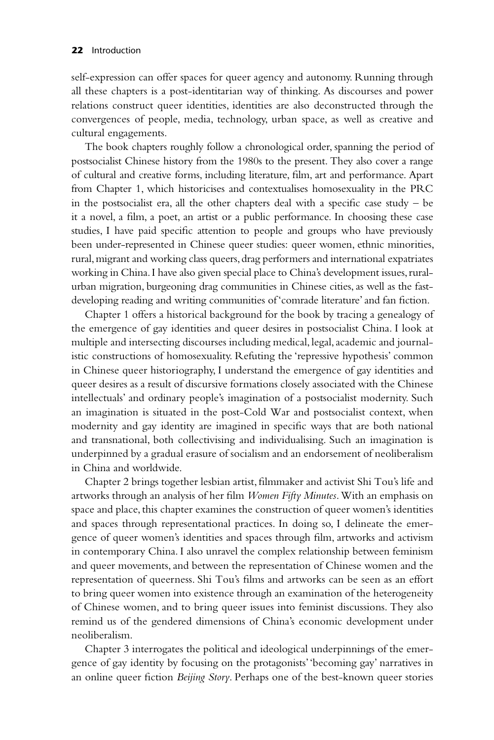self-expression can offer spaces for queer agency and autonomy. Running through all these chapters is a post-identitarian way of thinking. As discourses and power relations construct queer identities, identities are also deconstructed through the convergences of people, media, technology, urban space, as well as creative and cultural engagements.

The book chapters roughly follow a chronological order, spanning the period of postsocialist Chinese history from the 1980s to the present. They also cover a range of cultural and creative forms, including literature, film, art and performance. Apart from Chapter 1, which historicises and contextualises homosexuality in the PRC in the postsocialist era, all the other chapters deal with a specific case study – be it a novel, a film, a poet, an artist or a public performance. In choosing these case studies, I have paid specific attention to people and groups who have previously been under-represented in Chinese queer studies: queer women, ethnic minorities, rural, migrant and working class queers, drag performers and international expatriates working in China. I have also given special place to China's development issues, rural-urban migration, burgeoning drag communities in Chinese cities, as well as the fast-developing reading and writing communities of 'comrade literature' and fan fiction.

Chapter 1 offers a historical background for the book by tracing a genealogy of the emergence of gay identities and queer desires in postsocialist China. I look at multiple and intersecting discourses including medical, legal, academic and journalistic constructions of homosexuality. Refuting the 'repressive hypothesis' common in Chinese queer historiography, I understand the emergence of gay identities and queer desires as a result of discursive formations closely associated with the Chinese intellectuals' and ordinary people's imagination of a postsocialist modernity. Such an imagination is situated in the post-Cold War and postsocialist context, when modernity and gay identity are imagined in specific ways that are both national and transnational, both collectivising and individualising. Such an imagination is underpinned by a gradual erasure of socialism and an endorsement of neoliberalism in China and worldwide.

Chapter 2 brings together lesbian artist, filmmaker and activist Shi Tou's life and artworks through an analysis of her film *Women Fifty Minutes*. With an emphasis on space and place, this chapter examines the construction of queer women's identities and spaces through representational practices. In doing so, I delineate the emergence of queer women's identities and spaces through film, artworks and activism in contemporary China. I also unravel the complex relationship between feminism and queer movements, and between the representation of Chinese women and the representation of queerness. Shi Tou's films and artworks can be seen as an effort to bring queer women into existence through an examination of the heterogeneity of Chinese women, and to bring queer issues into feminist discussions. They also remind us of the gendered dimensions of China's economic development under neoliberalism.

Chapter 3 interrogates the political and ideological underpinnings of the emergence of gay identity by focusing on the protagonists' 'becoming gay' narratives in an online queer fiction *Beijing Story*. Perhaps one of the best-known queer stories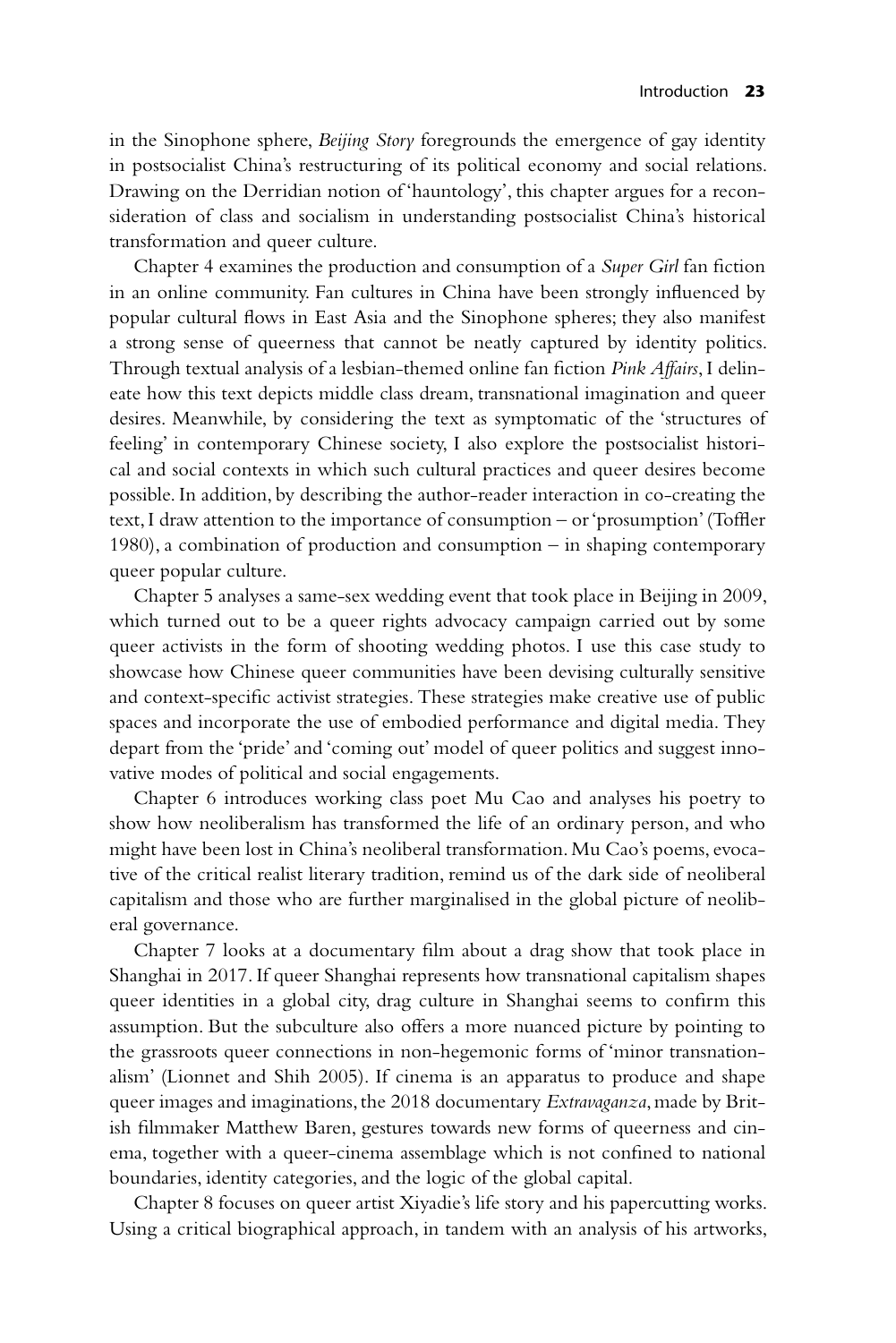in the Sinophone sphere, *Beijing Story* foregrounds the emergence of gay identity in postsocialist China's restructuring of its political economy and social relations. Drawing on the Derridian notion of 'hauntology', this chapter argues for a reconsideration of class and socialism in understanding postsocialist China's historical transformation and queer culture.

Chapter 4 examines the production and consumption of a *Super Girl* fan fiction in an online community. Fan cultures in China have been strongly influenced by popular cultural flows in East Asia and the Sinophone spheres; they also manifest a strong sense of queerness that cannot be neatly captured by identity politics. Through textual analysis of a lesbian-themed online fan fiction *Pink Affairs*, I delineate how this text depicts middle class dream, transnational imagination and queer desires. Meanwhile, by considering the text as symptomatic of the 'structures of feeling' in contemporary Chinese society, I also explore the postsocialist historical and social contexts in which such cultural practices and queer desires become possible. In addition, by describing the author-reader interaction in co-creating the text, I draw attention to the importance of consumption – or 'prosumption' (Toffler 1980), a combination of production and consumption – in shaping contemporary queer popular culture.

Chapter 5 analyses a same-sex wedding event that took place in Beijing in 2009, which turned out to be a queer rights advocacy campaign carried out by some queer activists in the form of shooting wedding photos. I use this case study to showcase how Chinese queer communities have been devising culturally sensitive and context-specific activist strategies. These strategies make creative use of public spaces and incorporate the use of embodied performance and digital media. They depart from the 'pride' and 'coming out' model of queer politics and suggest innovative modes of political and social engagements.

Chapter 6 introduces working class poet Mu Cao and analyses his poetry to show how neoliberalism has transformed the life of an ordinary person, and who might have been lost in China's neoliberal transformation. Mu Cao's poems, evocative of the critical realist literary tradition, remind us of the dark side of neoliberal capitalism and those who are further marginalised in the global picture of neoliberal governance.

Chapter 7 looks at a documentary film about a drag show that took place in Shanghai in 2017. If queer Shanghai represents how transnational capitalism shapes queer identities in a global city, drag culture in Shanghai seems to confirm this assumption. But the subculture also offers a more nuanced picture by pointing to the grassroots queer connections in non-hegemonic forms of 'minor transnationalism' (Lionnet and Shih 2005). If cinema is an apparatus to produce and shape queer images and imaginations, the 2018 documentary *Extravaganza*, made by British filmmaker Matthew Baren, gestures towards new forms of queerness and cinema, together with a queer-cinema assemblage which is not confined to national boundaries, identity categories, and the logic of the global capital.

Chapter 8 focuses on queer artist Xiyadie's life story and his papercutting works. Using a critical biographical approach, in tandem with an analysis of his artworks,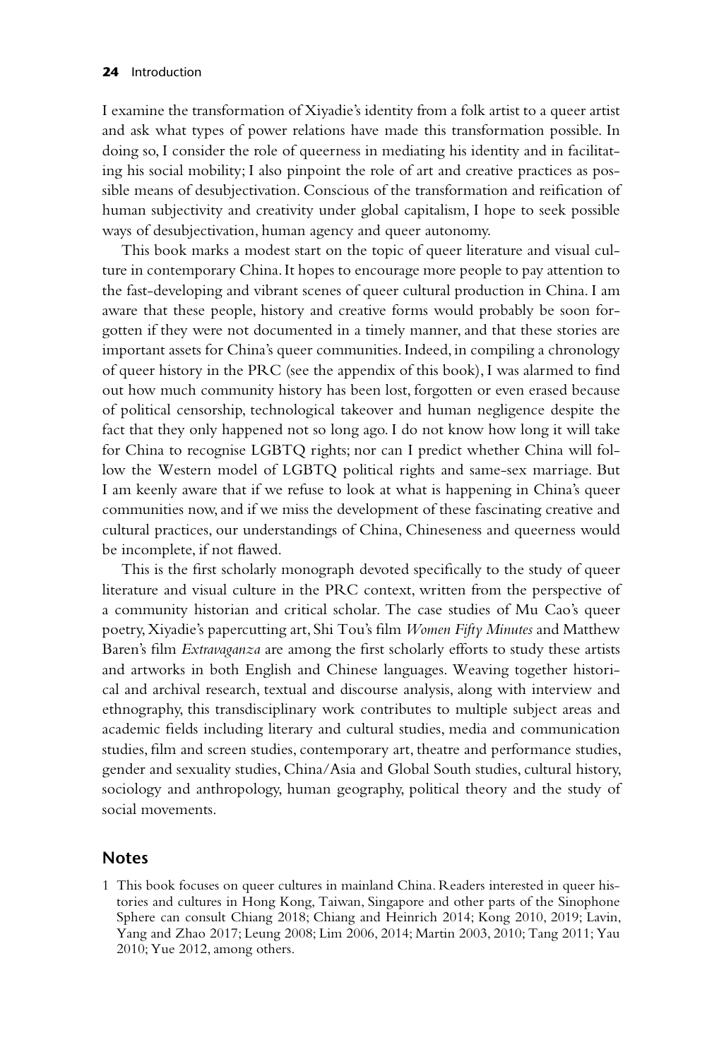I examine the transformation of Xiyadie's identity from a folk artist to a queer artist and ask what types of power relations have made this transformation possible. In doing so, I consider the role of queerness in mediating his identity and in facilitating his social mobility; I also pinpoint the role of art and creative practices as possible means of desubjectivation. Conscious of the transformation and reification of human subjectivity and creativity under global capitalism, I hope to seek possible ways of desubjectivation, human agency and queer autonomy.

This book marks a modest start on the topic of queer literature and visual culture in contemporary China. It hopes to encourage more people to pay attention to the fast-developing and vibrant scenes of queer cultural production in China. I am aware that these people, history and creative forms would probably be soon forgotten if they were not documented in a timely manner, and that these stories are important assets for China's queer communities. Indeed, in compiling a chronology of queer history in the PRC (see the appendix of this book), I was alarmed to find out how much community history has been lost, forgotten or even erased because of political censorship, technological takeover and human negligence despite the fact that they only happened not so long ago. I do not know how long it will take for China to recognise LGBTQ rights; nor can I predict whether China will follow the Western model of LGBTQ political rights and same-sex marriage. But I am keenly aware that if we refuse to look at what is happening in China's queer communities now, and if we miss the development of these fascinating creative and cultural practices, our understandings of China, Chineseness and queerness would be incomplete, if not flawed.

This is the first scholarly monograph devoted specifically to the study of queer literature and visual culture in the PRC context, written from the perspective of a community historian and critical scholar. The case studies of Mu Cao's queer poetry, Xiyadie's papercutting art, Shi Tou's film *Women Fifty Minutes* and Matthew Baren's film *Extravaganza* are among the first scholarly efforts to study these artists and artworks in both English and Chinese languages. Weaving together historical and archival research, textual and discourse analysis, along with interview and ethnography, this transdisciplinary work contributes to multiple subject areas and academic fields including literary and cultural studies, media and communication studies, film and screen studies, contemporary art, theatre and performance studies, gender and sexuality studies, China/Asia and Global South studies, cultural history, sociology and anthropology, human geography, political theory and the study of social movements.

## Notes

1 This book focuses on queer cultures in mainland China. Readers interested in queer histories and cultures in Hong Kong, Taiwan, Singapore and other parts of the Sinophone Sphere can consult Chiang 2018; Chiang and Heinrich 2014; Kong 2010, 2019; Lavin, Yang and Zhao 2017; Leung 2008; Lim 2006, 2014; Martin 2003, 2010; Tang 2011; Yau 2010; Yue 2012, among others.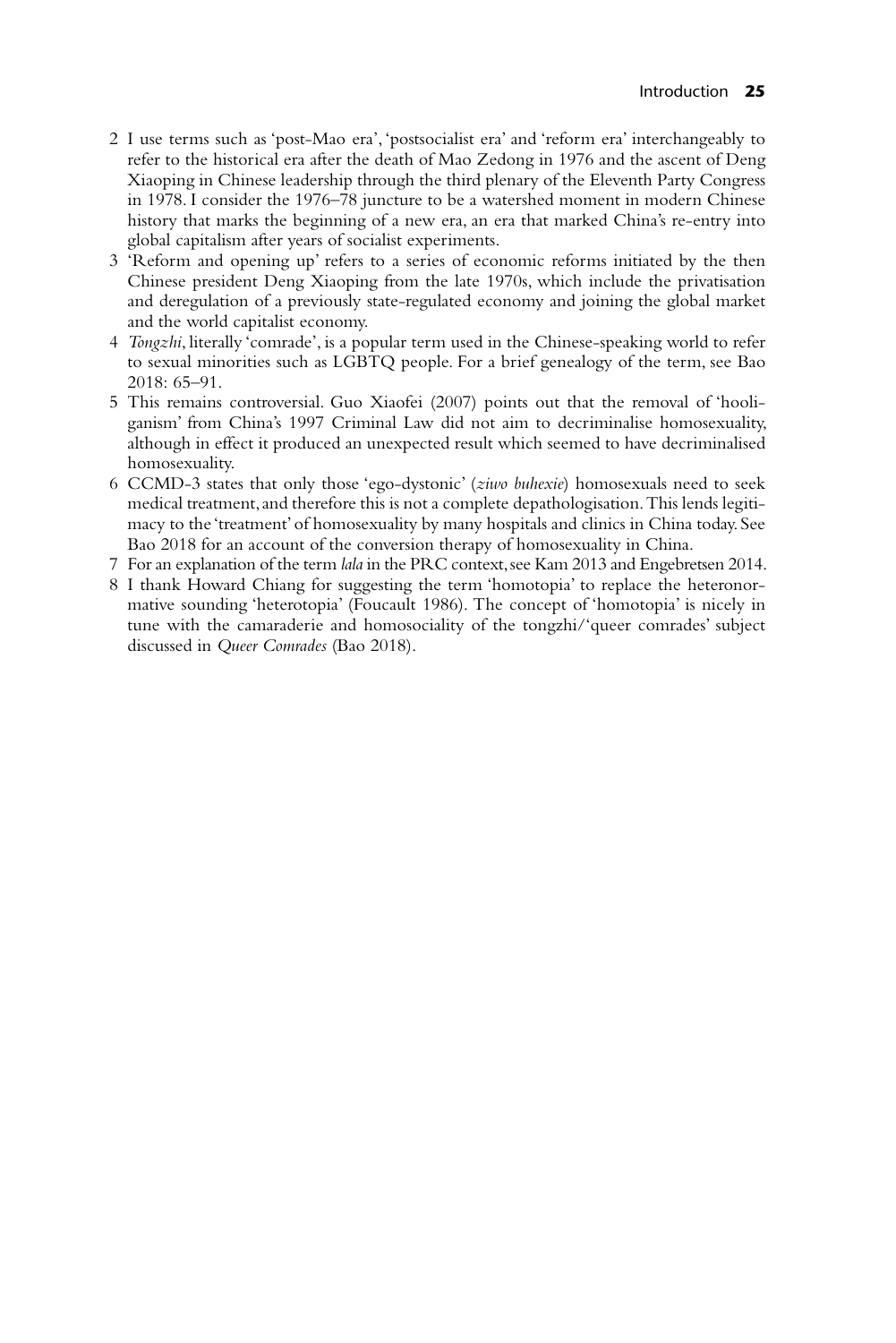2 I use terms such as 'post-Mao era', 'postsocialist era' and 'reform era' interchangeably to refer to the historical era after the death of Mao Zedong in 1976 and the ascent of Deng Xiaoping in Chinese leadership through the third plenary of the Eleventh Party Congress in 1978. I consider the 1976–78 juncture to be a watershed moment in modern Chinese history that marks the beginning of a new era, an era that marked China's re-entry into global capitalism after years of socialist experiments.

3 'Reform and opening up' refers to a series of economic reforms initiated by the then Chinese president Deng Xiaoping from the late 1970s, which include the privatisation and deregulation of a previously state-regulated economy and joining the global market and the world capitalist economy.

4 *Tongzhi*, literally 'comrade', is a popular term used in the Chinese-speaking world to refer to sexual minorities such as LGBTQ people. For a brief genealogy of the term, see Bao 2018: 65–91.

5 This remains controversial. Guo Xiaofei (2007) points out that the removal of 'hooliganism' from China's 1997 Criminal Law did not aim to decriminalise homosexuality, although in effect it produced an unexpected result which seemed to have decriminalised homosexuality.

6 CCMD-3 states that only those 'ego-dystonic' (*ziwo buhexie*) homosexuals need to seek medical treatment, and therefore this is not a complete depathologisation. This lends legitimacy to the 'treatment' of homosexuality by many hospitals and clinics in China today. See Bao 2018 for an account of the conversion therapy of homosexuality in China.

7 For an explanation of the term *lala* in the PRC context, see Kam 2013 and Engebretsen 2014.

8 I thank Howard Chiang for suggesting the term 'homotopia' to replace the heteronormative sounding 'heterotopia' (Foucault 1986). The concept of 'homotopia' is nicely in tune with the camaraderie and homosociality of the tongzhi/'queer comrades' subject discussed in *Queer Comrades* (Bao 2018).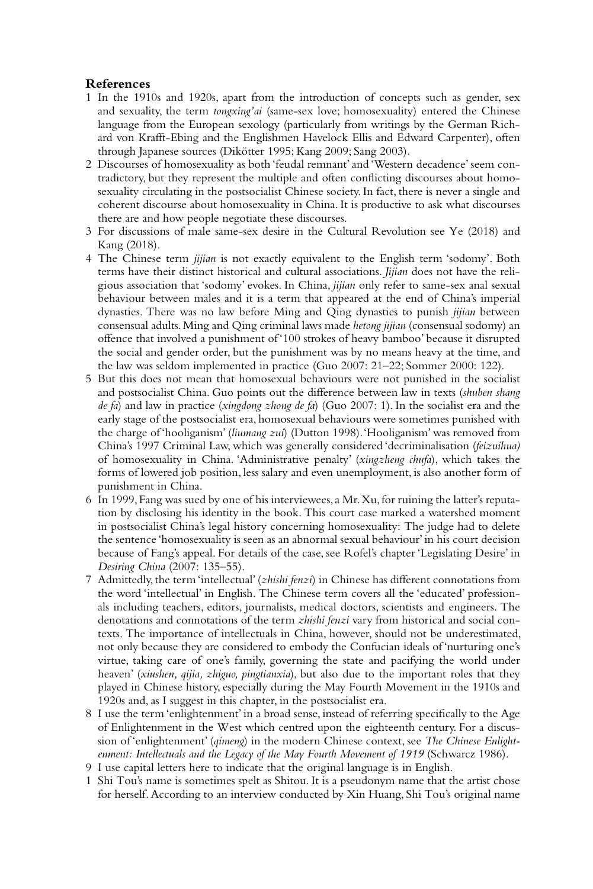## References

1 In the 1910s and 1920s, apart from the introduction of concepts such as gender, sex and sexuality, the term *tongxing'ai* (same-sex love; homosexuality) entered the Chinese language from the European sexology (particularly from writings by the German Richard von Krafft-Ebing and the Englishmen Havelock Ellis and Edward Carpenter), often through Japanese sources (Dikötter 1995; Kang 2009; Sang 2003).

2 Discourses of homosexuality as both 'feudal remnant' and 'Western decadence' seem contradictory, but they represent the multiple and often conflicting discourses about homosexuality circulating in the postsocialist Chinese society. In fact, there is never a single and coherent discourse about homosexuality in China. It is productive to ask what discourses there are and how people negotiate these discourses.

3 For discussions of male same-sex desire in the Cultural Revolution see Ye (2018) and Kang (2018).

4 The Chinese term *jijian* is not exactly equivalent to the English term 'sodomy'. Both terms have their distinct historical and cultural associations. *Jijian* does not have the religious association that 'sodomy' evokes. In China, *jijian* only refer to same-sex anal sexual behaviour between males and it is a term that appeared at the end of China's imperial dynasties. There was no law before Ming and Qing dynasties to punish *jijian* between consensual adults. Ming and Qing criminal laws made *hetong jijian* (consensual sodomy) an offence that involved a punishment of '100 strokes of heavy bamboo' because it disrupted the social and gender order, but the punishment was by no means heavy at the time, and the law was seldom implemented in practice (Guo 2007: 21–22; Sommer 2000: 122).

5 But this does not mean that homosexual behaviours were not punished in the socialist and postsocialist China. Guo points out the difference between law in texts (*shuben shang de fa*) and law in practice (*xingdong zhong de fa*) (Guo 2007: 1). In the socialist era and the early stage of the postsocialist era, homosexual behaviours were sometimes punished with the charge of 'hooliganism' (*liumang zui*) (Dutton 1998). 'Hooliganism' was removed from China's 1997 Criminal Law, which was generally considered 'decriminalisation (*feizuihua)* of homosexuality in China. 'Administrative penalty' (*xingzheng chufa*), which takes the forms of lowered job position, less salary and even unemployment, is also another form of punishment in China.

6 In 1999, Fang was sued by one of his interviewees, a Mr. Xu, for ruining the latter's reputation by disclosing his identity in the book. This court case marked a watershed moment in postsocialist China's legal history concerning homosexuality: The judge had to delete the sentence 'homosexuality is seen as an abnormal sexual behaviour' in his court decision because of Fang's appeal. For details of the case, see Rofel's chapter 'Legislating Desire' in *Desiring China* (2007: 135–55).

7 Admittedly, the term 'intellectual' (*zhishi fenzi*) in Chinese has different connotations from the word 'intellectual' in English. The Chinese term covers all the 'educated' professionals including teachers, editors, journalists, medical doctors, scientists and engineers. The denotations and connotations of the term *zhishi fenzi* vary from historical and social contexts. The importance of intellectuals in China, however, should not be underestimated, not only because they are considered to embody the Confucian ideals of 'nurturing one's virtue, taking care of one's family, governing the state and pacifying the world under heaven' (*xiushen, qijia, zhiguo, pingtianxia*), but also due to the important roles that they played in Chinese history, especially during the May Fourth Movement in the 1910s and 1920s and, as I suggest in this chapter, in the postsocialist era.

8 I use the term 'enlightenment' in a broad sense, instead of referring specifically to the Age of Enlightenment in the West which centred upon the eighteenth century. For a discussion of 'enlightenment' (*qimeng*) in the modern Chinese context, see *The Chinese Enlightenment: Intellectuals and the Legacy of the May Fourth Movement of 1919* (Schwarcz 1986).

9 I use capital letters here to indicate that the original language is in English.

1 Shi Tou's name is sometimes spelt as Shitou. It is a pseudonym name that the artist chose for herself. According to an interview conducted by Xin Huang, Shi Tou's original name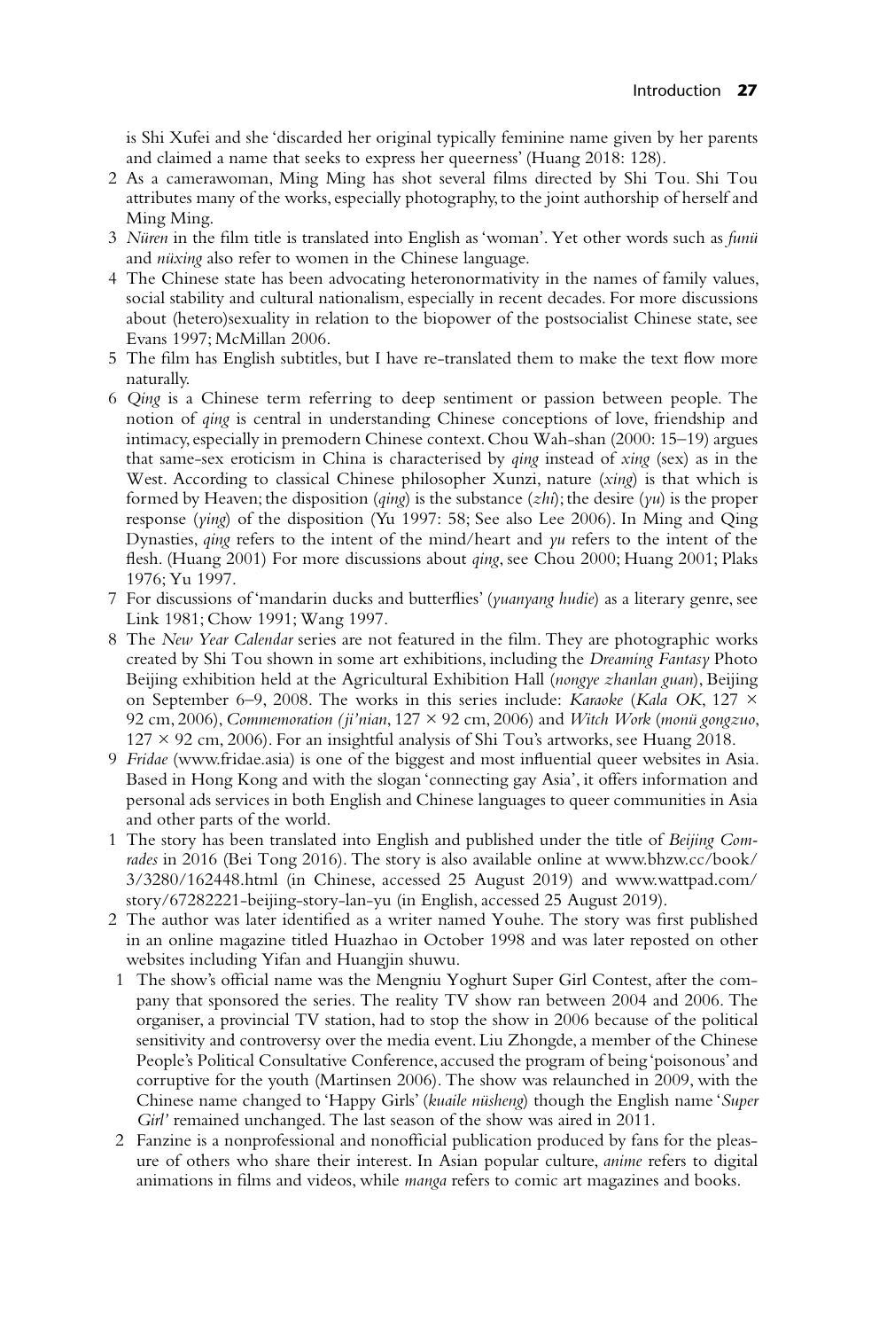is Shi Xufei and she 'discarded her original typically feminine name given by her parents and claimed a name that seeks to express her queerness' (Huang 2018: 128).

2 As a camerawoman, Ming Ming has shot several films directed by Shi Tou. Shi Tou attributes many of the works, especially photography, to the joint authorship of herself and Ming Ming.

3 *Nüren* in the film title is translated into English as 'woman'. Yet other words such as *funü* and *nüxing* also refer to women in the Chinese language.

4 The Chinese state has been advocating heteronormativity in the names of family values, social stability and cultural nationalism, especially in recent decades. For more discussions about (hetero)sexuality in relation to the biopower of the postsocialist Chinese state, see Evans 1997; McMillan 2006.

5 The film has English subtitles, but I have re-translated them to make the text flow more naturally.

6 *Qing* is a Chinese term referring to deep sentiment or passion between people. The notion of *qing* is central in understanding Chinese conceptions of love, friendship and intimacy, especially in premodern Chinese context. Chou Wah-shan (2000: 15–19) argues that same-sex eroticism in China is characterised by *qing* instead of *xing* (sex) as in the West. According to classical Chinese philosopher Xunzi, nature (*xing*) is that which is formed by Heaven; the disposition (*qing*) is the substance (*zhi*); the desire (*yu*) is the proper response (*ying*) of the disposition (Yu 1997: 58; See also Lee 2006). In Ming and Qing Dynasties, *qing* refers to the intent of the mind/heart and *yu* refers to the intent of the flesh. (Huang 2001) For more discussions about *qing*, see Chou 2000; Huang 2001; Plaks 1976; Yu 1997.

7 For discussions of 'mandarin ducks and butterflies' (*yuanyang hudie*) as a literary genre, see Link 1981; Chow 1991; Wang 1997.

8 The *New Year Calendar* series are not featured in the film. They are photographic works created by Shi Tou shown in some art exhibitions, including the *Dreaming Fantasy* Photo Beijing exhibition held at the Agricultural Exhibition Hall (*nongye zhanlan guan*), Beijing on September 6–9, 2008. The works in this series include: *Karaoke* (*Kala OK*, 127 × 92 cm, 2006), *Commemoration (ji'nian*, 127 × 92 cm, 2006) and *Witch Work* (*monü gongzuo*, 127 × 92 cm, 2006). For an insightful analysis of Shi Tou's artworks, see Huang 2018.

9 *Fridae* (www.fridae.asia) is one of the biggest and most influential queer websites in Asia. Based in Hong Kong and with the slogan 'connecting gay Asia', it offers information and personal ads services in both English and Chinese languages to queer communities in Asia and other parts of the world.

1 The story has been translated into English and published under the title of *Beijing Comrades* in 2016 (Bei Tong 2016). The story is also available online at www.bhzw.cc/book/3/3280/162448.html (in Chinese, accessed 25 August 2019) and www.wattpad.com/story/67282221-beijing-story-lan-yu (in English, accessed 25 August 2019).

2 The author was later identified as a writer named Youhe. The story was first published in an online magazine titled Huazhao in October 1998 and was later reposted on other websites including Yifan and Huangjin shuwu.

1 The show's official name was the Mengniu Yoghurt Super Girl Contest, after the company that sponsored the series. The reality TV show ran between 2004 and 2006. The organiser, a provincial TV station, had to stop the show in 2006 because of the political sensitivity and controversy over the media event. Liu Zhongde, a member of the Chinese People's Political Consultative Conference, accused the program of being 'poisonous' and corruptive for the youth (Martinsen 2006). The show was relaunched in 2009, with the Chinese name changed to 'Happy Girls' (*kuaile nüsheng*) though the English name '*Super Girl*' remained unchanged. The last season of the show was aired in 2011.

2 Fanzine is a nonprofessional and nonofficial publication produced by fans for the pleasure of others who share their interest. In Asian popular culture, *anime* refers to digital animations in films and videos, while *manga* refers to comic art magazines and books.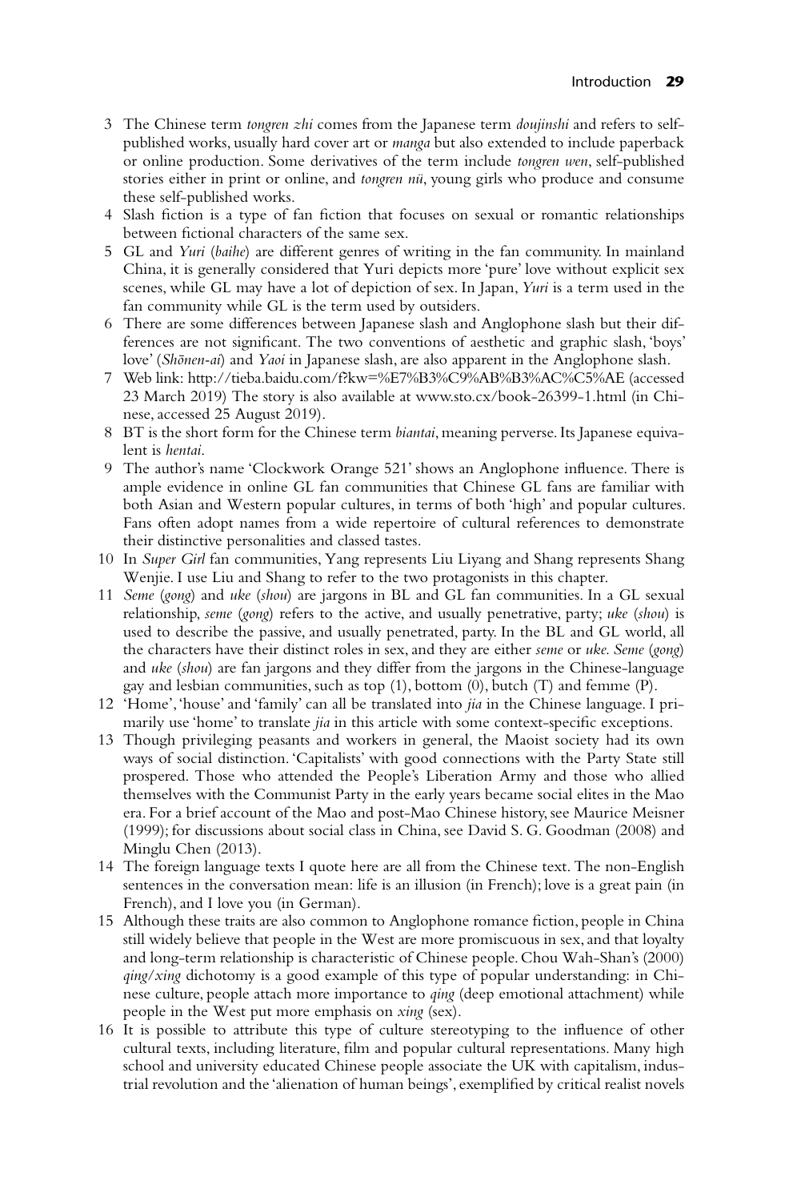3 The Chinese term *tongren zhi* comes from the Japanese term *doujinshi* and refers to self-published works, usually hard cover art or *manga* but also extended to include paperback or online production. Some derivatives of the term include *tongren wen*, self-published stories either in print or online, and *tongren nü*, young girls who produce and consume these self-published works.

4 Slash fiction is a type of fan fiction that focuses on sexual or romantic relationships between fictional characters of the same sex.

5 GL and *Yuri* (*baihe*) are different genres of writing in the fan community. In mainland China, it is generally considered that Yuri depicts more 'pure' love without explicit sex scenes, while GL may have a lot of depiction of sex. In Japan, *Yuri* is a term used in the fan community while GL is the term used by outsiders.

6 There are some differences between Japanese slash and Anglophone slash but their differences are not significant. The two conventions of aesthetic and graphic slash, 'boys' love' (*Shōnen-ai*) and *Yaoi* in Japanese slash, are also apparent in the Anglophone slash.

7 Web link: http://tieba.baidu.com/f?kw=%E7%B3%C9%AB%B3%AC%C5%AE (accessed 23 March 2019) The story is also available at www.sto.cx/book-26399-1.html (in Chinese, accessed 25 August 2019).

8 BT is the short form for the Chinese term *biantai*, meaning perverse. Its Japanese equivalent is *hentai*.

9 The author's name 'Clockwork Orange 521' shows an Anglophone influence. There is ample evidence in online GL fan communities that Chinese GL fans are familiar with both Asian and Western popular cultures, in terms of both 'high' and popular cultures. Fans often adopt names from a wide repertoire of cultural references to demonstrate their distinctive personalities and classed tastes.

10 In *Super Girl* fan communities, Yang represents Liu Liyang and Shang represents Shang Wenjie. I use Liu and Shang to refer to the two protagonists in this chapter.

11 *Seme* (*gong*) and *uke* (*shou*) are jargons in BL and GL fan communities. In a GL sexual relationship, *seme* (*gong*) refers to the active, and usually penetrative, party; *uke* (*shou*) is used to describe the passive, and usually penetrated, party. In the BL and GL world, all the characters have their distinct roles in sex, and they are either *seme* or *uke*. *Seme* (*gong*) and *uke* (*shou*) are fan jargons and they differ from the jargons in the Chinese-language gay and lesbian communities, such as top (1), bottom (0), butch (T) and femme (P).

12 'Home', 'house' and 'family' can all be translated into *jia* in the Chinese language. I primarily use 'home' to translate *jia* in this article with some context-specific exceptions.

13 Though privileging peasants and workers in general, the Maoist society had its own ways of social distinction. 'Capitalists' with good connections with the Party State still prospered. Those who attended the People's Liberation Army and those who allied themselves with the Communist Party in the early years became social elites in the Mao era. For a brief account of the Mao and post-Mao Chinese history, see Maurice Meisner (1999); for discussions about social class in China, see David S. G. Goodman (2008) and Minglu Chen (2013).

14 The foreign language texts I quote here are all from the Chinese text. The non-English sentences in the conversation mean: life is an illusion (in French); love is a great pain (in French), and I love you (in German).

15 Although these traits are also common to Anglophone romance fiction, people in China still widely believe that people in the West are more promiscuous in sex, and that loyalty and long-term relationship is characteristic of Chinese people. Chou Wah-Shan's (2000) *qing/xing* dichotomy is a good example of this type of popular understanding: in Chinese culture, people attach more importance to *qing* (deep emotional attachment) while people in the West put more emphasis on *xing* (sex).

16 It is possible to attribute this type of culture stereotyping to the influence of other cultural texts, including literature, film and popular cultural representations. Many high school and university educated Chinese people associate the UK with capitalism, industrial revolution and the 'alienation of human beings', exemplified by critical realist novels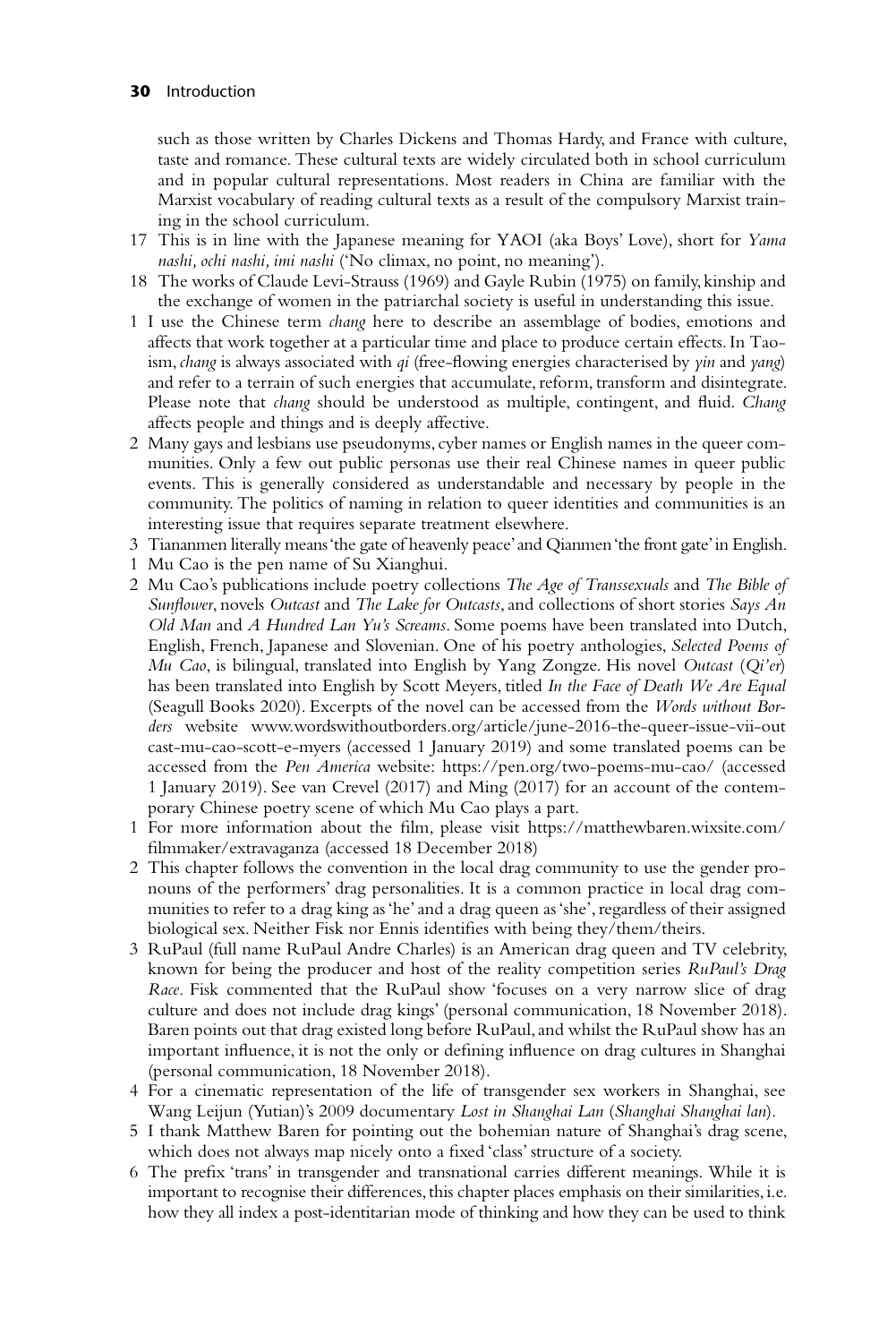such as those written by Charles Dickens and Thomas Hardy, and France with culture, taste and romance. These cultural texts are widely circulated both in school curriculum and in popular cultural representations. Most readers in China are familiar with the Marxist vocabulary of reading cultural texts as a result of the compulsory Marxist training in the school curriculum.

17 This is in line with the Japanese meaning for YAOI (aka Boys' Love), short for *Yama nashi, ochi nashi, imi nashi* ('No climax, no point, no meaning').

18 The works of Claude Levi-Strauss (1969) and Gayle Rubin (1975) on family, kinship and the exchange of women in the patriarchal society is useful in understanding this issue.

1 I use the Chinese term *chang* here to describe an assemblage of bodies, emotions and affects that work together at a particular time and place to produce certain effects. In Taoism, *chang* is always associated with *qi* (free-flowing energies characterised by *yin* and *yang*) and refer to a terrain of such energies that accumulate, reform, transform and disintegrate. Please note that *chang* should be understood as multiple, contingent, and fluid. *Chang* affects people and things and is deeply affective.

2 Many gays and lesbians use pseudonyms, cyber names or English names in the queer communities. Only a few out public personas use their real Chinese names in queer public events. This is generally considered as understandable and necessary by people in the community. The politics of naming in relation to queer identities and communities is an interesting issue that requires separate treatment elsewhere.

3 Tiananmen literally means 'the gate of heavenly peace' and Qianmen 'the front gate' in English.

1 Mu Cao is the pen name of Su Xianghui.

2 Mu Cao's publications include poetry collections *The Age of Transsexuals* and *The Bible of Sunflower*, novels *Outcast* and *The Lake for Outcasts*, and collections of short stories *Says An Old Man* and *A Hundred Lan Yu's Screams*. Some poems have been translated into Dutch, English, French, Japanese and Slovenian. One of his poetry anthologies, *Selected Poems of Mu Cao*, is bilingual, translated into English by Yang Zongze. His novel *Outcast* (*Qi'er*) has been translated into English by Scott Meyers, titled *In the Face of Death We Are Equal* (Seagull Books 2020). Excerpts of the novel can be accessed from the *Words without Borders* website www.wordswithoutborders.org/article/june-2016-the-queer-issue-vii-outcast-mu-cao-scott-e-myers (accessed 1 January 2019) and some translated poems can be accessed from the *Pen America* website: https://pen.org/two-poems-mu-cao/ (accessed 1 January 2019). See van Crevel (2017) and Ming (2017) for an account of the contemporary Chinese poetry scene of which Mu Cao plays a part.

1 For more information about the film, please visit https://matthewbaren.wixsite.com/filmmaker/extravaganza (accessed 18 December 2018)

2 This chapter follows the convention in the local drag community to use the gender pronouns of the performers' drag personalities. It is a common practice in local drag communities to refer to a drag king as 'he' and a drag queen as 'she', regardless of their assigned biological sex. Neither Fisk nor Ennis identifies with being they/them/theirs.

3 RuPaul (full name RuPaul Andre Charles) is an American drag queen and TV celebrity, known for being the producer and host of the reality competition series *RuPaul's Drag Race*. Fisk commented that the RuPaul show 'focuses on a very narrow slice of drag culture and does not include drag kings' (personal communication, 18 November 2018). Baren points out that drag existed long before RuPaul, and whilst the RuPaul show has an important influence, it is not the only or defining influence on drag cultures in Shanghai (personal communication, 18 November 2018).

4 For a cinematic representation of the life of transgender sex workers in Shanghai, see Wang Leijun (Yutian)'s 2009 documentary *Lost in Shanghai Lan* (*Shanghai Shanghai lan*).

5 I thank Matthew Baren for pointing out the bohemian nature of Shanghai's drag scene, which does not always map nicely onto a fixed 'class' structure of a society.

6 The prefix 'trans' in transgender and transnational carries different meanings. While it is important to recognise their differences, this chapter places emphasis on their similarities, i.e. how they all index a post-identitarian mode of thinking and how they can be used to think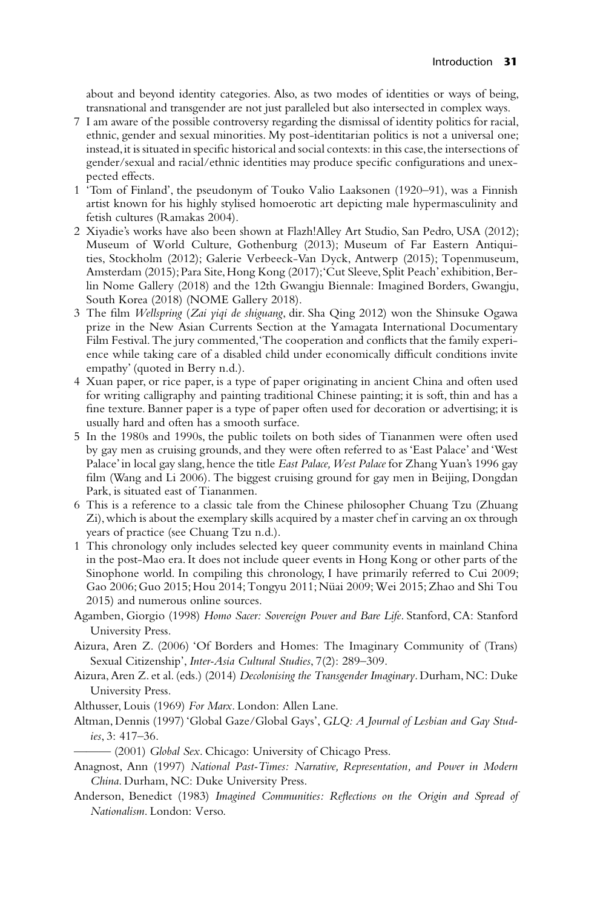about and beyond identity categories. Also, as two modes of identities or ways of being, transnational and transgender are not just paralleled but also intersected in complex ways.

7 I am aware of the possible controversy regarding the dismissal of identity politics for racial, ethnic, gender and sexual minorities. My post-identitarian politics is not a universal one; instead, it is situated in specific historical and social contexts: in this case, the intersections of gender/sexual and racial/ethnic identities may produce specific configurations and unexpected effects.

1 'Tom of Finland', the pseudonym of Touko Valio Laaksonen (1920–91), was a Finnish artist known for his highly stylised homoerotic art depicting male hypermasculinity and fetish cultures (Ramakas 2004).

2 Xiyadie's works have also been shown at Flazh!Alley Art Studio, San Pedro, USA (2012); Museum of World Culture, Gothenburg (2013); Museum of Far Eastern Antiquities, Stockholm (2012); Galerie Verbeeck-Van Dyck, Antwerp (2015); Topenmuseum, Amsterdam (2015); Para Site, Hong Kong (2017); 'Cut Sleeve, Split Peach' exhibition, Berlin Nome Gallery (2018) and the 12th Gwangju Biennale: Imagined Borders, Gwangju, South Korea (2018) (NOME Gallery 2018).

3 The film *Wellspring* (*Zai yiqi de shiguang*, dir. Sha Qing 2012) won the Shinsuke Ogawa prize in the New Asian Currents Section at the Yamagata International Documentary Film Festival. The jury commented, 'The cooperation and conflicts that the family experience while taking care of a disabled child under economically difficult conditions invite empathy' (quoted in Berry n.d.).

4 Xuan paper, or rice paper, is a type of paper originating in ancient China and often used for writing calligraphy and painting traditional Chinese painting; it is soft, thin and has a fine texture. Banner paper is a type of paper often used for decoration or advertising; it is usually hard and often has a smooth surface.

5 In the 1980s and 1990s, the public toilets on both sides of Tiananmen were often used by gay men as cruising grounds, and they were often referred to as 'East Palace' and 'West Palace' in local gay slang, hence the title *East Palace, West Palace* for Zhang Yuan's 1996 gay film (Wang and Li 2006). The biggest cruising ground for gay men in Beijing, Dongdan Park, is situated east of Tiananmen.

6 This is a reference to a classic tale from the Chinese philosopher Chuang Tzu (Zhuang Zi), which is about the exemplary skills acquired by a master chef in carving an ox through years of practice (see Chuang Tzu n.d.).

1 This chronology only includes selected key queer community events in mainland China in the post-Mao era. It does not include queer events in Hong Kong or other parts of the Sinophone world. In compiling this chronology, I have primarily referred to Cui 2009; Gao 2006; Guo 2015; Hou 2014; Tongyu 2011; Nüai 2009; Wei 2015; Zhao and Shi Tou 2015) and numerous online sources.

Agamben, Giorgio (1998) *Homo Sacer: Sovereign Power and Bare Life*. Stanford, CA: Stanford University Press.

Aizura, Aren Z. (2006) 'Of Borders and Homes: The Imaginary Community of (Trans) Sexual Citizenship', *Inter-Asia Cultural Studies*, 7(2): 289–309.

Aizura, Aren Z. et al. (eds.) (2014) *Decolonising the Transgender Imaginary*. Durham, NC: Duke University Press.

Althusser, Louis (1969) *For Marx*. London: Allen Lane.

Altman, Dennis (1997) 'Global Gaze/Global Gays', *GLQ: A Journal of Lesbian and Gay Studies*, 3: 417–36.

——— (2001) *Global Sex*. Chicago: University of Chicago Press.

Anagnost, Ann (1997) *National Past-Times: Narrative, Representation, and Power in Modern China*. Durham, NC: Duke University Press.

Anderson, Benedict (1983) *Imagined Communities: Reflections on the Origin and Spread of Nationalism*. London: Verso.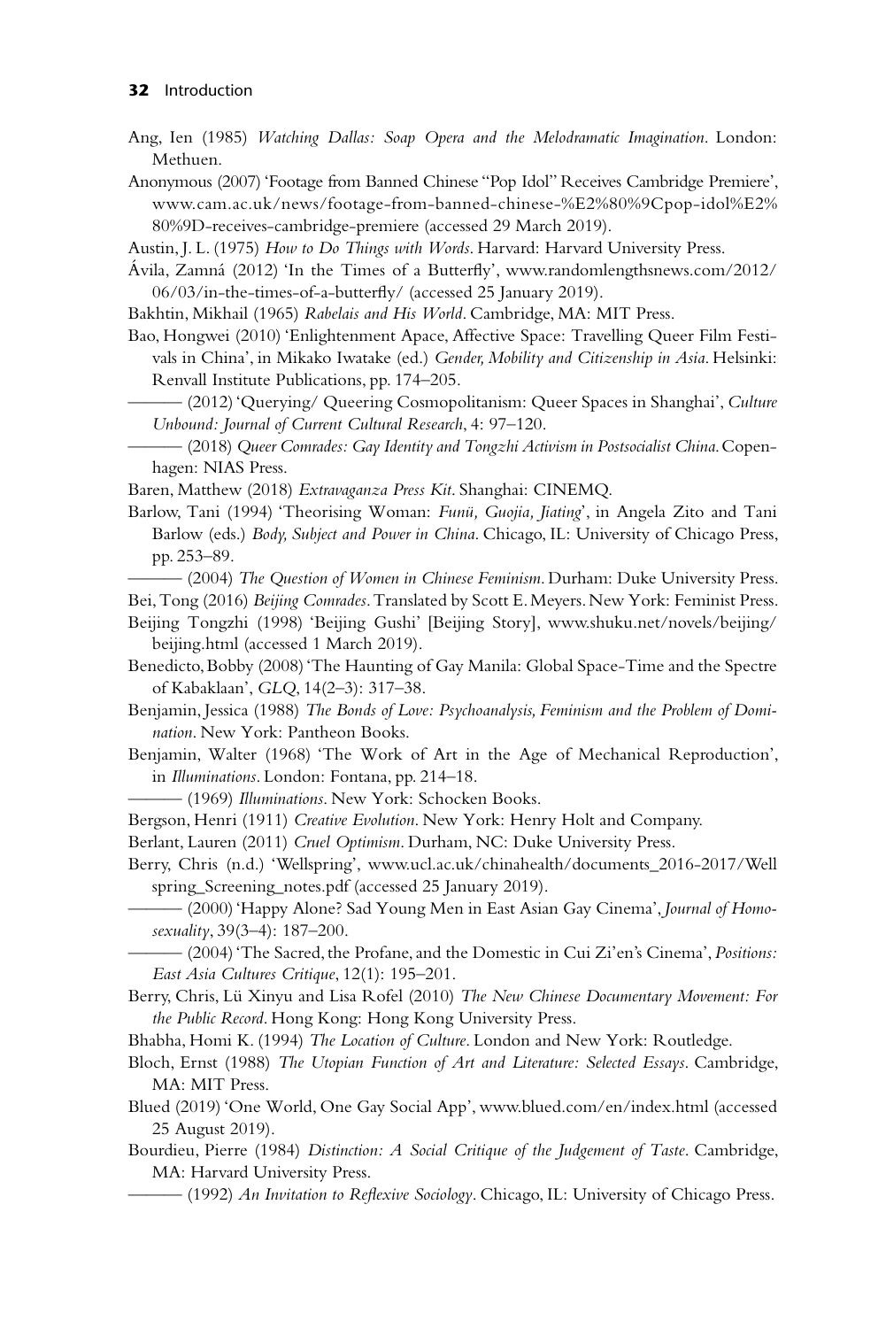Ang, Ien (1985) *Watching Dallas: Soap Opera and the Melodramatic Imagination*. London: Methuen.

Anonymous (2007) 'Footage from Banned Chinese "Pop Idol" Receives Cambridge Premiere', www.cam.ac.uk/news/footage-from-banned-chinese-%E2%80%9Cpop-idol%E2%80%9D-receives-cambridge-premiere (accessed 29 March 2019).

Austin, J. L. (1975) *How to Do Things with Words*. Harvard: Harvard University Press.

Ávila, Zamná (2012) 'In the Times of a Butterfly', www.randomlengthsnews.com/2012/06/03/in-the-times-of-a-butterfly/ (accessed 25 January 2019).

Bakhtin, Mikhail (1965) *Rabelais and His World*. Cambridge, MA: MIT Press.

Bao, Hongwei (2010) 'Enlightenment Apace, Affective Space: Travelling Queer Film Festivals in China', in Mikako Iwatake (ed.) *Gender, Mobility and Citizenship in Asia*. Helsinki: Renvall Institute Publications, pp. 174–205.

——— (2012) 'Querying/ Queering Cosmopolitanism: Queer Spaces in Shanghai', *Culture Unbound: Journal of Current Cultural Research*, 4: 97–120.

——— (2018) *Queer Comrades: Gay Identity and Tongzhi Activism in Postsocialist China*. Copenhagen: NIAS Press.

Baren, Matthew (2018) *Extravaganza Press Kit*. Shanghai: CINEMQ.

Barlow, Tani (1994) 'Theorising Woman: *Funü, Guojia, Jiating*', in Angela Zito and Tani Barlow (eds.) *Body, Subject and Power in China*. Chicago, IL: University of Chicago Press, pp. 253–89.

——— (2004) *The Question of Women in Chinese Feminism*. Durham: Duke University Press.

Bei, Tong (2016) *Beijing Comrades*. Translated by Scott E. Meyers. New York: Feminist Press.

Beijing Tongzhi (1998) 'Beijing Gushi' [Beijing Story], www.shuku.net/novels/beijing/beijing.html (accessed 1 March 2019).

Benedicto, Bobby (2008) 'The Haunting of Gay Manila: Global Space-Time and the Spectre of Kabaklaan', *GLQ*, 14(2–3): 317–38.

Benjamin, Jessica (1988) *The Bonds of Love: Psychoanalysis, Feminism and the Problem of Domination*. New York: Pantheon Books.

Benjamin, Walter (1968) 'The Work of Art in the Age of Mechanical Reproduction', in *Illuminations*. London: Fontana, pp. 214–18.

——— (1969) *Illuminations*. New York: Schocken Books.

Bergson, Henri (1911) *Creative Evolution*. New York: Henry Holt and Company.

Berlant, Lauren (2011) *Cruel Optimism*. Durham, NC: Duke University Press.

Berry, Chris (n.d.) 'Wellspring', www.ucl.ac.uk/chinahealth/documents_2016-2017/Wellspring_Screening_notes.pdf (accessed 25 January 2019).

——— (2000) 'Happy Alone? Sad Young Men in East Asian Gay Cinema', *Journal of Homosexuality*, 39(3–4): 187–200.

——— (2004) 'The Sacred, the Profane, and the Domestic in Cui Zi'en's Cinema', *Positions: East Asia Cultures Critique*, 12(1): 195–201.

Berry, Chris, Lü Xinyu and Lisa Rofel (2010) *The New Chinese Documentary Movement: For the Public Record*. Hong Kong: Hong Kong University Press.

Bhabha, Homi K. (1994) *The Location of Culture*. London and New York: Routledge.

Bloch, Ernst (1988) *The Utopian Function of Art and Literature: Selected Essays*. Cambridge, MA: MIT Press.

Blued (2019) 'One World, One Gay Social App', www.blued.com/en/index.html (accessed 25 August 2019).

Bourdieu, Pierre (1984) *Distinction: A Social Critique of the Judgement of Taste*. Cambridge, MA: Harvard University Press.

——— (1992) *An Invitation to Reflexive Sociology*. Chicago, IL: University of Chicago Press.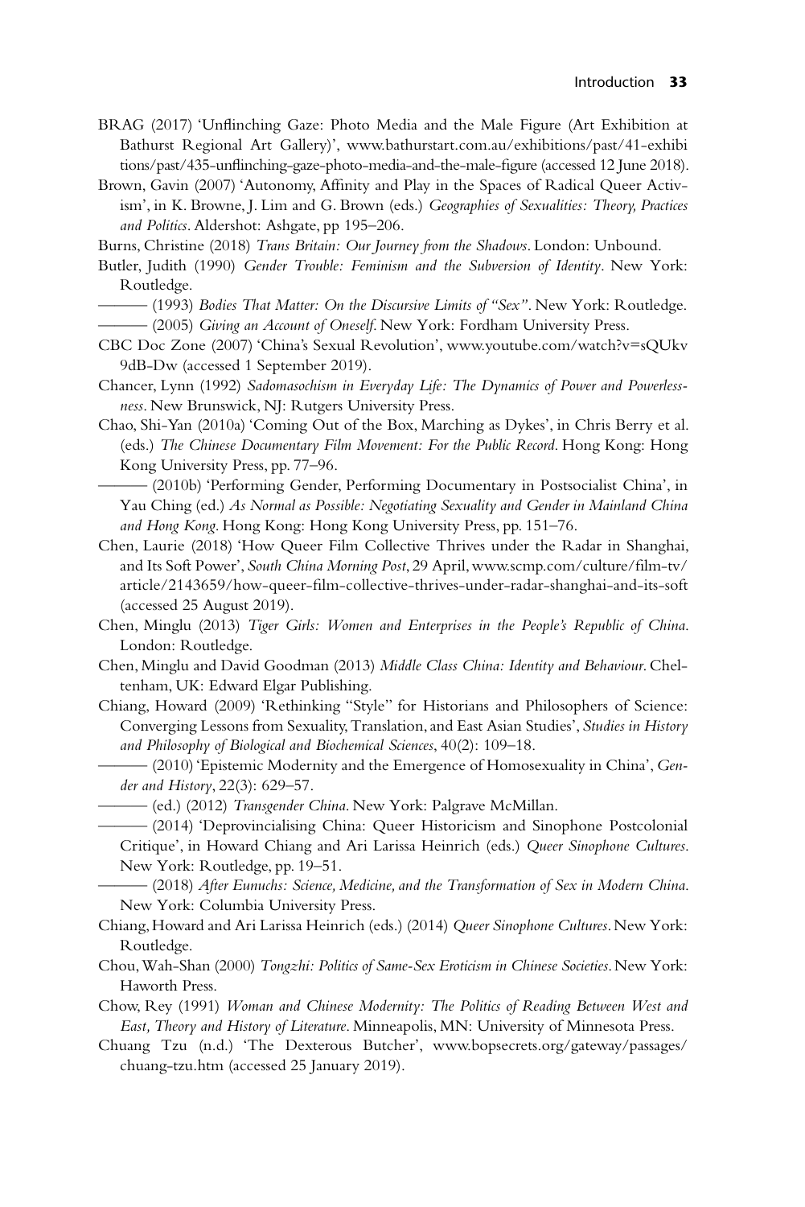BRAG (2017) 'Unflinching Gaze: Photo Media and the Male Figure (Art Exhibition at Bathurst Regional Art Gallery)', www.bathurstart.com.au/exhibitions/past/41-exhibitions/past/435-unflinching-gaze-photo-media-and-the-male-figure (accessed 12 June 2018).

Brown, Gavin (2007) 'Autonomy, Affinity and Play in the Spaces of Radical Queer Activism', in K. Browne, J. Lim and G. Brown (eds.) *Geographies of Sexualities: Theory, Practices and Politics*. Aldershot: Ashgate, pp 195–206.

Burns, Christine (2018) *Trans Britain: Our Journey from the Shadows*. London: Unbound.

Butler, Judith (1990) *Gender Trouble: Feminism and the Subversion of Identity*. New York: Routledge.

——— (1993) *Bodies That Matter: On the Discursive Limits of "Sex"*. New York: Routledge.

——— (2005) *Giving an Account of Oneself*. New York: Fordham University Press.

CBC Doc Zone (2007) 'China's Sexual Revolution', www.youtube.com/watch?v=sQUkv9dB-Dw (accessed 1 September 2019).

Chancer, Lynn (1992) *Sadomasochism in Everyday Life: The Dynamics of Power and Powerlessness*. New Brunswick, NJ: Rutgers University Press.

Chao, Shi-Yan (2010a) 'Coming Out of the Box, Marching as Dykes', in Chris Berry et al. (eds.) *The Chinese Documentary Film Movement: For the Public Record*. Hong Kong: Hong Kong University Press, pp. 77–96.

——— (2010b) 'Performing Gender, Performing Documentary in Postsocialist China', in Yau Ching (ed.) *As Normal as Possible: Negotiating Sexuality and Gender in Mainland China and Hong Kong*. Hong Kong: Hong Kong University Press, pp. 151–76.

Chen, Laurie (2018) 'How Queer Film Collective Thrives under the Radar in Shanghai, and Its Soft Power', *South China Morning Post*, 29 April, www.scmp.com/culture/film-tv/article/2143659/how-queer-film-collective-thrives-under-radar-shanghai-and-its-soft (accessed 25 August 2019).

Chen, Minglu (2013) *Tiger Girls: Women and Enterprises in the People's Republic of China*. London: Routledge.

Chen, Minglu and David Goodman (2013) *Middle Class China: Identity and Behaviour*. Cheltenham, UK: Edward Elgar Publishing.

Chiang, Howard (2009) 'Rethinking "Style" for Historians and Philosophers of Science: Converging Lessons from Sexuality, Translation, and East Asian Studies', *Studies in History and Philosophy of Biological and Biochemical Sciences*, 40(2): 109–18.

——— (2010) 'Epistemic Modernity and the Emergence of Homosexuality in China', *Gender and History*, 22(3): 629–57.

——— (ed.) (2012) *Transgender China*. New York: Palgrave McMillan.

——— (2014) 'Deprovincialising China: Queer Historicism and Sinophone Postcolonial Critique', in Howard Chiang and Ari Larissa Heinrich (eds.) *Queer Sinophone Cultures*. New York: Routledge, pp. 19–51.

——— (2018) *After Eunuchs: Science, Medicine, and the Transformation of Sex in Modern China*. New York: Columbia University Press.

Chiang, Howard and Ari Larissa Heinrich (eds.) (2014) *Queer Sinophone Cultures*. New York: Routledge.

Chou, Wah-Shan (2000) *Tongzhi: Politics of Same-Sex Eroticism in Chinese Societies*. New York: Haworth Press.

Chow, Rey (1991) *Woman and Chinese Modernity: The Politics of Reading Between West and East, Theory and History of Literature*. Minneapolis, MN: University of Minnesota Press.

Chuang Tzu (n.d.) 'The Dexterous Butcher', www.bopsecrets.org/gateway/passages/chuang-tzu.htm (accessed 25 January 2019).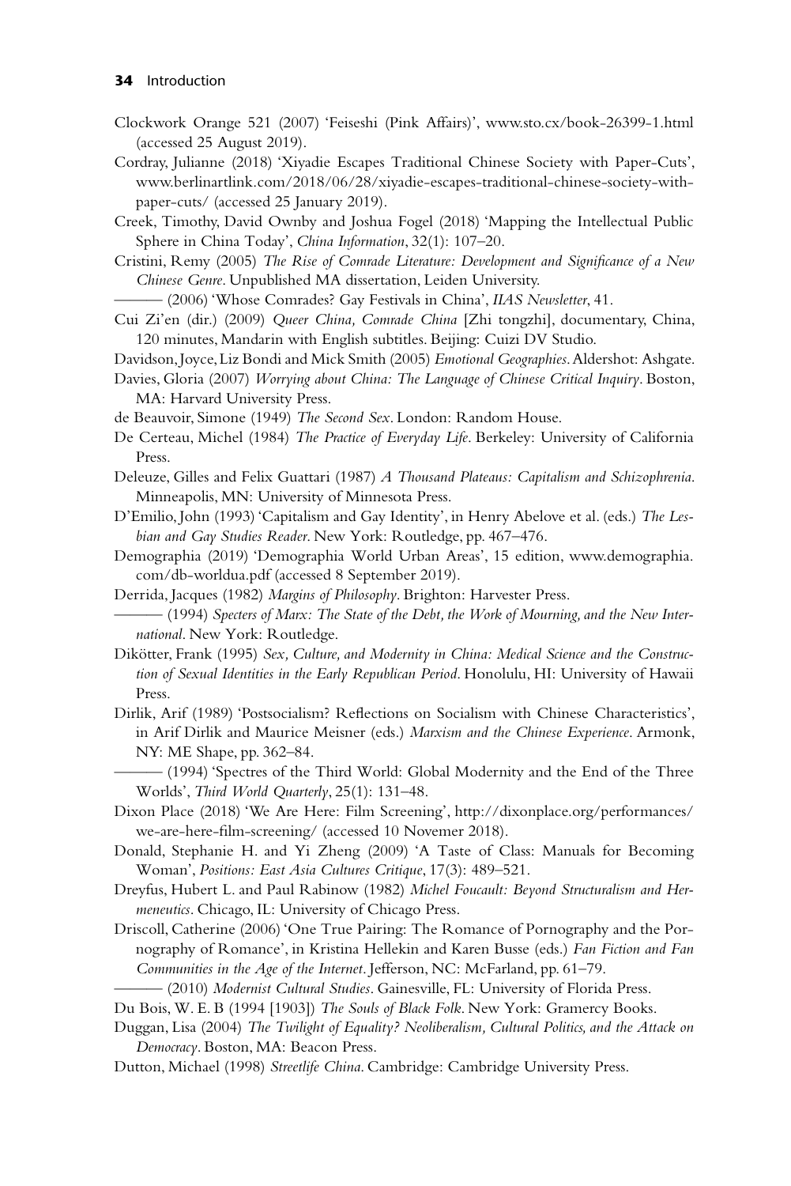Clockwork Orange 521 (2007) 'Feiseshi (Pink Affairs)', www.sto.cx/book-26399-1.html (accessed 25 August 2019).

Cordray, Julianne (2018) 'Xiyadie Escapes Traditional Chinese Society with Paper-Cuts', www.berlinartlink.com/2018/06/28/xiyadie-escapes-traditional-chinese-society-with-paper-cuts/ (accessed 25 January 2019).

Creek, Timothy, David Ownby and Joshua Fogel (2018) 'Mapping the Intellectual Public Sphere in China Today', *China Information*, 32(1): 107–20.

Cristini, Remy (2005) *The Rise of Comrade Literature: Development and Significance of a New Chinese Genre*. Unpublished MA dissertation, Leiden University.

——— (2006) 'Whose Comrades? Gay Festivals in China', *IIAS Newsletter*, 41.

Cui Zi'en (dir.) (2009) *Queer China, Comrade China* [Zhi tongzhi], documentary, China, 120 minutes, Mandarin with English subtitles. Beijing: Cuizi DV Studio.

Davidson, Joyce, Liz Bondi and Mick Smith (2005) *Emotional Geographies*. Aldershot: Ashgate.

Davies, Gloria (2007) *Worrying about China: The Language of Chinese Critical Inquiry*. Boston, MA: Harvard University Press.

de Beauvoir, Simone (1949) *The Second Sex*. London: Random House.

De Certeau, Michel (1984) *The Practice of Everyday Life*. Berkeley: University of California Press.

Deleuze, Gilles and Felix Guattari (1987) *A Thousand Plateaus: Capitalism and Schizophrenia*. Minneapolis, MN: University of Minnesota Press.

D'Emilio, John (1993) 'Capitalism and Gay Identity', in Henry Abelove et al. (eds.) *The Lesbian and Gay Studies Reader*. New York: Routledge, pp. 467–476.

Demographia (2019) 'Demographia World Urban Areas', 15 edition, www.demographia.com/db-worldua.pdf (accessed 8 September 2019).

Derrida, Jacques (1982) *Margins of Philosophy*. Brighton: Harvester Press.

——— (1994) *Specters of Marx: The State of the Debt, the Work of Mourning, and the New International*. New York: Routledge.

Dikötter, Frank (1995) *Sex, Culture, and Modernity in China: Medical Science and the Construction of Sexual Identities in the Early Republican Period*. Honolulu, HI: University of Hawaii Press.

Dirlik, Arif (1989) 'Postsocialism? Reflections on Socialism with Chinese Characteristics', in Arif Dirlik and Maurice Meisner (eds.) *Marxism and the Chinese Experience*. Armonk, NY: ME Shape, pp. 362–84.

——— (1994) 'Spectres of the Third World: Global Modernity and the End of the Three Worlds', *Third World Quarterly*, 25(1): 131–48.

Dixon Place (2018) 'We Are Here: Film Screening', http://dixonplace.org/performances/we-are-here-film-screening/ (accessed 10 Novemer 2018).

Donald, Stephanie H. and Yi Zheng (2009) 'A Taste of Class: Manuals for Becoming Woman', *Positions: East Asia Cultures Critique*, 17(3): 489–521.

Dreyfus, Hubert L. and Paul Rabinow (1982) *Michel Foucault: Beyond Structuralism and Hermeneutics*. Chicago, IL: University of Chicago Press.

Driscoll, Catherine (2006) 'One True Pairing: The Romance of Pornography and the Pornography of Romance', in Kristina Hellekin and Karen Busse (eds.) *Fan Fiction and Fan Communities in the Age of the Internet*. Jefferson, NC: McFarland, pp. 61–79.

——— (2010) *Modernist Cultural Studies*. Gainesville, FL: University of Florida Press.

Du Bois, W. E. B (1994 [1903]) *The Souls of Black Folk*. New York: Gramercy Books.

Duggan, Lisa (2004) *The Twilight of Equality? Neoliberalism, Cultural Politics, and the Attack on Democracy*. Boston, MA: Beacon Press.

Dutton, Michael (1998) *Streetlife China*. Cambridge: Cambridge University Press.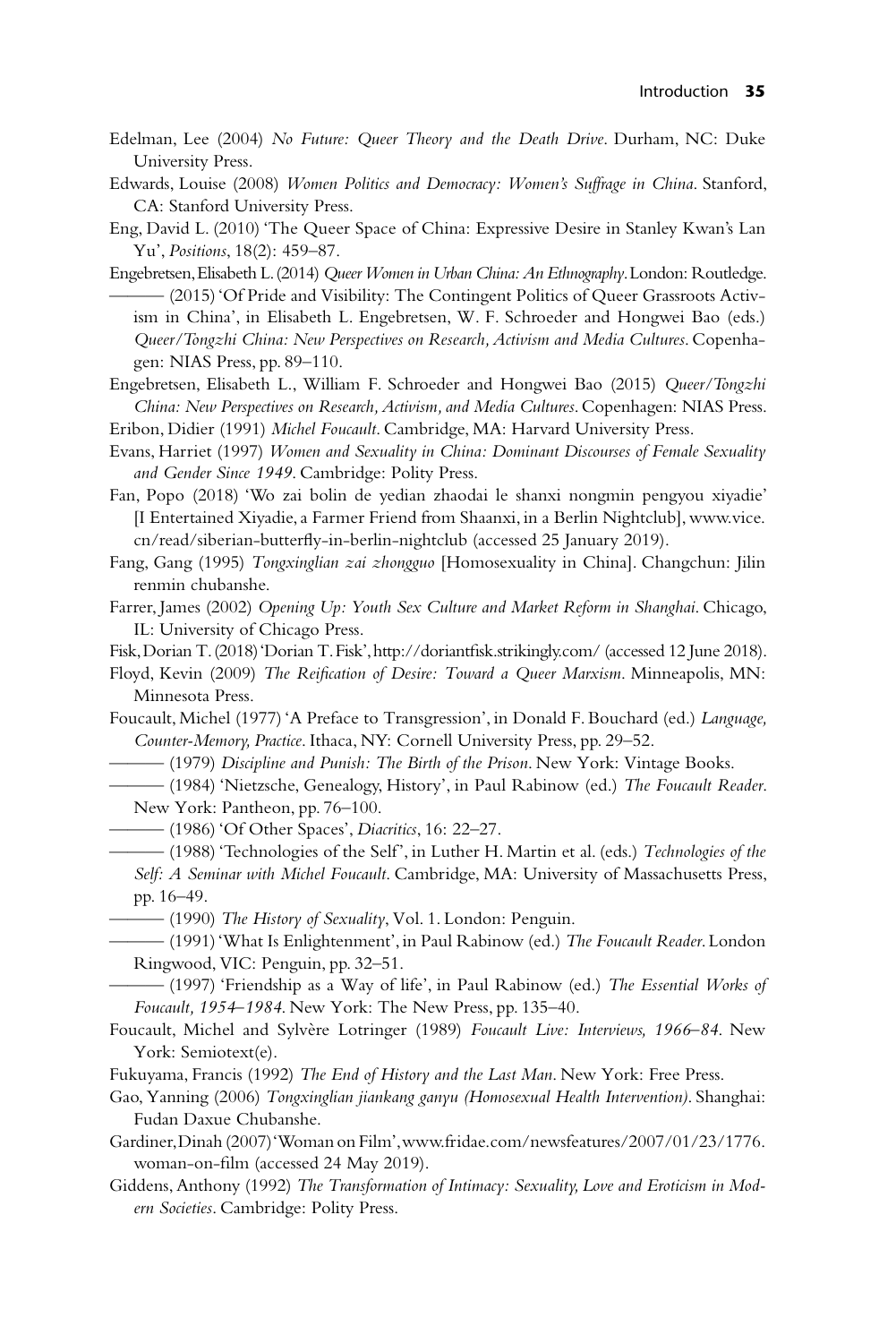Edelman, Lee (2004) *No Future: Queer Theory and the Death Drive*. Durham, NC: Duke University Press.

Edwards, Louise (2008) *Women Politics and Democracy: Women's Suffrage in China*. Stanford, CA: Stanford University Press.

Eng, David L. (2010) 'The Queer Space of China: Expressive Desire in Stanley Kwan's Lan Yu', *Positions*, 18(2): 459–87.

Engebretsen, Elisabeth L. (2014) *Queer Women in Urban China: An Ethnography*. London: Routledge.

——— (2015) 'Of Pride and Visibility: The Contingent Politics of Queer Grassroots Activism in China', in Elisabeth L. Engebretsen, W. F. Schroeder and Hongwei Bao (eds.) *Queer/Tongzhi China: New Perspectives on Research, Activism and Media Cultures*. Copenhagen: NIAS Press, pp. 89–110.

Engebretsen, Elisabeth L., William F. Schroeder and Hongwei Bao (2015) *Queer/Tongzhi China: New Perspectives on Research, Activism, and Media Cultures*. Copenhagen: NIAS Press.

Eribon, Didier (1991) *Michel Foucault*. Cambridge, MA: Harvard University Press.

Evans, Harriet (1997) *Women and Sexuality in China: Dominant Discourses of Female Sexuality and Gender Since 1949*. Cambridge: Polity Press.

Fan, Popo (2018) 'Wo zai bolin de yedian zhaodai le shanxi nongmin pengyou xiyadie' [I Entertained Xiyadie, a Farmer Friend from Shaanxi, in a Berlin Nightclub], www.vice.cn/read/siberian-butterfly-in-berlin-nightclub (accessed 25 January 2019).

Fang, Gang (1995) *Tongxinglian zai zhongguo* [Homosexuality in China]. Changchun: Jilin renmin chubanshe.

Farrer, James (2002) *Opening Up: Youth Sex Culture and Market Reform in Shanghai*. Chicago, IL: University of Chicago Press.

Fisk, Dorian T. (2018) 'Dorian T. Fisk', http://doriantfisk.strikingly.com/ (accessed 12 June 2018).

Floyd, Kevin (2009) *The Reification of Desire: Toward a Queer Marxism*. Minneapolis, MN: Minnesota Press.

Foucault, Michel (1977) 'A Preface to Transgression', in Donald F. Bouchard (ed.) *Language, Counter-Memory, Practice*. Ithaca, NY: Cornell University Press, pp. 29–52.

——— (1979) *Discipline and Punish: The Birth of the Prison*. New York: Vintage Books.

——— (1984) 'Nietzsche, Genealogy, History', in Paul Rabinow (ed.) *The Foucault Reader*. New York: Pantheon, pp. 76–100.

——— (1986) 'Of Other Spaces', *Diacritics*, 16: 22–27.

——— (1988) 'Technologies of the Self', in Luther H. Martin et al. (eds.) *Technologies of the Self: A Seminar with Michel Foucault*. Cambridge, MA: University of Massachusetts Press, pp. 16–49.

——— (1990) *The History of Sexuality*, Vol. 1. London: Penguin.

——— (1991) 'What Is Enlightenment', in Paul Rabinow (ed.) *The Foucault Reader*. London Ringwood, VIC: Penguin, pp. 32–51.

——— (1997) 'Friendship as a Way of life', in Paul Rabinow (ed.) *The Essential Works of Foucault, 1954–1984*. New York: The New Press, pp. 135–40.

Foucault, Michel and Sylvère Lotringer (1989) *Foucault Live: Interviews, 1966–84*. New York: Semiotext(e).

Fukuyama, Francis (1992) *The End of History and the Last Man*. New York: Free Press.

Gao, Yanning (2006) *Tongxinglian jiankang ganyu (Homosexual Health Intervention)*. Shanghai: Fudan Daxue Chubanshe.

Gardiner, Dinah (2007) 'Woman on Film', www.fridae.com/newsfeatures/2007/01/23/1776.woman-on-film (accessed 24 May 2019).

Giddens, Anthony (1992) *The Transformation of Intimacy: Sexuality, Love and Eroticism in Modern Societies*. Cambridge: Polity Press.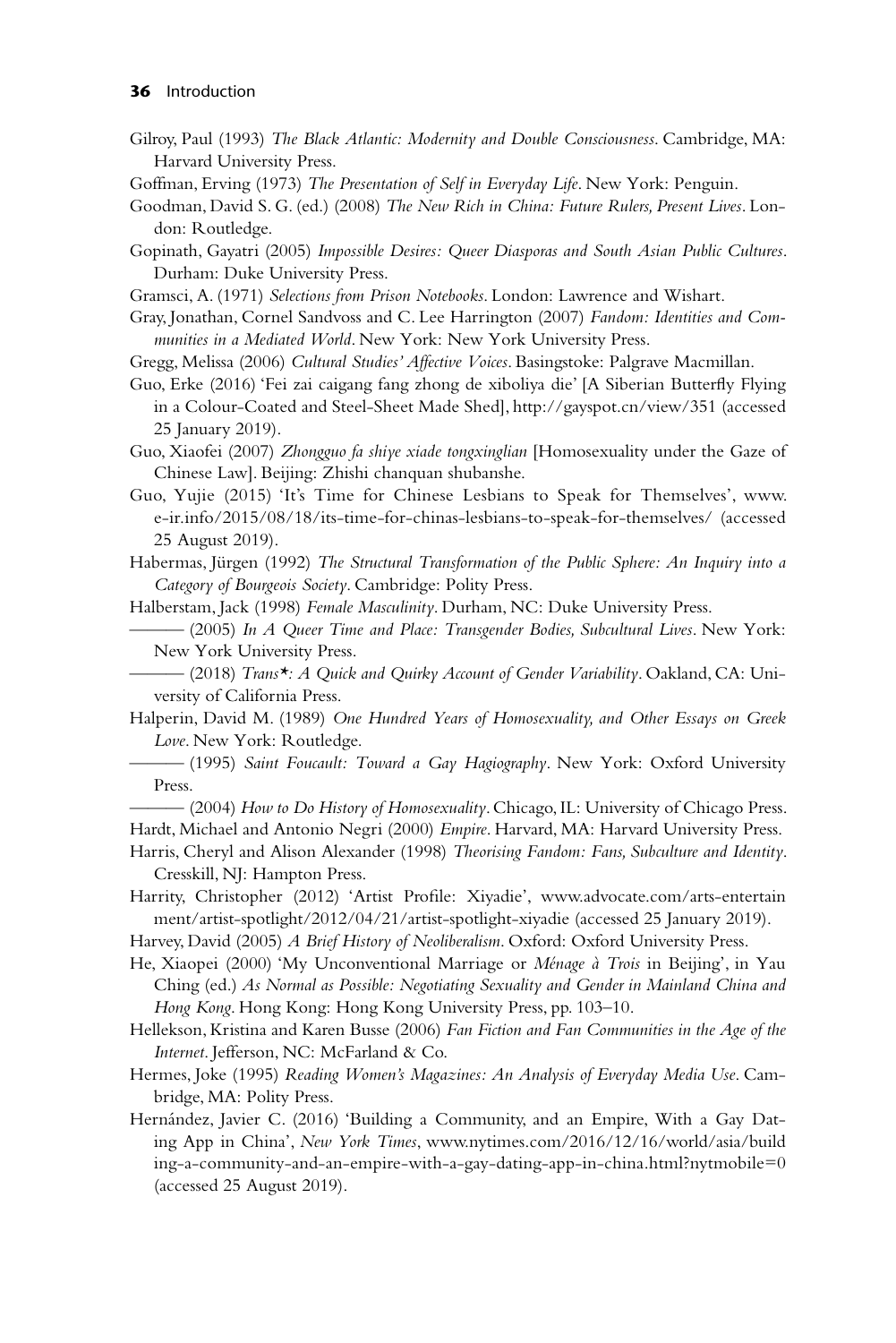Gilroy, Paul (1993) *The Black Atlantic: Modernity and Double Consciousness*. Cambridge, MA: Harvard University Press.

Goffman, Erving (1973) *The Presentation of Self in Everyday Life*. New York: Penguin.

Goodman, David S. G. (ed.) (2008) *The New Rich in China: Future Rulers, Present Lives*. London: Routledge.

Gopinath, Gayatri (2005) *Impossible Desires: Queer Diasporas and South Asian Public Cultures*. Durham: Duke University Press.

Gramsci, A. (1971) *Selections from Prison Notebooks*. London: Lawrence and Wishart.

Gray, Jonathan, Cornel Sandvoss and C. Lee Harrington (2007) *Fandom: Identities and Communities in a Mediated World*. New York: New York University Press.

Gregg, Melissa (2006) *Cultural Studies' Affective Voices*. Basingstoke: Palgrave Macmillan.

Guo, Erke (2016) 'Fei zai caigang fang zhong de xiboliya die' [A Siberian Butterfly Flying in a Colour-Coated and Steel-Sheet Made Shed], http://gayspot.cn/view/351 (accessed 25 January 2019).

Guo, Xiaofei (2007) *Zhongguo fa shiye xiade tongxinglian* [Homosexuality under the Gaze of Chinese Law]. Beijing: Zhishi chanquan shubanshe.

Guo, Yujie (2015) 'It's Time for Chinese Lesbians to Speak for Themselves', www.e-ir.info/2015/08/18/its-time-for-chinas-lesbians-to-speak-for-themselves/ (accessed 25 August 2019).

Habermas, Jürgen (1992) *The Structural Transformation of the Public Sphere: An Inquiry into a Category of Bourgeois Society*. Cambridge: Polity Press.

Halberstam, Jack (1998) *Female Masculinity*. Durham, NC: Duke University Press.

——— (2005) *In A Queer Time and Place: Transgender Bodies, Subcultural Lives*. New York: New York University Press.

——— (2018) *Trans\*: A Quick and Quirky Account of Gender Variability*. Oakland, CA: University of California Press.

Halperin, David M. (1989) *One Hundred Years of Homosexuality, and Other Essays on Greek Love*. New York: Routledge.

——— (1995) *Saint Foucault: Toward a Gay Hagiography*. New York: Oxford University Press.

——— (2004) *How to Do History of Homosexuality*. Chicago, IL: University of Chicago Press.

Hardt, Michael and Antonio Negri (2000) *Empire*. Harvard, MA: Harvard University Press.

Harris, Cheryl and Alison Alexander (1998) *Theorising Fandom: Fans, Subculture and Identity*. Cresskill, NJ: Hampton Press.

Harrity, Christopher (2012) 'Artist Profile: Xiyadie', www.advocate.com/arts-entertainment/artist-spotlight/2012/04/21/artist-spotlight-xiyadie (accessed 25 January 2019).

Harvey, David (2005) *A Brief History of Neoliberalism*. Oxford: Oxford University Press.

He, Xiaopei (2000) 'My Unconventional Marriage or *Ménage à Trois* in Beijing', in Yau Ching (ed.) *As Normal as Possible: Negotiating Sexuality and Gender in Mainland China and Hong Kong*. Hong Kong: Hong Kong University Press, pp. 103–10.

Hellekson, Kristina and Karen Busse (2006) *Fan Fiction and Fan Communities in the Age of the Internet*. Jefferson, NC: McFarland & Co.

Hermes, Joke (1995) *Reading Women's Magazines: An Analysis of Everyday Media Use*. Cambridge, MA: Polity Press.

Hernández, Javier C. (2016) 'Building a Community, and an Empire, With a Gay Dating App in China', *New York Times*, www.nytimes.com/2016/12/16/world/asia/building-a-community-and-an-empire-with-a-gay-dating-app-in-china.html?nytmobile=0 (accessed 25 August 2019).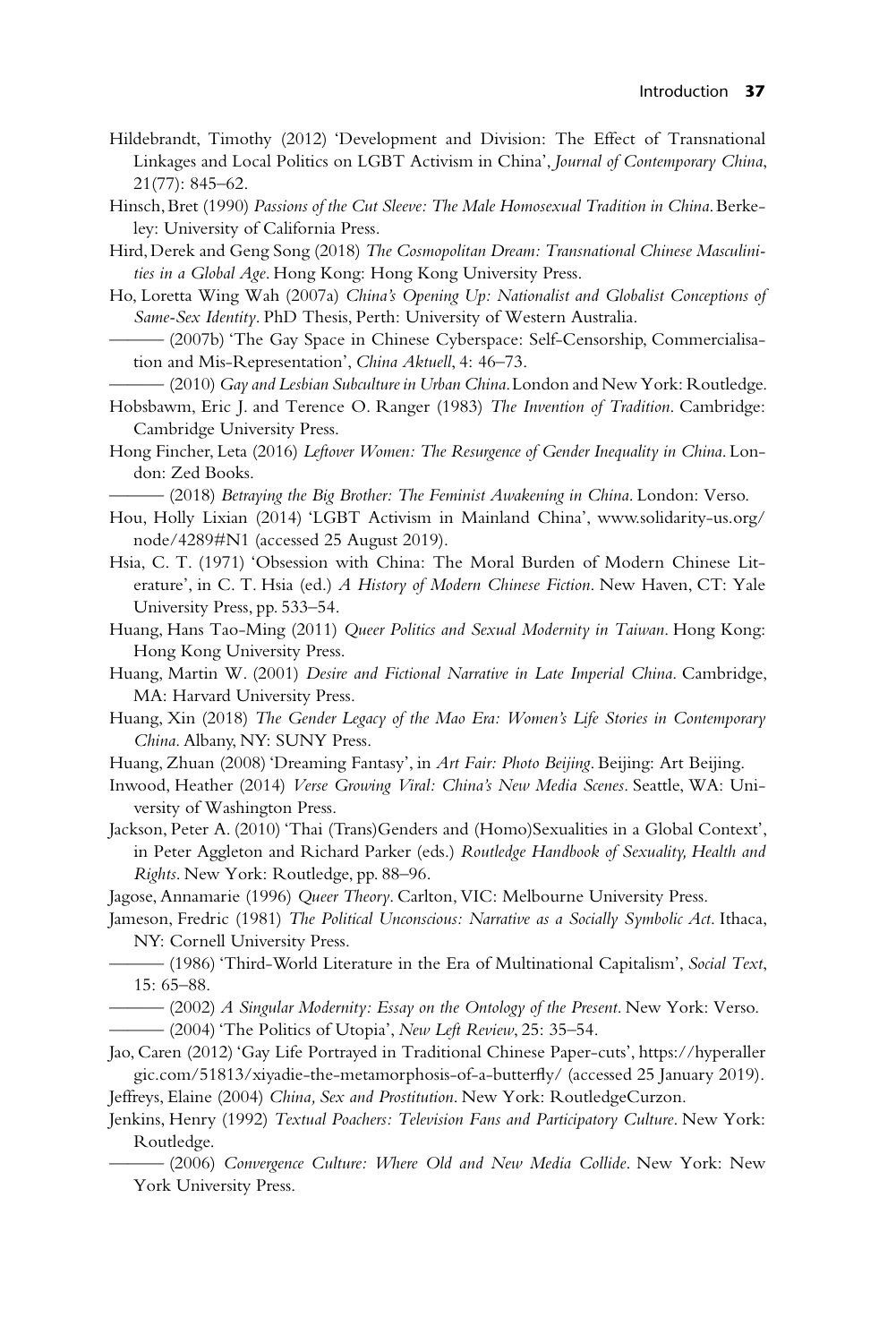Hildebrandt, Timothy (2012) 'Development and Division: The Effect of Transnational Linkages and Local Politics on LGBT Activism in China', *Journal of Contemporary China*, 21(77): 845–62.

Hinsch, Bret (1990) *Passions of the Cut Sleeve: The Male Homosexual Tradition in China*. Berkeley: University of California Press.

Hird, Derek and Geng Song (2018) *The Cosmopolitan Dream: Transnational Chinese Masculinities in a Global Age*. Hong Kong: Hong Kong University Press.

Ho, Loretta Wing Wah (2007a) *China's Opening Up: Nationalist and Globalist Conceptions of Same-Sex Identity*. PhD Thesis, Perth: University of Western Australia.

——— (2007b) 'The Gay Space in Chinese Cyberspace: Self-Censorship, Commercialisation and Mis-Representation', *China Aktuell*, 4: 46–73.

——— (2010) *Gay and Lesbian Subculture in Urban China*. London and New York: Routledge.

Hobsbawm, Eric J. and Terence O. Ranger (1983) *The Invention of Tradition*. Cambridge: Cambridge University Press.

Hong Fincher, Leta (2016) *Leftover Women: The Resurgence of Gender Inequality in China*. London: Zed Books.

——— (2018) *Betraying the Big Brother: The Feminist Awakening in China*. London: Verso.

Hou, Holly Lixian (2014) 'LGBT Activism in Mainland China', www.solidarity-us.org/node/4289#N1 (accessed 25 August 2019).

Hsia, C. T. (1971) 'Obsession with China: The Moral Burden of Modern Chinese Literature', in C. T. Hsia (ed.) *A History of Modern Chinese Fiction*. New Haven, CT: Yale University Press, pp. 533–54.

Huang, Hans Tao-Ming (2011) *Queer Politics and Sexual Modernity in Taiwan*. Hong Kong: Hong Kong University Press.

Huang, Martin W. (2001) *Desire and Fictional Narrative in Late Imperial China*. Cambridge, MA: Harvard University Press.

Huang, Xin (2018) *The Gender Legacy of the Mao Era: Women's Life Stories in Contemporary China*. Albany, NY: SUNY Press.

Huang, Zhuan (2008) 'Dreaming Fantasy', in *Art Fair: Photo Beijing*. Beijing: Art Beijing.

Inwood, Heather (2014) *Verse Growing Viral: China's New Media Scenes*. Seattle, WA: University of Washington Press.

Jackson, Peter A. (2010) 'Thai (Trans)Genders and (Homo)Sexualities in a Global Context', in Peter Aggleton and Richard Parker (eds.) *Routledge Handbook of Sexuality, Health and Rights*. New York: Routledge, pp. 88–96.

Jagose, Annamarie (1996) *Queer Theory*. Carlton, VIC: Melbourne University Press.

Jameson, Fredric (1981) *The Political Unconscious: Narrative as a Socially Symbolic Act*. Ithaca, NY: Cornell University Press.

——— (1986) 'Third-World Literature in the Era of Multinational Capitalism', *Social Text*, 15: 65–88.

——— (2002) *A Singular Modernity: Essay on the Ontology of the Present*. New York: Verso.

——— (2004) 'The Politics of Utopia', *New Left Review*, 25: 35–54.

Jao, Caren (2012) 'Gay Life Portrayed in Traditional Chinese Paper-cuts', https://hyperallergic.com/51813/xiyadie-the-metamorphosis-of-a-butterfly/ (accessed 25 January 2019).

Jeffreys, Elaine (2004) *China, Sex and Prostitution*. New York: RoutledgeCurzon.

Jenkins, Henry (1992) *Textual Poachers: Television Fans and Participatory Culture*. New York: Routledge.

——— (2006) *Convergence Culture: Where Old and New Media Collide*. New York: New York University Press.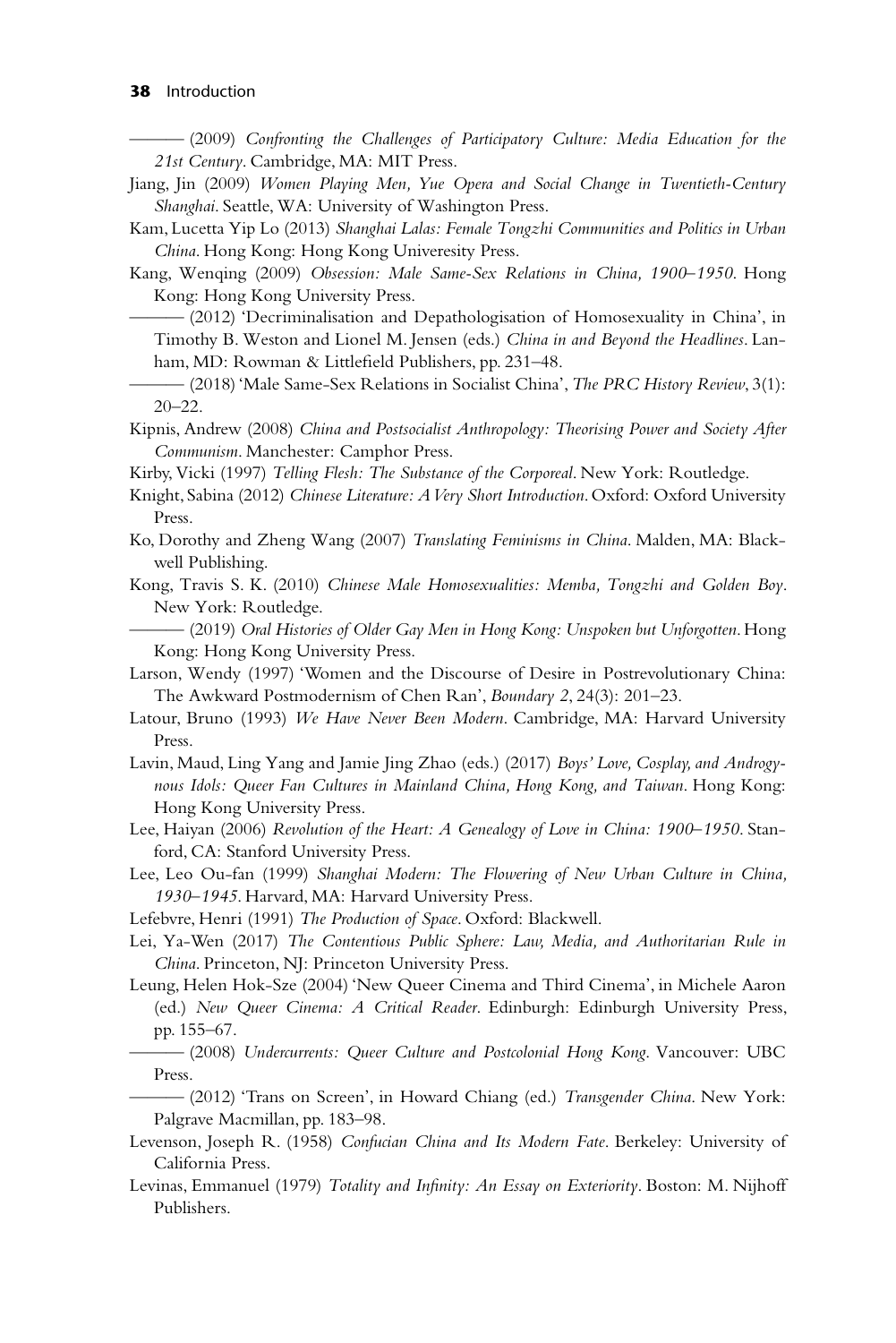——— (2009) *Confronting the Challenges of Participatory Culture: Media Education for the 21st Century*. Cambridge, MA: MIT Press.

Jiang, Jin (2009) *Women Playing Men, Yue Opera and Social Change in Twentieth-Century Shanghai*. Seattle, WA: University of Washington Press.

Kam, Lucetta Yip Lo (2013) *Shanghai Lalas: Female Tongzhi Communities and Politics in Urban China*. Hong Kong: Hong Kong Univeresity Press.

Kang, Wenqing (2009) *Obsession: Male Same-Sex Relations in China, 1900–1950*. Hong Kong: Hong Kong University Press.

——— (2012) 'Decriminalisation and Depathologisation of Homosexuality in China', in Timothy B. Weston and Lionel M. Jensen (eds.) *China in and Beyond the Headlines*. Lanham, MD: Rowman & Littlefield Publishers, pp. 231–48.

——— (2018) 'Male Same-Sex Relations in Socialist China', *The PRC History Review*, 3(1): 20–22.

Kipnis, Andrew (2008) *China and Postsocialist Anthropology: Theorising Power and Society After Communism*. Manchester: Camphor Press.

Kirby, Vicki (1997) *Telling Flesh: The Substance of the Corporeal*. New York: Routledge.

Knight, Sabina (2012) *Chinese Literature: A Very Short Introduction*. Oxford: Oxford University Press.

Ko, Dorothy and Zheng Wang (2007) *Translating Feminisms in China*. Malden, MA: Blackwell Publishing.

Kong, Travis S. K. (2010) *Chinese Male Homosexualities: Memba, Tongzhi and Golden Boy*. New York: Routledge.

——— (2019) *Oral Histories of Older Gay Men in Hong Kong: Unspoken but Unforgotten*. Hong Kong: Hong Kong University Press.

Larson, Wendy (1997) 'Women and the Discourse of Desire in Postrevolutionary China: The Awkward Postmodernism of Chen Ran', *Boundary 2*, 24(3): 201–23.

Latour, Bruno (1993) *We Have Never Been Modern*. Cambridge, MA: Harvard University Press.

Lavin, Maud, Ling Yang and Jamie Jing Zhao (eds.) (2017) *Boys' Love, Cosplay, and Androgynous Idols: Queer Fan Cultures in Mainland China, Hong Kong, and Taiwan*. Hong Kong: Hong Kong University Press.

Lee, Haiyan (2006) *Revolution of the Heart: A Genealogy of Love in China: 1900–1950*. Stanford, CA: Stanford University Press.

Lee, Leo Ou-fan (1999) *Shanghai Modern: The Flowering of New Urban Culture in China, 1930–1945*. Harvard, MA: Harvard University Press.

Lefebvre, Henri (1991) *The Production of Space*. Oxford: Blackwell.

Lei, Ya-Wen (2017) *The Contentious Public Sphere: Law, Media, and Authoritarian Rule in China*. Princeton, NJ: Princeton University Press.

Leung, Helen Hok-Sze (2004) 'New Queer Cinema and Third Cinema', in Michele Aaron (ed.) *New Queer Cinema: A Critical Reader*. Edinburgh: Edinburgh University Press, pp. 155–67.

——— (2008) *Undercurrents: Queer Culture and Postcolonial Hong Kong*. Vancouver: UBC Press.

——— (2012) 'Trans on Screen', in Howard Chiang (ed.) *Transgender China*. New York: Palgrave Macmillan, pp. 183–98.

Levenson, Joseph R. (1958) *Confucian China and Its Modern Fate*. Berkeley: University of California Press.

Levinas, Emmanuel (1979) *Totality and Infinity: An Essay on Exteriority*. Boston: M. Nijhoff Publishers.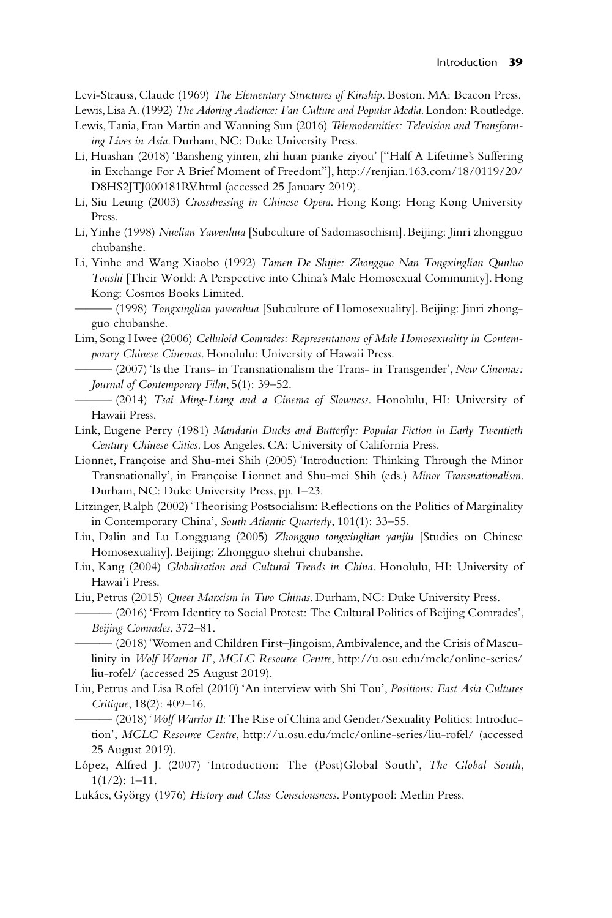Levi-Strauss, Claude (1969) *The Elementary Structures of Kinship*. Boston, MA: Beacon Press.

Lewis, Lisa A. (1992) *The Adoring Audience: Fan Culture and Popular Media*. London: Routledge.

Lewis, Tania, Fran Martin and Wanning Sun (2016) *Telemodernities: Television and Transforming Lives in Asia*. Durham, NC: Duke University Press.

Li, Huashan (2018) 'Bansheng yinren, zhi huan pianke ziyou' ["Half A Lifetime's Suffering in Exchange For A Brief Moment of Freedom"], http://renjian.163.com/18/0119/20/D8HS2JTJ000181RV.html (accessed 25 January 2019).

Li, Siu Leung (2003) *Crossdressing in Chinese Opera*. Hong Kong: Hong Kong University Press.

Li, Yinhe (1998) *Nuelian Yawenhua* [Subculture of Sadomasochism]. Beijing: Jinri zhongguo chubanshe.

Li, Yinhe and Wang Xiaobo (1992) *Tamen De Shijie: Zhongguo Nan Tongxinglian Qunluo Toushi* [Their World: A Perspective into China's Male Homosexual Community]. Hong Kong: Cosmos Books Limited.

——— (1998) *Tongxinglian yawenhua* [Subculture of Homosexuality]. Beijing: Jinri zhongguo chubanshe.

Lim, Song Hwee (2006) *Celluloid Comrades: Representations of Male Homosexuality in Contemporary Chinese Cinemas*. Honolulu: University of Hawaii Press.

——— (2007) 'Is the Trans- in Transnationalism the Trans- in Transgender', *New Cinemas: Journal of Contemporary Film*, 5(1): 39–52.

——— (2014) *Tsai Ming-Liang and a Cinema of Slowness*. Honolulu, HI: University of Hawaii Press.

Link, Eugene Perry (1981) *Mandarin Ducks and Butterfly: Popular Fiction in Early Twentieth Century Chinese Cities*. Los Angeles, CA: University of California Press.

Lionnet, Françoise and Shu-mei Shih (2005) 'Introduction: Thinking Through the Minor Transnationally', in Françoise Lionnet and Shu-mei Shih (eds.) *Minor Transnationalism*. Durham, NC: Duke University Press, pp. 1–23.

Litzinger, Ralph (2002) 'Theorising Postsocialism: Reflections on the Politics of Marginality in Contemporary China', *South Atlantic Quarterly*, 101(1): 33–55.

Liu, Dalin and Lu Longguang (2005) *Zhongguo tongxinglian yanjiu* [Studies on Chinese Homosexuality]. Beijing: Zhongguo shehui chubanshe.

Liu, Kang (2004) *Globalisation and Cultural Trends in China*. Honolulu, HI: University of Hawai'i Press.

Liu, Petrus (2015) *Queer Marxism in Two Chinas*. Durham, NC: Duke University Press.

——— (2016) 'From Identity to Social Protest: The Cultural Politics of Beijing Comrades', *Beijing Comrades*, 372–81.

——— (2018) 'Women and Children First–Jingoism, Ambivalence, and the Crisis of Masculinity in *Wolf Warrior II*', *MCLC Resource Centre*, http://u.osu.edu/mclc/online-series/liu-rofel/ (accessed 25 August 2019).

Liu, Petrus and Lisa Rofel (2010) 'An interview with Shi Tou', *Positions: East Asia Cultures Critique*, 18(2): 409–16.

——— (2018) '*Wolf Warrior II*: The Rise of China and Gender/Sexuality Politics: Introduction', *MCLC Resource Centre*, http://u.osu.edu/mclc/online-series/liu-rofel/ (accessed 25 August 2019).

López, Alfred J. (2007) 'Introduction: The (Post)Global South', *The Global South*, 1(1/2): 1–11.

Lukács, György (1976) *History and Class Consciousness*. Pontypool: Merlin Press.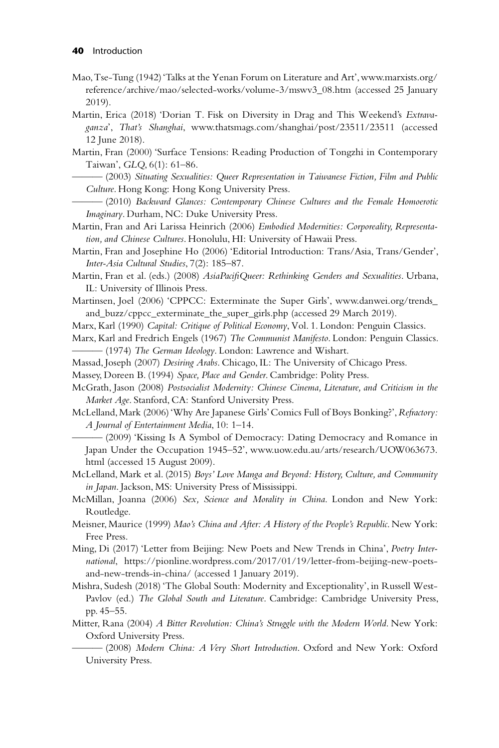Mao, Tse-Tung (1942) 'Talks at the Yenan Forum on Literature and Art', www.marxists.org/reference/archive/mao/selected-works/volume-3/mswv3_08.htm (accessed 25 January 2019).

Martin, Erica (2018) 'Dorian T. Fisk on Diversity in Drag and This Weekend's *Extravaganza*', *That's Shanghai*, www.thatsmags.com/shanghai/post/23511/23511 (accessed 12 June 2018).

Martin, Fran (2000) 'Surface Tensions: Reading Production of Tongzhi in Contemporary Taiwan', *GLQ*, 6(1): 61–86.

——— (2003) *Situating Sexualities: Queer Representation in Taiwanese Fiction, Film and Public Culture*. Hong Kong: Hong Kong University Press.

——— (2010) *Backward Glances: Contemporary Chinese Cultures and the Female Homoerotic Imaginary*. Durham, NC: Duke University Press.

Martin, Fran and Ari Larissa Heinrich (2006) *Embodied Modernities: Corporeality, Representation, and Chinese Cultures*. Honolulu, HI: University of Hawaii Press.

Martin, Fran and Josephine Ho (2006) 'Editorial Introduction: Trans/Asia, Trans/Gender', *Inter-Asia Cultural Studies*, 7(2): 185–87.

Martin, Fran et al. (eds.) (2008) *AsiaPacifiQueer: Rethinking Genders and Sexualities*. Urbana, IL: University of Illinois Press.

Martinsen, Joel (2006) 'CPPCC: Exterminate the Super Girls', www.danwei.org/trends_and_buzz/cppcc_exterminate_the_super_girls.php (accessed 29 March 2019).

Marx, Karl (1990) *Capital: Critique of Political Economy*, Vol. 1. London: Penguin Classics.

Marx, Karl and Fredrich Engels (1967) *The Communist Manifesto*. London: Penguin Classics.

——— (1974) *The German Ideology*. London: Lawrence and Wishart.

Massad, Joseph (2007) *Desiring Arabs*. Chicago, IL: The University of Chicago Press.

Massey, Doreen B. (1994) *Space, Place and Gender*. Cambridge: Polity Press.

McGrath, Jason (2008) *Postsocialist Modernity: Chinese Cinema, Literature, and Criticism in the Market Age*. Stanford, CA: Stanford University Press.

McLelland, Mark (2006) 'Why Are Japanese Girls' Comics Full of Boys Bonking?', *Refractory: A Journal of Entertainment Media*, 10: 1–14.

——— (2009) 'Kissing Is A Symbol of Democracy: Dating Democracy and Romance in Japan Under the Occupation 1945–52', www.uow.edu.au/arts/research/UOW063673.html (accessed 15 August 2009).

McLelland, Mark et al. (2015) *Boys' Love Manga and Beyond: History, Culture, and Community in Japan*. Jackson, MS: University Press of Mississippi.

McMillan, Joanna (2006) *Sex, Science and Morality in China*. London and New York: Routledge.

Meisner, Maurice (1999) *Mao's China and After: A History of the People's Republic*. New York: Free Press.

Ming, Di (2017) 'Letter from Beijing: New Poets and New Trends in China', *Poetry International*, https://pionline.wordpress.com/2017/01/19/letter-from-beijing-new-poets-and-new-trends-in-china/ (accessed 1 January 2019).

Mishra, Sudesh (2018) 'The Global South: Modernity and Exceptionality', in Russell West-Pavlov (ed.) *The Global South and Literature*. Cambridge: Cambridge University Press, pp. 45–55.

Mitter, Rana (2004) *A Bitter Revolution: China's Struggle with the Modern World*. New York: Oxford University Press.

——— (2008) *Modern China: A Very Short Introduction*. Oxford and New York: Oxford University Press.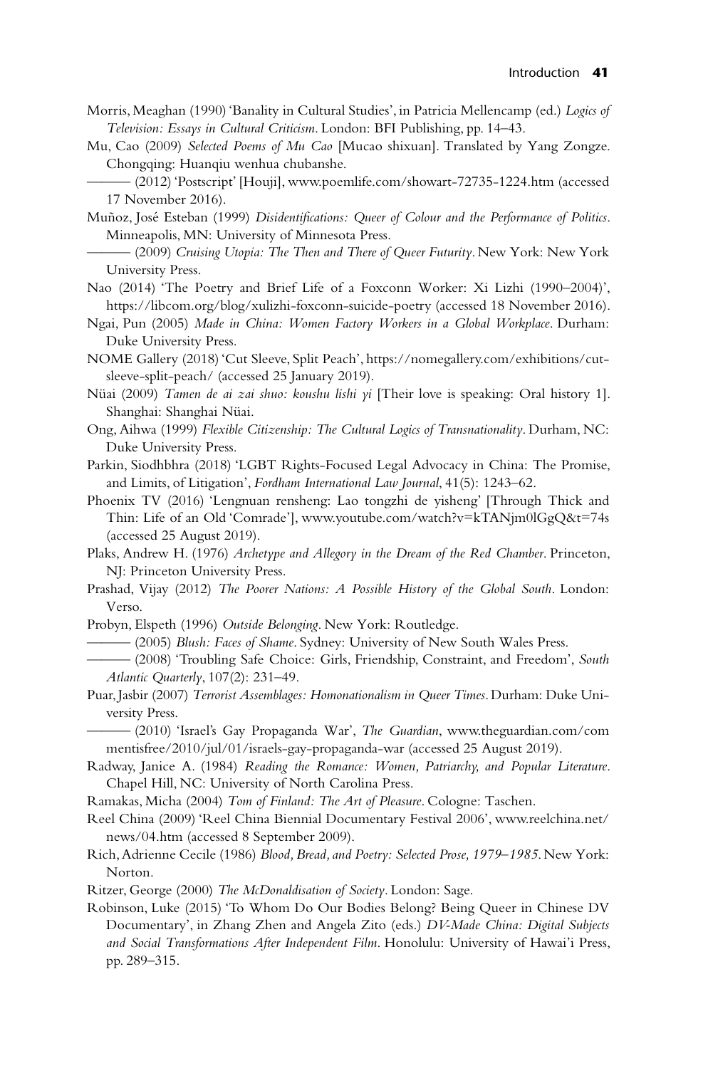Morris, Meaghan (1990) 'Banality in Cultural Studies', in Patricia Mellencamp (ed.) *Logics of Television: Essays in Cultural Criticism*. London: BFI Publishing, pp. 14–43.

Mu, Cao (2009) *Selected Poems of Mu Cao* [Mucao shixuan]. Translated by Yang Zongze. Chongqing: Huanqiu wenhua chubanshe.

——— (2012) 'Postscript' [Houji], www.poemlife.com/showart-72735-1224.htm (accessed 17 November 2016).

Muñoz, José Esteban (1999) *Disidentifications: Queer of Colour and the Performance of Politics*. Minneapolis, MN: University of Minnesota Press.

——— (2009) *Cruising Utopia: The Then and There of Queer Futurity*. New York: New York University Press.

Nao (2014) 'The Poetry and Brief Life of a Foxconn Worker: Xi Lizhi (1990–2004)', https://libcom.org/blog/xulizhi-foxconn-suicide-poetry (accessed 18 November 2016).

Ngai, Pun (2005) *Made in China: Women Factory Workers in a Global Workplace*. Durham: Duke University Press.

NOME Gallery (2018) 'Cut Sleeve, Split Peach', https://nomegallery.com/exhibitions/cut-sleeve-split-peach/ (accessed 25 January 2019).

Nüai (2009) *Tamen de ai zai shuo: koushu lishi yi* [Their love is speaking: Oral history 1]. Shanghai: Shanghai Nüai.

Ong, Aihwa (1999) *Flexible Citizenship: The Cultural Logics of Transnationality*. Durham, NC: Duke University Press.

Parkin, Siodhbhra (2018) 'LGBT Rights-Focused Legal Advocacy in China: The Promise, and Limits, of Litigation', *Fordham International Law Journal*, 41(5): 1243–62.

Phoenix TV (2016) 'Lengnuan rensheng: Lao tongzhi de yisheng' [Through Thick and Thin: Life of an Old 'Comrade'], www.youtube.com/watch?v=kTANjm0lGgQ&t=74s (accessed 25 August 2019).

Plaks, Andrew H. (1976) *Archetype and Allegory in the Dream of the Red Chamber*. Princeton, NJ: Princeton University Press.

Prashad, Vijay (2012) *The Poorer Nations: A Possible History of the Global South*. London: Verso.

Probyn, Elspeth (1996) *Outside Belonging*. New York: Routledge.

——— (2005) *Blush: Faces of Shame*. Sydney: University of New South Wales Press.

——— (2008) 'Troubling Safe Choice: Girls, Friendship, Constraint, and Freedom', *South Atlantic Quarterly*, 107(2): 231–49.

Puar, Jasbir (2007) *Terrorist Assemblages: Homonationalism in Queer Times*. Durham: Duke University Press.

——— (2010) 'Israel's Gay Propaganda War', *The Guardian*, www.theguardian.com/commentisfree/2010/jul/01/israels-gay-propaganda-war (accessed 25 August 2019).

Radway, Janice A. (1984) *Reading the Romance: Women, Patriarchy, and Popular Literature*. Chapel Hill, NC: University of North Carolina Press.

Ramakas, Micha (2004) *Tom of Finland: The Art of Pleasure*. Cologne: Taschen.

Reel China (2009) 'Reel China Biennial Documentary Festival 2006', www.reelchina.net/news/04.htm (accessed 8 September 2009).

Rich, Adrienne Cecile (1986) *Blood, Bread, and Poetry: Selected Prose, 1979–1985*. New York: Norton.

Ritzer, George (2000) *The McDonaldisation of Society*. London: Sage.

Robinson, Luke (2015) 'To Whom Do Our Bodies Belong? Being Queer in Chinese DV Documentary', in Zhang Zhen and Angela Zito (eds.) *DV-Made China: Digital Subjects and Social Transformations After Independent Film*. Honolulu: University of Hawai'i Press, pp. 289–315.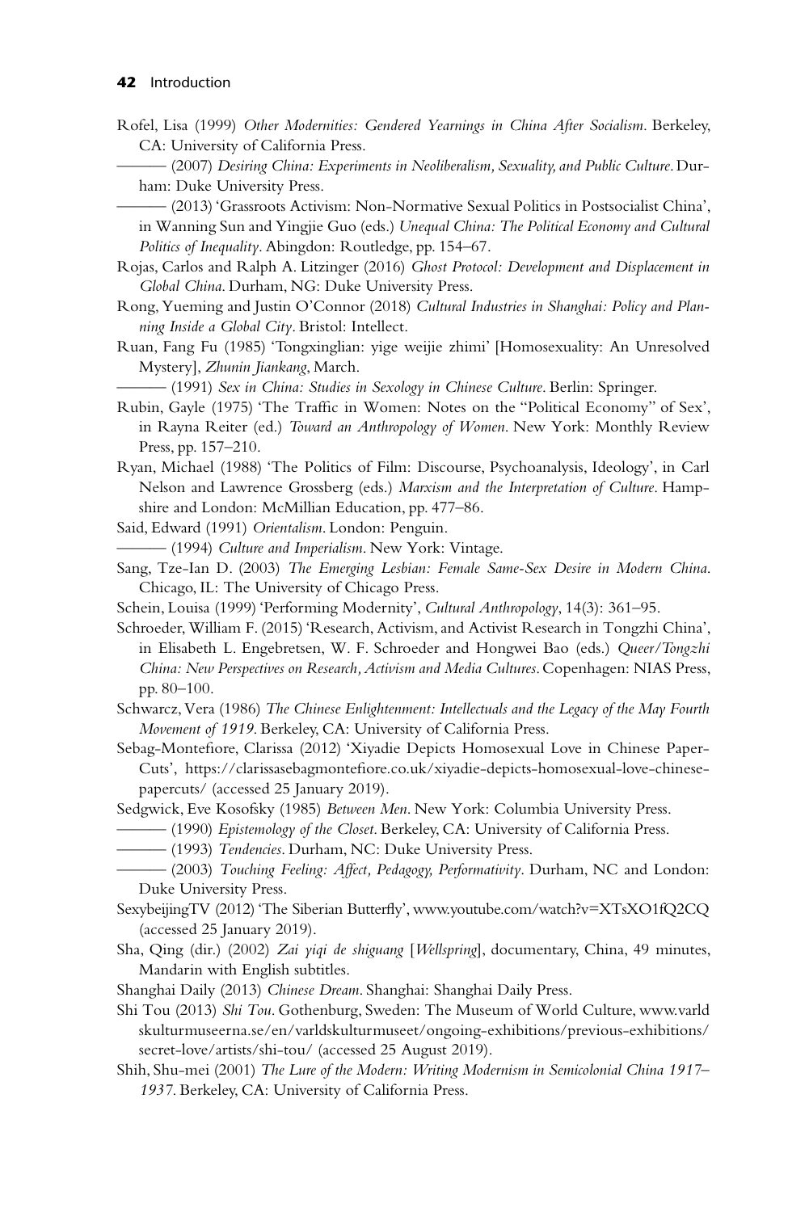Rofel, Lisa (1999) *Other Modernities: Gendered Yearnings in China After Socialism*. Berkeley, CA: University of California Press.

——— (2007) *Desiring China: Experiments in Neoliberalism, Sexuality, and Public Culture*. Durham: Duke University Press.

——— (2013) 'Grassroots Activism: Non-Normative Sexual Politics in Postsocialist China', in Wanning Sun and Yingjie Guo (eds.) *Unequal China: The Political Economy and Cultural Politics of Inequality*. Abingdon: Routledge, pp. 154–67.

Rojas, Carlos and Ralph A. Litzinger (2016) *Ghost Protocol: Development and Displacement in Global China*. Durham, NG: Duke University Press.

Rong, Yueming and Justin O'Connor (2018) *Cultural Industries in Shanghai: Policy and Planning Inside a Global City*. Bristol: Intellect.

Ruan, Fang Fu (1985) 'Tongxinglian: yige weijie zhimi' [Homosexuality: An Unresolved Mystery], *Zhunin Jiankang*, March.

——— (1991) *Sex in China: Studies in Sexology in Chinese Culture*. Berlin: Springer.

Rubin, Gayle (1975) 'The Traffic in Women: Notes on the "Political Economy" of Sex', in Rayna Reiter (ed.) *Toward an Anthropology of Women*. New York: Monthly Review Press, pp. 157–210.

Ryan, Michael (1988) 'The Politics of Film: Discourse, Psychoanalysis, Ideology', in Carl Nelson and Lawrence Grossberg (eds.) *Marxism and the Interpretation of Culture*. Hampshire and London: McMillian Education, pp. 477–86.

Said, Edward (1991) *Orientalism*. London: Penguin.

——— (1994) *Culture and Imperialism*. New York: Vintage.

Sang, Tze-Ian D. (2003) *The Emerging Lesbian: Female Same-Sex Desire in Modern China*. Chicago, IL: The University of Chicago Press.

Schein, Louisa (1999) 'Performing Modernity', *Cultural Anthropology*, 14(3): 361–95.

Schroeder, William F. (2015) 'Research, Activism, and Activist Research in Tongzhi China', in Elisabeth L. Engebretsen, W. F. Schroeder and Hongwei Bao (eds.) *Queer/Tongzhi China: New Perspectives on Research, Activism and Media Cultures*. Copenhagen: NIAS Press, pp. 80–100.

Schwarcz, Vera (1986) *The Chinese Enlightenment: Intellectuals and the Legacy of the May Fourth Movement of 1919*. Berkeley, CA: University of California Press.

Sebag-Montefiore, Clarissa (2012) 'Xiyadie Depicts Homosexual Love in Chinese Paper-Cuts', https://clarissasebagmontefiore.co.uk/xiyadie-depicts-homosexual-love-chinese-papercuts/ (accessed 25 January 2019).

Sedgwick, Eve Kosofsky (1985) *Between Men*. New York: Columbia University Press.

——— (1990) *Epistemology of the Closet*. Berkeley, CA: University of California Press.

——— (1993) *Tendencies*. Durham, NC: Duke University Press.

——— (2003) *Touching Feeling: Affect, Pedagogy, Performativity*. Durham, NC and London: Duke University Press.

SexybeijingTV (2012) 'The Siberian Butterfly', www.youtube.com/watch?v=XTsXO1fQ2CQ (accessed 25 January 2019).

Sha, Qing (dir.) (2002) *Zai yiqi de shiguang* [*Wellspring*], documentary, China, 49 minutes, Mandarin with English subtitles.

Shanghai Daily (2013) *Chinese Dream*. Shanghai: Shanghai Daily Press.

Shi Tou (2013) *Shi Tou*. Gothenburg, Sweden: The Museum of World Culture, www.varldskulturmuseerna.se/en/varldskulturmuseet/ongoing-exhibitions/previous-exhibitions/secret-love/artists/shi-tou/ (accessed 25 August 2019).

Shih, Shu-mei (2001) *The Lure of the Modern: Writing Modernism in Semicolonial China 1917–1937*. Berkeley, CA: University of California Press.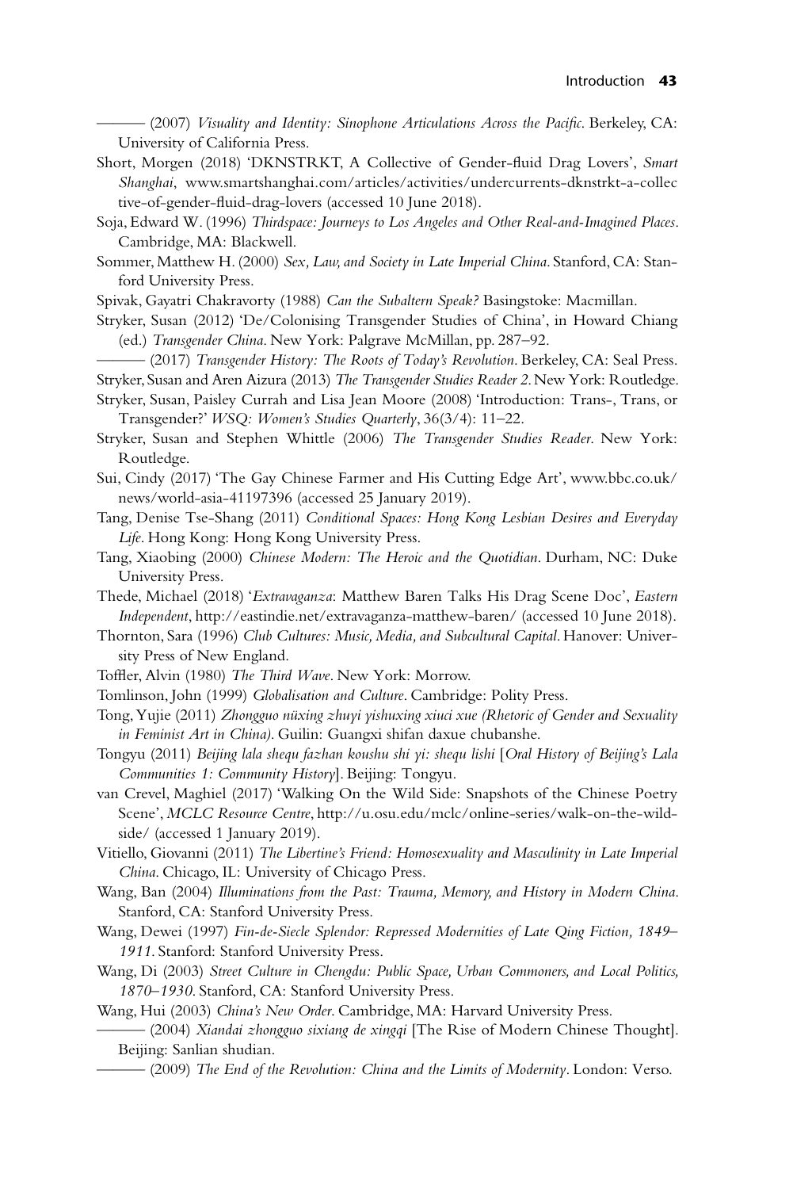——— (2007) *Visuality and Identity: Sinophone Articulations Across the Pacific*. Berkeley, CA: University of California Press.

Short, Morgen (2018) 'DKNSTRKT, A Collective of Gender-fluid Drag Lovers', *Smart Shanghai*, www.smartshanghai.com/articles/activities/undercurrents-dknstrkt-a-collective-of-gender-fluid-drag-lovers (accessed 10 June 2018).

Soja, Edward W. (1996) *Thirdspace: Journeys to Los Angeles and Other Real-and-Imagined Places*. Cambridge, MA: Blackwell.

Sommer, Matthew H. (2000) *Sex, Law, and Society in Late Imperial China*. Stanford, CA: Stanford University Press.

Spivak, Gayatri Chakravorty (1988) *Can the Subaltern Speak?* Basingstoke: Macmillan.

Stryker, Susan (2012) 'De/Colonising Transgender Studies of China', in Howard Chiang (ed.) *Transgender China*. New York: Palgrave McMillan, pp. 287–92.

——— (2017) *Transgender History: The Roots of Today's Revolution*. Berkeley, CA: Seal Press.

Stryker, Susan and Aren Aizura (2013) *The Transgender Studies Reader 2*. New York: Routledge.

Stryker, Susan, Paisley Currah and Lisa Jean Moore (2008) 'Introduction: Trans-, Trans, or Transgender?' *WSQ: Women's Studies Quarterly*, 36(3/4): 11–22.

Stryker, Susan and Stephen Whittle (2006) *The Transgender Studies Reader*. New York: Routledge.

Sui, Cindy (2017) 'The Gay Chinese Farmer and His Cutting Edge Art', www.bbc.co.uk/news/world-asia-41197396 (accessed 25 January 2019).

Tang, Denise Tse-Shang (2011) *Conditional Spaces: Hong Kong Lesbian Desires and Everyday Life*. Hong Kong: Hong Kong University Press.

Tang, Xiaobing (2000) *Chinese Modern: The Heroic and the Quotidian*. Durham, NC: Duke University Press.

Thede, Michael (2018) '*Extravaganza*: Matthew Baren Talks His Drag Scene Doc', *Eastern Independent*, http://eastindie.net/extravaganza-matthew-baren/ (accessed 10 June 2018).

Thornton, Sara (1996) *Club Cultures: Music, Media, and Subcultural Capital*. Hanover: University Press of New England.

Toffler, Alvin (1980) *The Third Wave*. New York: Morrow.

Tomlinson, John (1999) *Globalisation and Culture*. Cambridge: Polity Press.

Tong, Yujie (2011) *Zhongguo nüxing zhuyi yishuxing xiuci xue (Rhetoric of Gender and Sexuality in Feminist Art in China)*. Guilin: Guangxi shifan daxue chubanshe.

Tongyu (2011) *Beijing lala shequ fazhan koushu shi yi: shequ lishi* [*Oral History of Beijing's Lala Communities 1: Community History*]. Beijing: Tongyu.

van Crevel, Maghiel (2017) 'Walking On the Wild Side: Snapshots of the Chinese Poetry Scene', *MCLC Resource Centre*, http://u.osu.edu/mclc/online-series/walk-on-the-wild-side/ (accessed 1 January 2019).

Vitiello, Giovanni (2011) *The Libertine's Friend: Homosexuality and Masculinity in Late Imperial China*. Chicago, IL: University of Chicago Press.

Wang, Ban (2004) *Illuminations from the Past: Trauma, Memory, and History in Modern China*. Stanford, CA: Stanford University Press.

Wang, Dewei (1997) *Fin-de-Siecle Splendor: Repressed Modernities of Late Qing Fiction, 1849–1911*. Stanford: Stanford University Press.

Wang, Di (2003) *Street Culture in Chengdu: Public Space, Urban Commoners, and Local Politics, 1870–1930*. Stanford, CA: Stanford University Press.

Wang, Hui (2003) *China's New Order*. Cambridge, MA: Harvard University Press.

——— (2004) *Xiandai zhongguo sixiang de xingqi* [The Rise of Modern Chinese Thought]. Beijing: Sanlian shudian.

——— (2009) *The End of the Revolution: China and the Limits of Modernity*. London: Verso.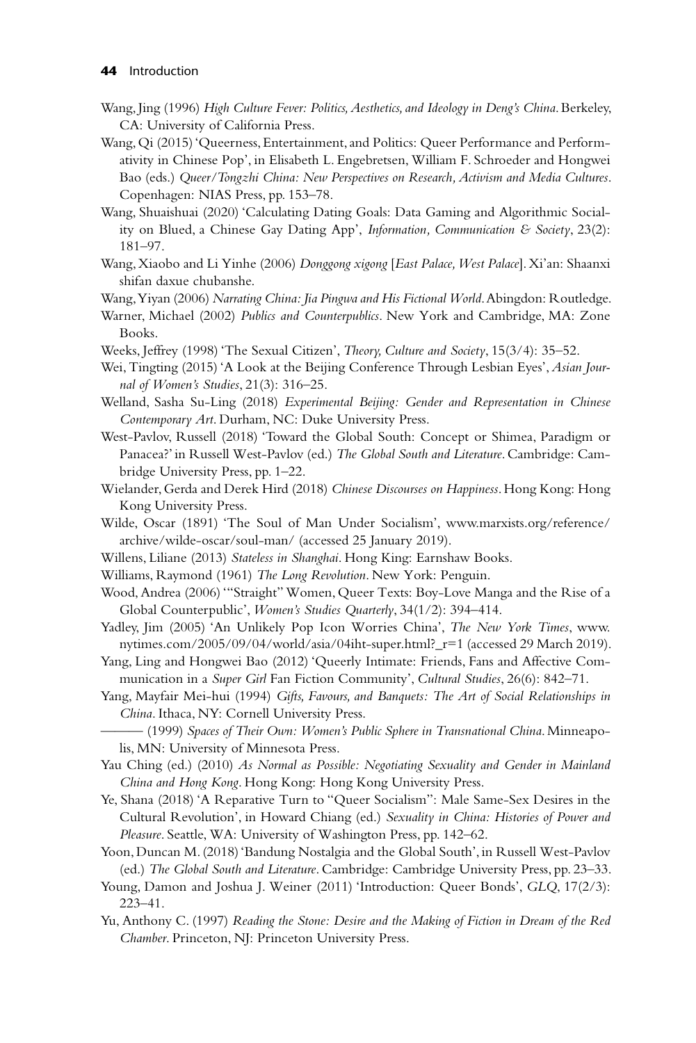Wang, Jing (1996) *High Culture Fever: Politics, Aesthetics, and Ideology in Deng's China*. Berkeley, CA: University of California Press.

Wang, Qi (2015) 'Queerness, Entertainment, and Politics: Queer Performance and Performativity in Chinese Pop', in Elisabeth L. Engebretsen, William F. Schroeder and Hongwei Bao (eds.) *Queer/Tongzhi China: New Perspectives on Research, Activism and Media Cultures*. Copenhagen: NIAS Press, pp. 153–78.

Wang, Shuaishuai (2020) 'Calculating Dating Goals: Data Gaming and Algorithmic Sociality on Blued, a Chinese Gay Dating App', *Information, Communication & Society*, 23(2): 181–97.

Wang, Xiaobo and Li Yinhe (2006) *Donggong xigong* [*East Palace, West Palace*]. Xi'an: Shaanxi shifan daxue chubanshe.

Wang, Yiyan (2006) *Narrating China: Jia Pingwa and His Fictional World*. Abingdon: Routledge.

Warner, Michael (2002) *Publics and Counterpublics*. New York and Cambridge, MA: Zone Books.

Weeks, Jeffrey (1998) 'The Sexual Citizen', *Theory, Culture and Society*, 15(3/4): 35–52.

Wei, Tingting (2015) 'A Look at the Beijing Conference Through Lesbian Eyes', *Asian Journal of Women's Studies*, 21(3): 316–25.

Welland, Sasha Su-Ling (2018) *Experimental Beijing: Gender and Representation in Chinese Contemporary Art*. Durham, NC: Duke University Press.

West-Pavlov, Russell (2018) 'Toward the Global South: Concept or Shimea, Paradigm or Panacea?' in Russell West-Pavlov (ed.) *The Global South and Literature*. Cambridge: Cambridge University Press, pp. 1–22.

Wielander, Gerda and Derek Hird (2018) *Chinese Discourses on Happiness*. Hong Kong: Hong Kong University Press.

Wilde, Oscar (1891) 'The Soul of Man Under Socialism', www.marxists.org/reference/archive/wilde-oscar/soul-man/ (accessed 25 January 2019).

Willens, Liliane (2013) *Stateless in Shanghai*. Hong King: Earnshaw Books.

Williams, Raymond (1961) *The Long Revolution*. New York: Penguin.

Wood, Andrea (2006) '"Straight" Women, Queer Texts: Boy-Love Manga and the Rise of a Global Counterpublic', *Women's Studies Quarterly*, 34(1/2): 394–414.

Yadley, Jim (2005) 'An Unlikely Pop Icon Worries China', *The New York Times*, www.nytimes.com/2005/09/04/world/asia/04iht-super.html?_r=1 (accessed 29 March 2019).

Yang, Ling and Hongwei Bao (2012) 'Queerly Intimate: Friends, Fans and Affective Communication in a *Super Girl* Fan Fiction Community', *Cultural Studies*, 26(6): 842–71.

Yang, Mayfair Mei-hui (1994) *Gifts, Favours, and Banquets: The Art of Social Relationships in China*. Ithaca, NY: Cornell University Press.

——— (1999) *Spaces of Their Own: Women's Public Sphere in Transnational China*. Minneapolis, MN: University of Minnesota Press.

Yau Ching (ed.) (2010) *As Normal as Possible: Negotiating Sexuality and Gender in Mainland China and Hong Kong*. Hong Kong: Hong Kong University Press.

Ye, Shana (2018) 'A Reparative Turn to "Queer Socialism": Male Same-Sex Desires in the Cultural Revolution', in Howard Chiang (ed.) *Sexuality in China: Histories of Power and Pleasure*. Seattle, WA: University of Washington Press, pp. 142–62.

Yoon, Duncan M. (2018) 'Bandung Nostalgia and the Global South', in Russell West-Pavlov (ed.) *The Global South and Literature*. Cambridge: Cambridge University Press, pp. 23–33.

Young, Damon and Joshua J. Weiner (2011) 'Introduction: Queer Bonds', *GLQ*, 17(2/3): 223–41.

Yu, Anthony C. (1997) *Reading the Stone: Desire and the Making of Fiction in Dream of the Red Chamber*. Princeton, NJ: Princeton University Press.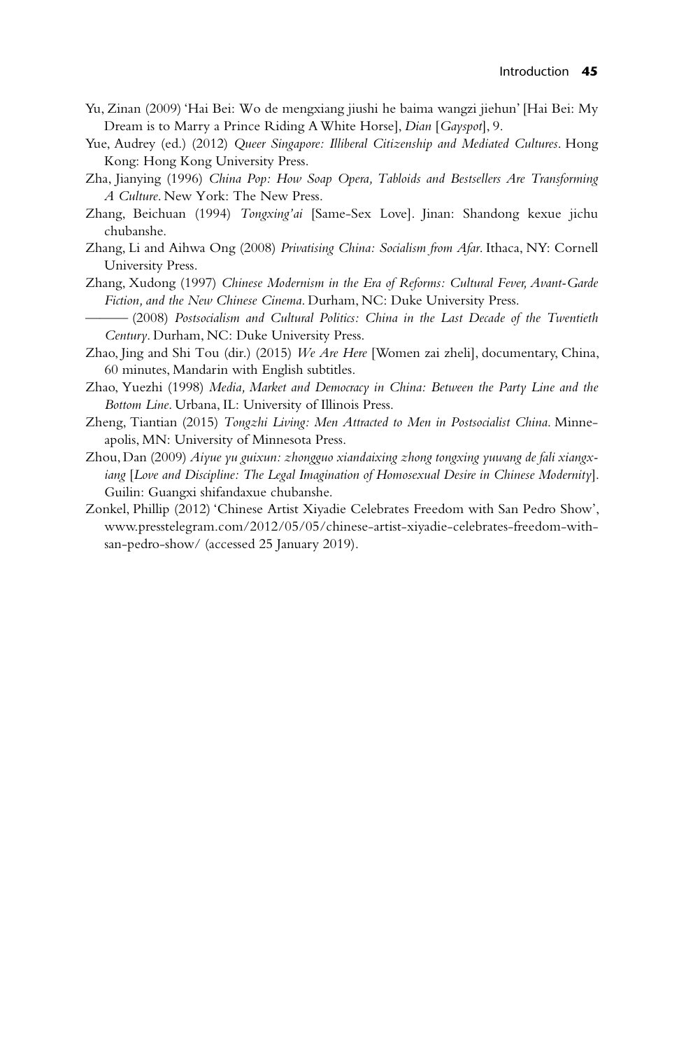Yu, Zinan (2009) 'Hai Bei: Wo de mengxiang jiushi he baima wangzi jiehun' [Hai Bei: My Dream is to Marry a Prince Riding A White Horse], *Dian* [*Gayspot*], 9.

Yue, Audrey (ed.) (2012) *Queer Singapore: Illiberal Citizenship and Mediated Cultures*. Hong Kong: Hong Kong University Press.

Zha, Jianying (1996) *China Pop: How Soap Opera, Tabloids and Bestsellers Are Transforming A Culture*. New York: The New Press.

Zhang, Beichuan (1994) *Tongxing'ai* [Same-Sex Love]. Jinan: Shandong kexue jichu chubanshe.

Zhang, Li and Aihwa Ong (2008) *Privatising China: Socialism from Afar*. Ithaca, NY: Cornell University Press.

Zhang, Xudong (1997) *Chinese Modernism in the Era of Reforms: Cultural Fever, Avant-Garde Fiction, and the New Chinese Cinema*. Durham, NC: Duke University Press.

——— (2008) *Postsocialism and Cultural Politics: China in the Last Decade of the Twentieth Century*. Durham, NC: Duke University Press.

Zhao, Jing and Shi Tou (dir.) (2015) *We Are Here* [Women zai zheli], documentary, China, 60 minutes, Mandarin with English subtitles.

Zhao, Yuezhi (1998) *Media, Market and Democracy in China: Between the Party Line and the Bottom Line*. Urbana, IL: University of Illinois Press.

Zheng, Tiantian (2015) *Tongzhi Living: Men Attracted to Men in Postsocialist China*. Minneapolis, MN: University of Minnesota Press.

Zhou, Dan (2009) *Aiyue yu guixun: zhongguo xiandaixing zhong tongxing yuwang de fali xiangxiang* [*Love and Discipline: The Legal Imagination of Homosexual Desire in Chinese Modernity*]. Guilin: Guangxi shifandaxue chubanshe.

Zonkel, Phillip (2012) 'Chinese Artist Xiyadie Celebrates Freedom with San Pedro Show', www.presstelegram.com/2012/05/05/chinese-artist-xiyadie-celebrates-freedom-with-san-pedro-show/ (accessed 25 January 2019).